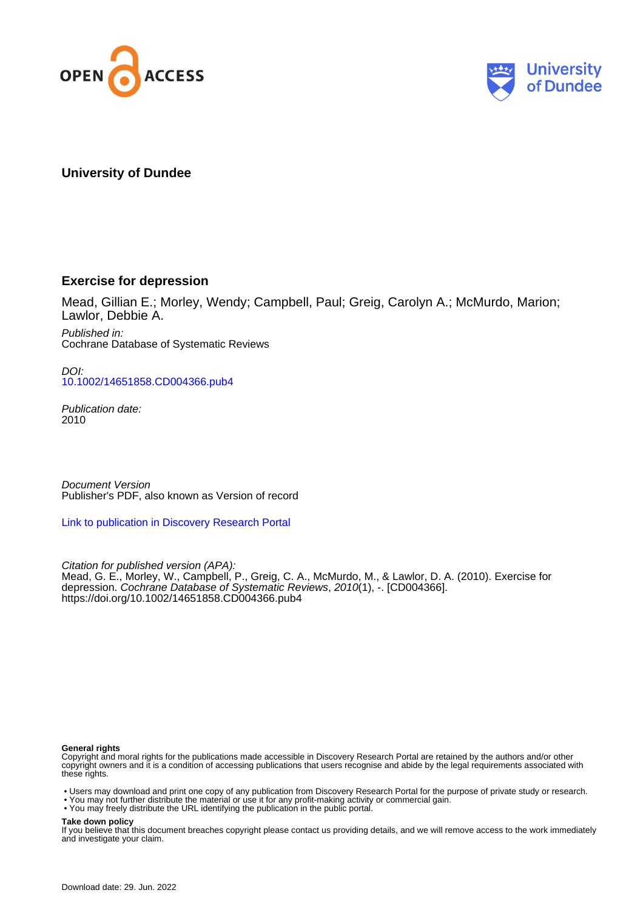**University of Dundee**

# Exercise for depression

Mead, Gillian E.; Morley, Wendy; Campbell, Paul; Greig, Carolyn A.; McMurdo, Marion; Lawlor, Debbie A.

*Published in:*
Cochrane Database of Systematic Reviews

*DOI:*
10.1002/14651858.CD004366.pub4

*Publication date:*
2010

*Document Version*
Publisher's PDF, also known as Version of record

Link to publication in Discovery Research Portal

*Citation for published version (APA):*
Mead, G. E., Morley, W., Campbell, P., Greig, C. A., McMurdo, M., & Lawlor, D. A. (2010). Exercise for depression. *Cochrane Database of Systematic Reviews*, *2010*(1), -. [CD004366]. https://doi.org/10.1002/14651858.CD004366.pub4

**General rights**
Copyright and moral rights for the publications made accessible in Discovery Research Portal are retained by the authors and/or other copyright owners and it is a condition of accessing publications that users recognise and abide by the legal requirements associated with these rights.

- Users may download and print one copy of any publication from Discovery Research Portal for the purpose of private study or research.
- You may not further distribute the material or use it for any profit-making activity or commercial gain.
- You may freely distribute the URL identifying the publication in the public portal.

**Take down policy**
If you believe that this document breaches copyright please contact us providing details, and we will remove access to the work immediately and investigate your claim.

Download date: 29. Jun. 2022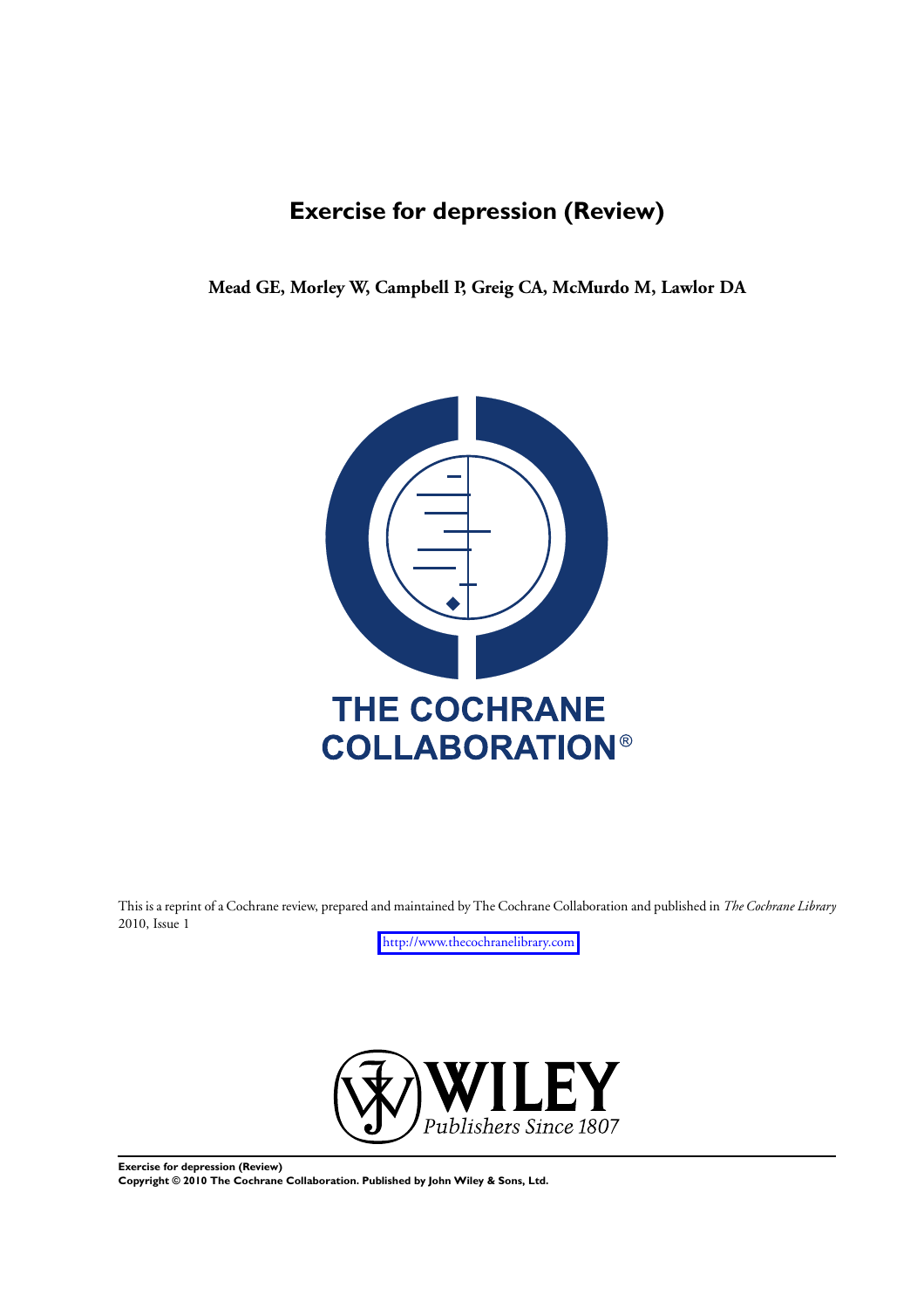# Exercise for depression (Review)

**Mead GE, Morley W, Campbell P, Greig CA, McMurdo M, Lawlor DA**

THE COCHRANE COLLABORATION®

This is a reprint of a Cochrane review, prepared and maintained by The Cochrane Collaboration and published in *The Cochrane Library* 2010, Issue 1

http://www.thecochranelibrary.com

WILEY
Publishers Since 1807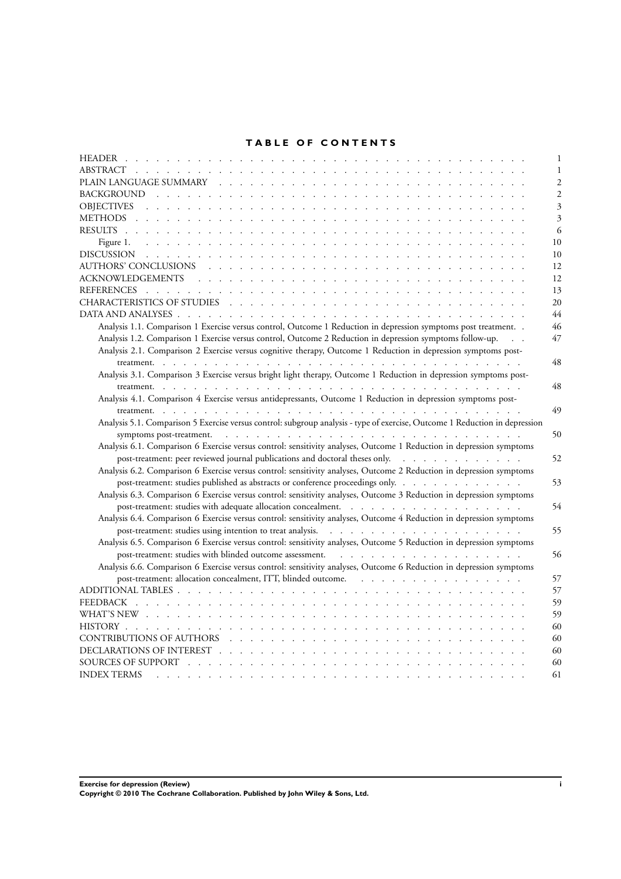# TABLE OF CONTENTS

| | |
|---|---|
| HEADER | 1 |
| ABSTRACT | 1 |
| PLAIN LANGUAGE SUMMARY | 2 |
| BACKGROUND | 2 |
| OBJECTIVES | 3 |
| METHODS | 3 |
| RESULTS | 6 |
| Figure 1. | 10 |
| DISCUSSION | 10 |
| AUTHORS' CONCLUSIONS | 12 |
| ACKNOWLEDGEMENTS | 12 |
| REFERENCES | 13 |
| CHARACTERISTICS OF STUDIES | 20 |
| DATA AND ANALYSES | 44 |
| Analysis 1.1. Comparison 1 Exercise versus control, Outcome 1 Reduction in depression symptoms post treatment. | 46 |
| Analysis 1.2. Comparison 1 Exercise versus control, Outcome 2 Reduction in depression symptoms follow-up. | 47 |
| Analysis 2.1. Comparison 2 Exercise versus cognitive therapy, Outcome 1 Reduction in depression symptoms post-treatment. | 48 |
| Analysis 3.1. Comparison 3 Exercise versus bright light therapy, Outcome 1 Reduction in depression symptoms post-treatment. | 48 |
| Analysis 4.1. Comparison 4 Exercise versus antidepressants, Outcome 1 Reduction in depression symptoms post-treatment. | 49 |
| Analysis 5.1. Comparison 5 Exercise versus control: subgroup analysis - type of exercise, Outcome 1 Reduction in depression symptoms post-treatment. | 50 |
| Analysis 6.1. Comparison 6 Exercise versus control: sensitivity analyses, Outcome 1 Reduction in depression symptoms post-treatment: peer reviewed journal publications and doctoral theses only. | 52 |
| Analysis 6.2. Comparison 6 Exercise versus control: sensitivity analyses, Outcome 2 Reduction in depression symptoms post-treatment: studies published as abstracts or conference proceedings only. | 53 |
| Analysis 6.3. Comparison 6 Exercise versus control: sensitivity analyses, Outcome 3 Reduction in depression symptoms post-treatment: studies with adequate allocation concealment. | 54 |
| Analysis 6.4. Comparison 6 Exercise versus control: sensitivity analyses, Outcome 4 Reduction in depression symptoms post-treatment: studies using intention to treat analysis. | 55 |
| Analysis 6.5. Comparison 6 Exercise versus control: sensitivity analyses, Outcome 5 Reduction in depression symptoms post-treatment: studies with blinded outcome assessment. | 56 |
| Analysis 6.6. Comparison 6 Exercise versus control: sensitivity analyses, Outcome 6 Reduction in depression symptoms post-treatment: allocation concealment, ITT, blinded outcome. | 57 |
| ADDITIONAL TABLES | 57 |
| FEEDBACK | 59 |
| WHAT'S NEW | 59 |
| HISTORY | 60 |
| CONTRIBUTIONS OF AUTHORS | 60 |
| DECLARATIONS OF INTEREST | 60 |
| SOURCES OF SUPPORT | 60 |
| INDEX TERMS | 61 |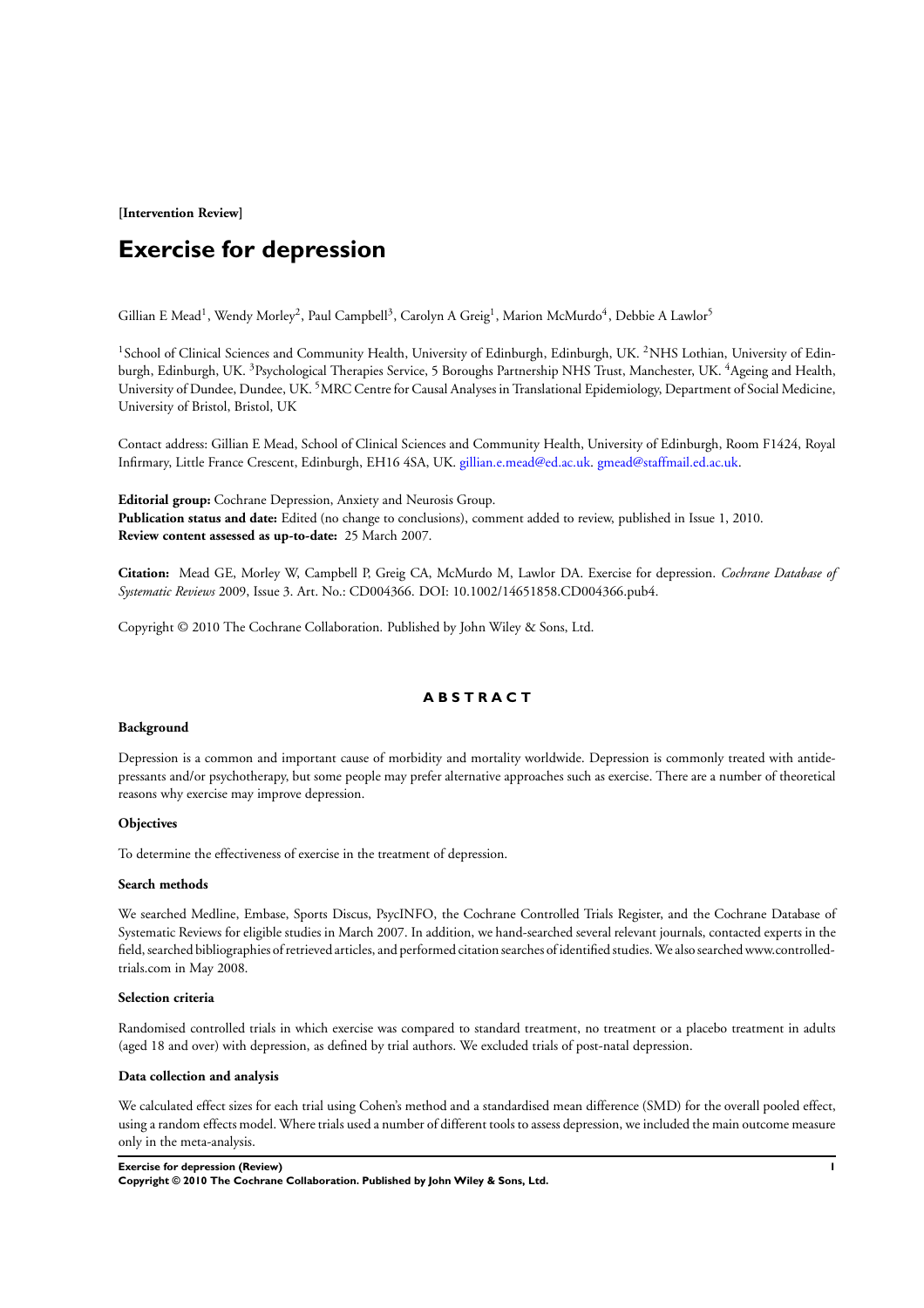**[Intervention Review]**

# Exercise for depression

Gillian E Mead[1], Wendy Morley[2], Paul Campbell[3], Carolyn A Greig[1], Marion McMurdo[4], Debbie A Lawlor[5]

[1]School of Clinical Sciences and Community Health, University of Edinburgh, Edinburgh, UK. [2]NHS Lothian, University of Edinburgh, Edinburgh, UK. [3]Psychological Therapies Service, 5 Boroughs Partnership NHS Trust, Manchester, UK. [4]Ageing and Health, University of Dundee, Dundee, UK. [5]MRC Centre for Causal Analyses in Translational Epidemiology, Department of Social Medicine, University of Bristol, Bristol, UK

Contact address: Gillian E Mead, School of Clinical Sciences and Community Health, University of Edinburgh, Room F1424, Royal Infirmary, Little France Crescent, Edinburgh, EH16 4SA, UK. gillian.e.mead@ed.ac.uk. gmead@staffmail.ed.ac.uk.

**Editorial group:** Cochrane Depression, Anxiety and Neurosis Group.
**Publication status and date:** Edited (no change to conclusions), comment added to review, published in Issue 1, 2010.
**Review content assessed as up-to-date:** 25 March 2007.

**Citation:** Mead GE, Morley W, Campbell P, Greig CA, McMurdo M, Lawlor DA. Exercise for depression. *Cochrane Database of Systematic Reviews* 2009, Issue 3. Art. No.: CD004366. DOI: 10.1002/14651858.CD004366.pub4.

Copyright © 2010 The Cochrane Collaboration. Published by John Wiley & Sons, Ltd.

## ABSTRACT

### Background

Depression is a common and important cause of morbidity and mortality worldwide. Depression is commonly treated with antidepressants and/or psychotherapy, but some people may prefer alternative approaches such as exercise. There are a number of theoretical reasons why exercise may improve depression.

### Objectives

To determine the effectiveness of exercise in the treatment of depression.

### Search methods

We searched Medline, Embase, Sports Discus, PsycINFO, the Cochrane Controlled Trials Register, and the Cochrane Database of Systematic Reviews for eligible studies in March 2007. In addition, we hand-searched several relevant journals, contacted experts in the field, searched bibliographies of retrieved articles, and performed citation searches of identified studies. We also searched www.controlled-trials.com in May 2008.

### Selection criteria

Randomised controlled trials in which exercise was compared to standard treatment, no treatment or a placebo treatment in adults (aged 18 and over) with depression, as defined by trial authors. We excluded trials of post-natal depression.

### Data collection and analysis

We calculated effect sizes for each trial using Cohen's method and a standardised mean difference (SMD) for the overall pooled effect, using a random effects model. Where trials used a number of different tools to assess depression, we included the main outcome measure only in the meta-analysis.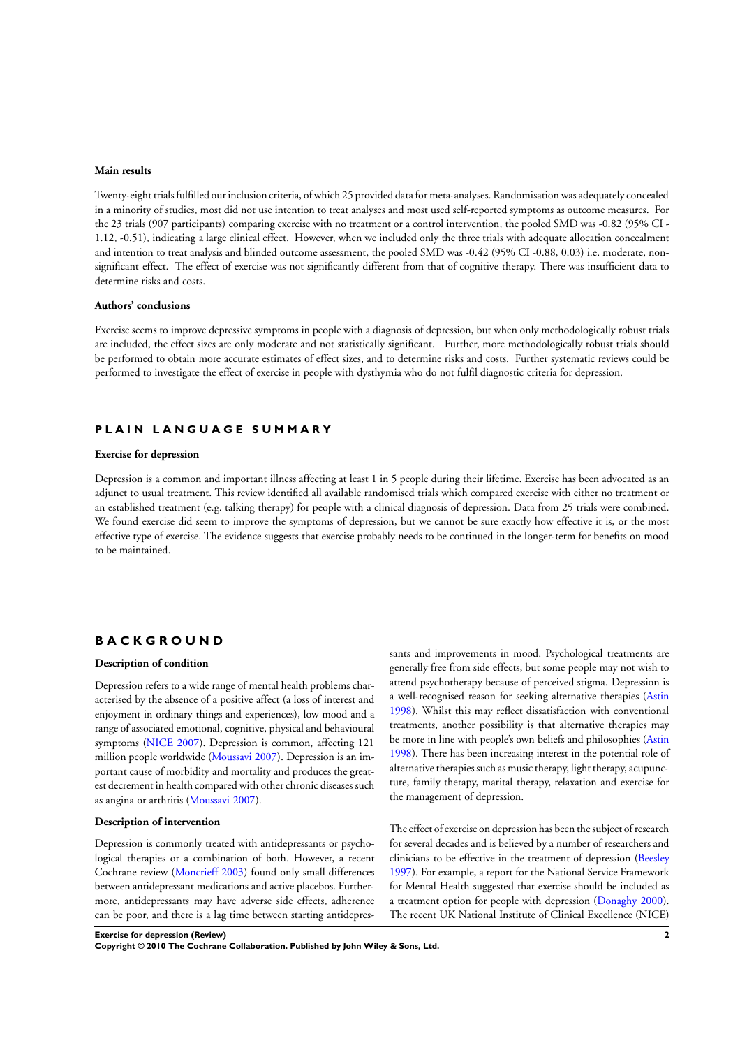### Main results

Twenty-eight trials fulfilled our inclusion criteria, of which 25 provided data for meta-analyses. Randomisation was adequately concealed in a minority of studies, most did not use intention to treat analyses and most used self-reported symptoms as outcome measures. For the 23 trials (907 participants) comparing exercise with no treatment or a control intervention, the pooled SMD was -0.82 (95% CI -1.12, -0.51), indicating a large clinical effect. However, when we included only the three trials with adequate allocation concealment and intention to treat analysis and blinded outcome assessment, the pooled SMD was -0.42 (95% CI -0.88, 0.03) i.e. moderate, non-significant effect. The effect of exercise was not significantly different from that of cognitive therapy. There was insufficient data to determine risks and costs.

### Authors' conclusions

Exercise seems to improve depressive symptoms in people with a diagnosis of depression, but when only methodologically robust trials are included, the effect sizes are only moderate and not statistically significant. Further, more methodologically robust trials should be performed to obtain more accurate estimates of effect sizes, and to determine risks and costs. Further systematic reviews could be performed to investigate the effect of exercise in people with dysthymia who do not fulfil diagnostic criteria for depression.

## PLAIN LANGUAGE SUMMARY

### Exercise for depression

Depression is a common and important illness affecting at least 1 in 5 people during their lifetime. Exercise has been advocated as an adjunct to usual treatment. This review identified all available randomised trials which compared exercise with either no treatment or an established treatment (e.g. talking therapy) for people with a clinical diagnosis of depression. Data from 25 trials were combined. We found exercise did seem to improve the symptoms of depression, but we cannot be sure exactly how effective it is, or the most effective type of exercise. The evidence suggests that exercise probably needs to be continued in the longer-term for benefits on mood to be maintained.

## BACKGROUND

### Description of condition

Depression refers to a wide range of mental health problems characterised by the absence of a positive affect (a loss of interest and enjoyment in ordinary things and experiences), low mood and a range of associated emotional, cognitive, physical and behavioural symptoms (NICE 2007). Depression is common, affecting 121 million people worldwide (Moussavi 2007). Depression is an important cause of morbidity and mortality and produces the greatest decrement in health compared with other chronic diseases such as angina or arthritis (Moussavi 2007).

### Description of intervention

Depression is commonly treated with antidepressants or psychological therapies or a combination of both. However, a recent Cochrane review (Moncrieff 2003) found only small differences between antidepressant medications and active placebos. Furthermore, antidepressants may have adverse side effects, adherence can be poor, and there is a lag time between starting antidepressants and improvements in mood. Psychological treatments are generally free from side effects, but some people may not wish to attend psychotherapy because of perceived stigma. Depression is a well-recognised reason for seeking alternative therapies (Astin 1998). Whilst this may reflect dissatisfaction with conventional treatments, another possibility is that alternative therapies may be more in line with people's own beliefs and philosophies (Astin 1998). There has been increasing interest in the potential role of alternative therapies such as music therapy, light therapy, acupuncture, family therapy, marital therapy, relaxation and exercise for the management of depression.

The effect of exercise on depression has been the subject of research for several decades and is believed by a number of researchers and clinicians to be effective in the treatment of depression (Beesley 1997). For example, a report for the National Service Framework for Mental Health suggested that exercise should be included as a treatment option for people with depression (Donaghy 2000). The recent UK National Institute of Clinical Excellence (NICE)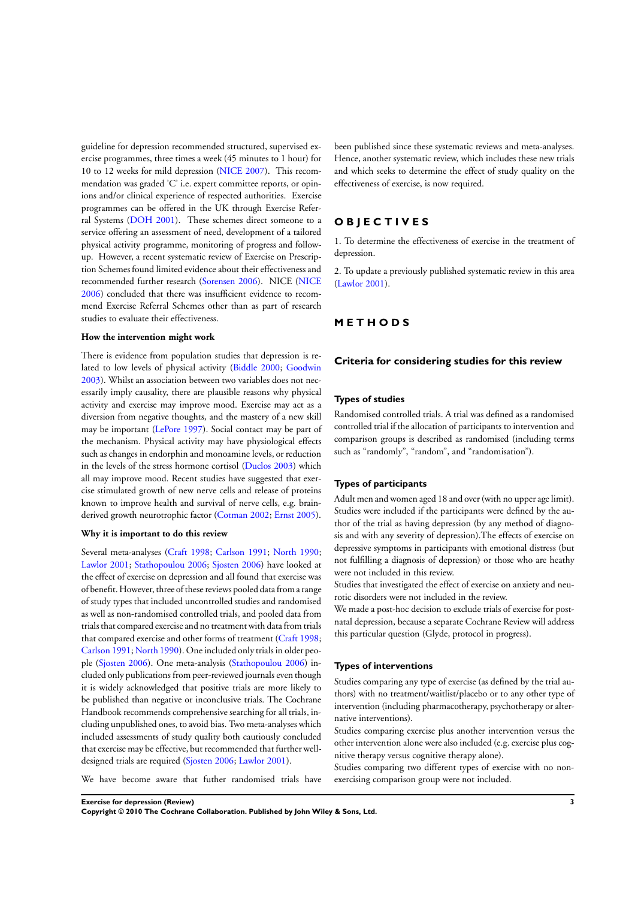guideline for depression recommended structured, supervised exercise programmes, three times a week (45 minutes to 1 hour) for 10 to 12 weeks for mild depression (NICE 2007). This recommendation was graded 'C' i.e. expert committee reports, or opinions and/or clinical experience of respected authorities. Exercise programmes can be offered in the UK through Exercise Referral Systems (DOH 2001). These schemes direct someone to a service offering an assessment of need, development of a tailored physical activity programme, monitoring of progress and follow-up. However, a recent systematic review of Exercise on Prescription Schemes found limited evidence about their effectiveness and recommended further research (Sorensen 2006). NICE (NICE 2006) concluded that there was insufficient evidence to recommend Exercise Referral Schemes other than as part of research studies to evaluate their effectiveness.

**How the intervention might work**

There is evidence from population studies that depression is related to low levels of physical activity (Biddle 2000; Goodwin 2003). Whilst an association between two variables does not necessarily imply causality, there are plausible reasons why physical activity and exercise may improve mood. Exercise may act as a diversion from negative thoughts, and the mastery of a new skill may be important (LePore 1997). Social contact may be part of the mechanism. Physical activity may have physiological effects such as changes in endorphin and monoamine levels, or reduction in the levels of the stress hormone cortisol (Duclos 2003) which all may improve mood. Recent studies have suggested that exercise stimulated growth of new nerve cells and release of proteins known to improve health and survival of nerve cells, e.g. brain-derived growth neurotrophic factor (Cotman 2002; Ernst 2005).

**Why it is important to do this review**

Several meta-analyses (Craft 1998; Carlson 1991; North 1990; Lawlor 2001; Stathopoulou 2006; Sjosten 2006) have looked at the effect of exercise on depression and all found that exercise was of benefit. However, three of these reviews pooled data from a range of study types that included uncontrolled studies and randomised as well as non-randomised controlled trials, and pooled data from trials that compared exercise and no treatment with data from trials that compared exercise and other forms of treatment (Craft 1998; Carlson 1991; North 1990). One included only trials in older people (Sjosten 2006). One meta-analysis (Stathopoulou 2006) included only publications from peer-reviewed journals even though it is widely acknowledged that positive trials are more likely to be published than negative or inconclusive trials. The Cochrane Handbook recommends comprehensive searching for all trials, including unpublished ones, to avoid bias. Two meta-analyses which included assessments of study quality both cautiously concluded that exercise may be effective, but recommended that further well-designed trials are required (Sjosten 2006; Lawlor 2001).

We have become aware that futher randomised trials have been published since these systematic reviews and meta-analyses. Hence, another systematic review, which includes these new trials and which seeks to determine the effect of study quality on the effectiveness of exercise, is now required.

# OBJECTIVES

1. To determine the effectiveness of exercise in the treatment of depression.

2. To update a previously published systematic review in this area (Lawlor 2001).

# METHODS

## Criteria for considering studies for this review

### Types of studies

Randomised controlled trials. A trial was defined as a randomised controlled trial if the allocation of participants to intervention and comparison groups is described as randomised (including terms such as "randomly", "random", and "randomisation").

### Types of participants

Adult men and women aged 18 and over (with no upper age limit). Studies were included if the participants were defined by the author of the trial as having depression (by any method of diagnosis and with any severity of depression).The effects of exercise on depressive symptoms in participants with emotional distress (but not fulfilling a diagnosis of depression) or those who are heathy were not included in this review.

Studies that investigated the effect of exercise on anxiety and neurotic disorders were not included in the review.

We made a post-hoc decision to exclude trials of exercise for post-natal depression, because a separate Cochrane Review will address this particular question (Glyde, protocol in progress).

### Types of interventions

Studies comparing any type of exercise (as defined by the trial authors) with no treatment/waitlist/placebo or to any other type of intervention (including pharmacotherapy, psychotherapy or alternative interventions).

Studies comparing exercise plus another intervention versus the other intervention alone were also included (e.g. exercise plus cognitive therapy versus cognitive therapy alone).

Studies comparing two different types of exercise with no non-exercising comparison group were not included.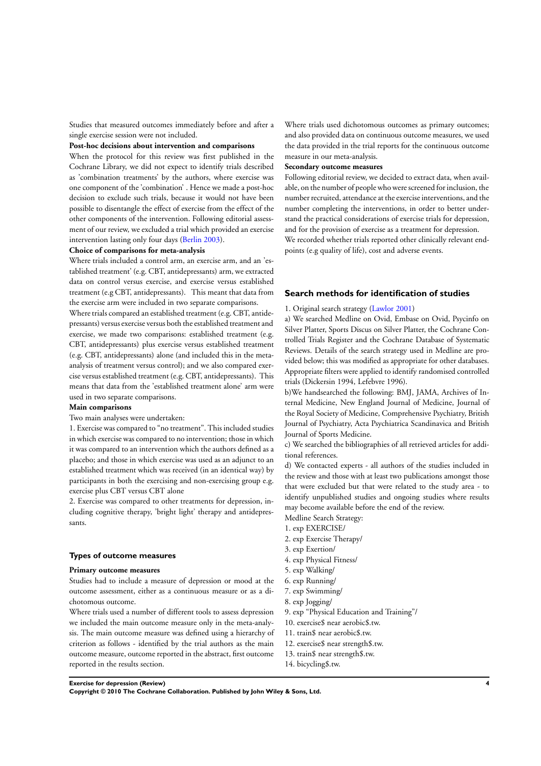Studies that measured outcomes immediately before and after a single exercise session were not included.

**Post-hoc decisions about intervention and comparisons**

When the protocol for this review was first published in the Cochrane Library, we did not expect to identify trials described as 'combination treatments' by the authors, where exercise was one component of the 'combination' . Hence we made a post-hoc decision to exclude such trials, because it would not have been possible to disentangle the effect of exercise from the effect of the other components of the intervention. Following editorial assessment of our review, we excluded a trial which provided an exercise intervention lasting only four days (Berlin 2003).

**Choice of comparisons for meta-analysis**

Where trials included a control arm, an exercise arm, and an 'established treatment' (e.g. CBT, antidepressants) arm, we extracted data on control versus exercise, and exercise versus established treatment (e.g CBT, antidepressants). This meant that data from the exercise arm were included in two separate comparisons.

Where trials compared an established treatment (e.g. CBT, antidepressants) versus exercise versus both the established treatment and exercise, we made two comparisons: established treatment (e.g. CBT, antidepressants) plus exercise versus established treatment (e.g. CBT, antidepressants) alone (and included this in the meta-analysis of treatment versus control); and we also compared exercise versus established treatment (e.g. CBT, antidepressants). This means that data from the 'established treatment alone' arm were used in two separate comparisons.

**Main comparisons**

Two main analyses were undertaken:

1. Exercise was compared to "no treatment". This included studies in which exercise was compared to no intervention; those in which it was compared to an intervention which the authors defined as a placebo; and those in which exercise was used as an adjunct to an established treatment which was received (in an identical way) by participants in both the exercising and non-exercising group e.g. exercise plus CBT versus CBT alone

2. Exercise was compared to other treatments for depression, including cognitive therapy, 'bright light' therapy and antidepressants.

### Types of outcome measures

**Primary outcome measures**

Studies had to include a measure of depression or mood at the outcome assessment, either as a continuous measure or as a dichotomous outcome.

Where trials used a number of different tools to assess depression we included the main outcome measure only in the meta-analysis. The main outcome measure was defined using a hierarchy of criterion as follows - identified by the trial authors as the main outcome measure, outcome reported in the abstract, first outcome reported in the results section.

Where trials used dichotomous outcomes as primary outcomes; and also provided data on continuous outcome measures, we used the data provided in the trial reports for the continuous outcome measure in our meta-analysis.

**Secondary outcome measures**

Following editorial review, we decided to extract data, when available, on the number of people who were screened for inclusion, the number recruited, attendance at the exercise interventions, and the number completing the interventions, in order to better understand the practical considerations of exercise trials for depression, and for the provision of exercise as a treatment for depression.

We recorded whether trials reported other clinically relevant endpoints (e.g quality of life), cost and adverse events.

## Search methods for identification of studies

1. Original search strategy (Lawlor 2001)

a) We searched Medline on Ovid, Embase on Ovid, Psycinfo on Silver Platter, Sports Discus on Silver Platter, the Cochrane Controlled Trials Register and the Cochrane Database of Systematic Reviews. Details of the search strategy used in Medline are provided below; this was modified as appropriate for other databases. Appropriate filters were applied to identify randomised controlled trials (Dickersin 1994, Lefebvre 1996).

b)We handsearched the following: BMJ, JAMA, Archives of Internal Medicine, New England Journal of Medicine, Journal of the Royal Society of Medicine, Comprehensive Psychiatry, British Journal of Psychiatry, Acta Psychiatrica Scandinavica and British Journal of Sports Medicine.

c) We searched the bibliographies of all retrieved articles for additional references.

d) We contacted experts - all authors of the studies included in the review and those with at least two publications amongst those that were excluded but that were related to the study area - to identify unpublished studies and ongoing studies where results may become available before the end of the review.

Medline Search Strategy:

1. exp EXERCISE/
2. exp Exercise Therapy/
3. exp Exertion/
4. exp Physical Fitness/
5. exp Walking/
6. exp Running/
7. exp Swimming/
8. exp Jogging/
9. exp "Physical Education and Training"/
10. exercise$ near aerobic$.tw.
11. train$ near aerobic$.tw.
12. exercise$ near strength$.tw.
13. train$ near strength$.tw.
14. bicycling$.tw.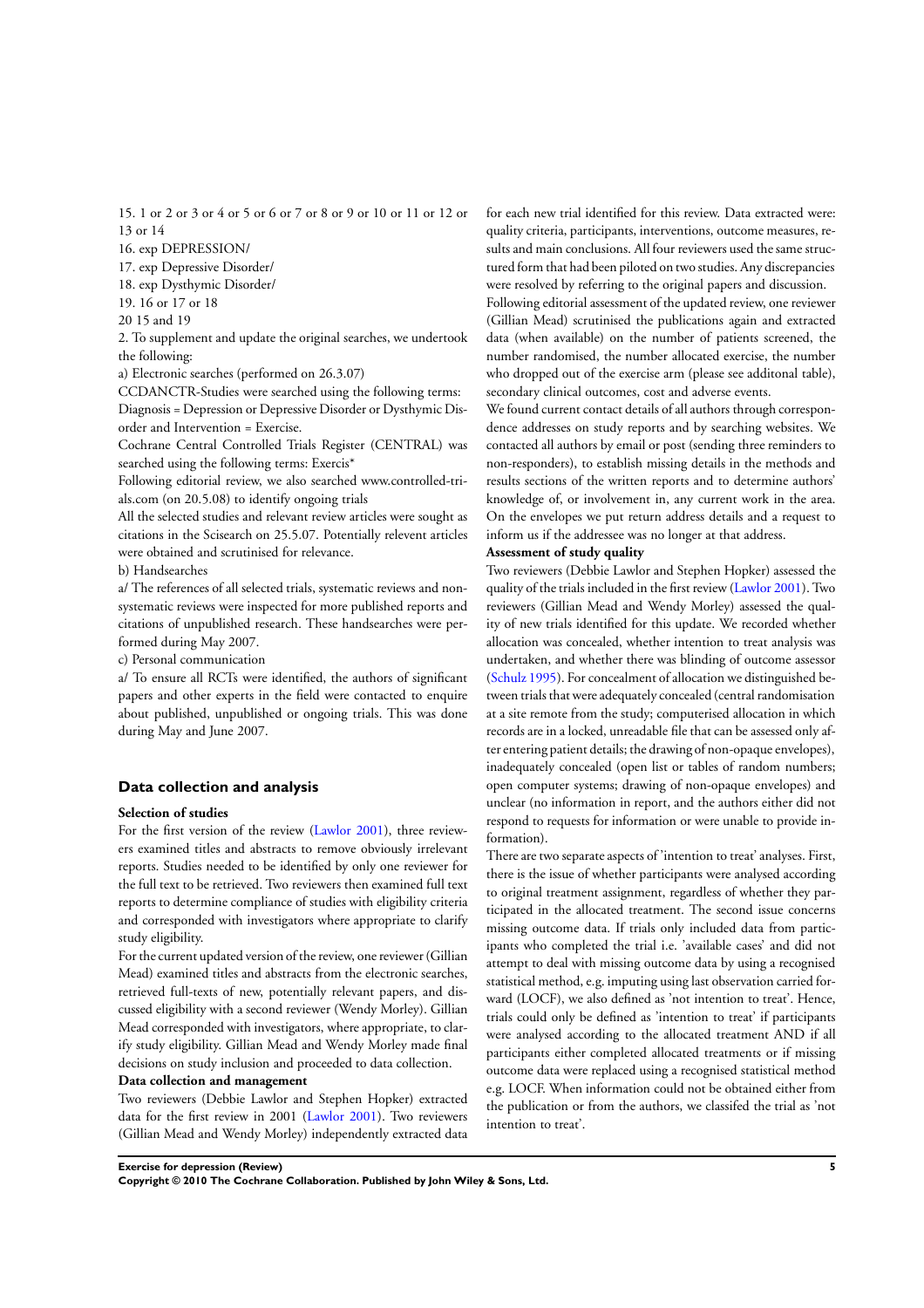15. 1 or 2 or 3 or 4 or 5 or 6 or 7 or 8 or 9 or 10 or 11 or 12 or 13 or 14

16. exp DEPRESSION/

17. exp Depressive Disorder/

18. exp Dysthymic Disorder/

19. 16 or 17 or 18

20 15 and 19

2. To supplement and update the original searches, we undertook the following:

a) Electronic searches (performed on 26.3.07)

CCDANCTR-Studies were searched using the following terms: Diagnosis = Depression or Depressive Disorder or Dysthymic Disorder and Intervention = Exercise.

Cochrane Central Controlled Trials Register (CENTRAL) was searched using the following terms: Exercis*

Following editorial review, we also searched www.controlled-trials.com (on 20.5.08) to identify ongoing trials

All the selected studies and relevant review articles were sought as citations in the Scisearch on 25.5.07. Potentially relevent articles were obtained and scrutinised for relevance.

b) Handsearches

a/ The references of all selected trials, systematic reviews and non-systematic reviews were inspected for more published reports and citations of unpublished research. These handsearches were performed during May 2007.

c) Personal communication

a/ To ensure all RCTs were identified, the authors of significant papers and other experts in the field were contacted to enquire about published, unpublished or ongoing trials. This was done during May and June 2007.

## Data collection and analysis

### Selection of studies

For the first version of the review (Lawlor 2001), three reviewers examined titles and abstracts to remove obviously irrelevant reports. Studies needed to be identified by only one reviewer for the full text to be retrieved. Two reviewers then examined full text reports to determine compliance of studies with eligibility criteria and corresponded with investigators where appropriate to clarify study eligibility.

For the current updated version of the review, one reviewer (Gillian Mead) examined titles and abstracts from the electronic searches, retrieved full-texts of new, potentially relevant papers, and discussed eligibility with a second reviewer (Wendy Morley). Gillian Mead corresponded with investigators, where appropriate, to clarify study eligibility. Gillian Mead and Wendy Morley made final decisions on study inclusion and proceeded to data collection.

### Data collection and management

Two reviewers (Debbie Lawlor and Stephen Hopker) extracted data for the first review in 2001 (Lawlor 2001). Two reviewers (Gillian Mead and Wendy Morley) independently extracted data for each new trial identified for this review. Data extracted were: quality criteria, participants, interventions, outcome measures, results and main conclusions. All four reviewers used the same structured form that had been piloted on two studies. Any discrepancies were resolved by referring to the original papers and discussion.

Following editorial assessment of the updated review, one reviewer (Gillian Mead) scrutinised the publications again and extracted data (when available) on the number of patients screened, the number randomised, the number allocated exercise, the number who dropped out of the exercise arm (please see additonal table), secondary clinical outcomes, cost and adverse events.

We found current contact details of all authors through correspondence addresses on study reports and by searching websites. We contacted all authors by email or post (sending three reminders to non-responders), to establish missing details in the methods and results sections of the written reports and to determine authors' knowledge of, or involvement in, any current work in the area. On the envelopes we put return address details and a request to inform us if the addressee was no longer at that address.

### Assessment of study quality

Two reviewers (Debbie Lawlor and Stephen Hopker) assessed the quality of the trials included in the first review (Lawlor 2001). Two reviewers (Gillian Mead and Wendy Morley) assessed the quality of new trials identified for this update. We recorded whether allocation was concealed, whether intention to treat analysis was undertaken, and whether there was blinding of outcome assessor (Schulz 1995). For concealment of allocation we distinguished between trials that were adequately concealed (central randomisation at a site remote from the study; computerised allocation in which records are in a locked, unreadable file that can be assessed only after entering patient details; the drawing of non-opaque envelopes), inadequately concealed (open list or tables of random numbers; open computer systems; drawing of non-opaque envelopes) and unclear (no information in report, and the authors either did not respond to requests for information or were unable to provide information).

There are two separate aspects of 'intention to treat' analyses. First, there is the issue of whether participants were analysed according to original treatment assignment, regardless of whether they participated in the allocated treatment. The second issue concerns missing outcome data. If trials only included data from participants who completed the trial i.e. 'available cases' and did not attempt to deal with missing outcome data by using a recognised statistical method, e.g. imputing using last observation carried forward (LOCF), we also defined as 'not intention to treat'. Hence, trials could only be defined as 'intention to treat' if participants were analysed according to the allocated treatment AND if all participants either completed allocated treatments or if missing outcome data were replaced using a recognised statistical method e.g. LOCF. When information could not be obtained either from the publication or from the authors, we classifed the trial as 'not intention to treat'.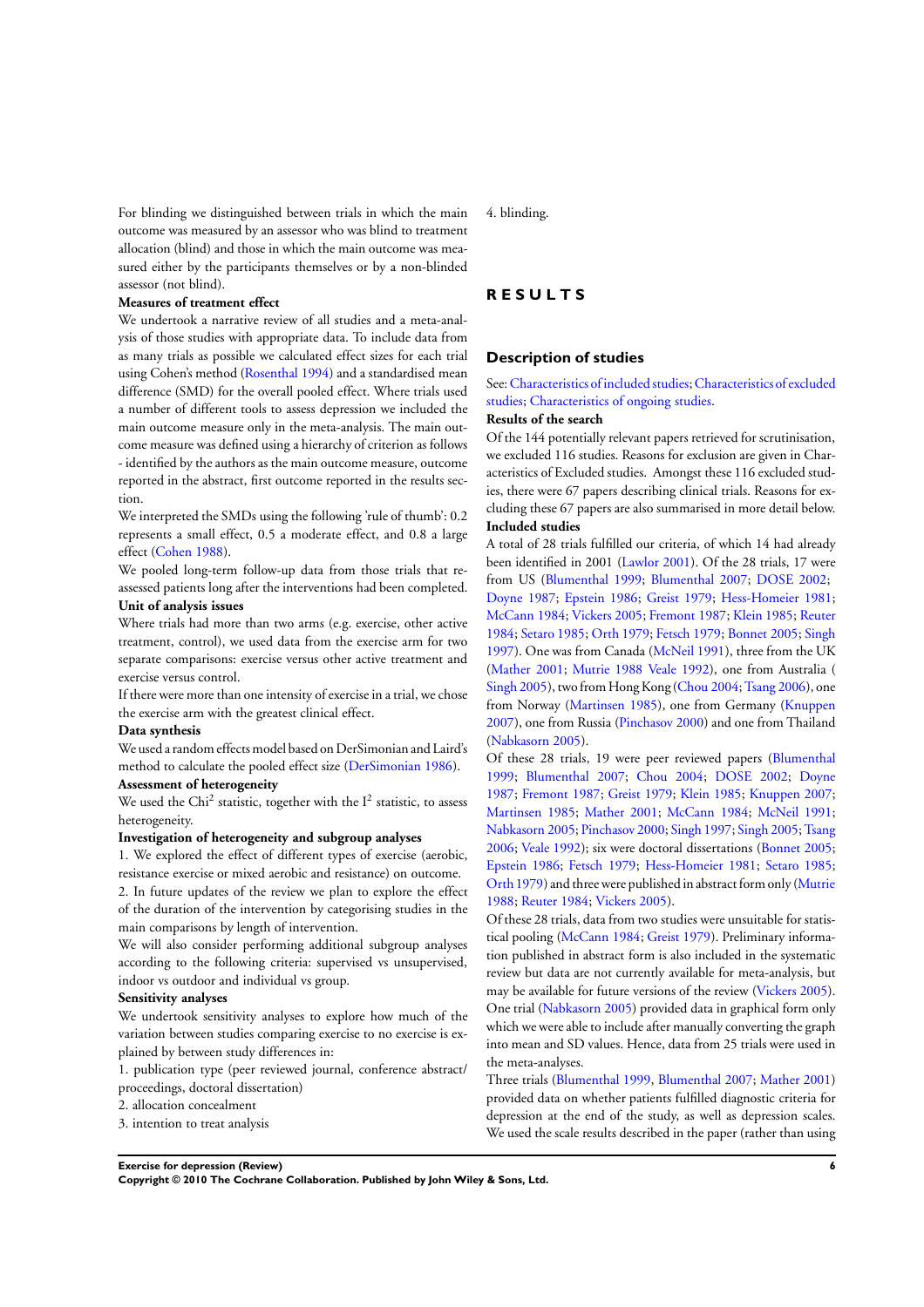For blinding we distinguished between trials in which the main outcome was measured by an assessor who was blind to treatment allocation (blind) and those in which the main outcome was measured either by the participants themselves or by a non-blinded assessor (not blind).

**Measures of treatment effect**

We undertook a narrative review of all studies and a meta-analysis of those studies with appropriate data. To include data from as many trials as possible we calculated effect sizes for each trial using Cohen's method (Rosenthal 1994) and a standardised mean difference (SMD) for the overall pooled effect. Where trials used a number of different tools to assess depression we included the main outcome measure only in the meta-analysis. The main outcome measure was defined using a hierarchy of criterion as follows - identified by the authors as the main outcome measure, outcome reported in the abstract, first outcome reported in the results section.

We interpreted the SMDs using the following 'rule of thumb': 0.2 represents a small effect, 0.5 a moderate effect, and 0.8 a large effect (Cohen 1988).

We pooled long-term follow-up data from those trials that reassessed patients long after the interventions had been completed.

**Unit of analysis issues**

Where trials had more than two arms (e.g. exercise, other active treatment, control), we used data from the exercise arm for two separate comparisons: exercise versus other active treatment and exercise versus control.

If there were more than one intensity of exercise in a trial, we chose the exercise arm with the greatest clinical effect.

**Data synthesis**

We used a random effects model based on DerSimonian and Laird's method to calculate the pooled effect size (DerSimonian 1986).

**Assessment of heterogeneity**

We used the $Chi^2$ statistic, together with the $I^2$ statistic, to assess heterogeneity.

**Investigation of heterogeneity and subgroup analyses**

1. We explored the effect of different types of exercise (aerobic, resistance exercise or mixed aerobic and resistance) on outcome.
2. In future updates of the review we plan to explore the effect of the duration of the intervention by categorising studies in the main comparisons by length of intervention.

We will also consider performing additional subgroup analyses according to the following criteria: supervised vs unsupervised, indoor vs outdoor and individual vs group.

**Sensitivity analyses**

We undertook sensitivity analyses to explore how much of the variation between studies comparing exercise to no exercise is explained by between study differences in:

1. publication type (peer reviewed journal, conference abstract/ proceedings, doctoral dissertation)
2. allocation concealment
3. intention to treat analysis
4. blinding.

# RESULTS

## Description of studies

See: Characteristics of included studies; Characteristics of excluded studies; Characteristics of ongoing studies.

**Results of the search**

Of the 144 potentially relevant papers retrieved for scrutinisation, we excluded 116 studies. Reasons for exclusion are given in Characteristics of Excluded studies. Amongst these 116 excluded studies, there were 67 papers describing clinical trials. Reasons for excluding these 67 papers are also summarised in more detail below.

**Included studies**

A total of 28 trials fulfilled our criteria, of which 14 had already been identified in 2001 (Lawlor 2001). Of the 28 trials, 17 were from US (Blumenthal 1999; Blumenthal 2007; DOSE 2002; Doyne 1987; Epstein 1986; Greist 1979; Hess-Homeier 1981; McCann 1984; Vickers 2005; Fremont 1987; Klein 1985; Reuter 1984; Setaro 1985; Orth 1979; Fetsch 1979; Bonnet 2005; Singh 1997). One was from Canada (McNeil 1991), three from the UK (Mather 2001; Mutrie 1988 Veale 1992), one from Australia ( Singh 2005), two from Hong Kong (Chou 2004; Tsang 2006), one from Norway (Martinsen 1985), one from Germany (Knuppen 2007), one from Russia (Pinchasov 2000) and one from Thailand (Nabkasorn 2005).

Of these 28 trials, 19 were peer reviewed papers (Blumenthal 1999; Blumenthal 2007; Chou 2004; DOSE 2002; Doyne 1987; Fremont 1987; Greist 1979; Klein 1985; Knuppen 2007; Martinsen 1985; Mather 2001; McCann 1984; McNeil 1991; Nabkasorn 2005; Pinchasov 2000; Singh 1997; Singh 2005; Tsang 2006; Veale 1992); six were doctoral dissertations (Bonnet 2005; Epstein 1986; Fetsch 1979; Hess-Homeier 1981; Setaro 1985; Orth 1979) and three were published in abstract form only (Mutrie 1988; Reuter 1984; Vickers 2005).

Of these 28 trials, data from two studies were unsuitable for statistical pooling (McCann 1984; Greist 1979). Preliminary information published in abstract form is also included in the systematic review but data are not currently available for meta-analysis, but may be available for future versions of the review (Vickers 2005). One trial (Nabkasorn 2005) provided data in graphical form only which we were able to include after manually converting the graph into mean and SD values. Hence, data from 25 trials were used in the meta-analyses.

Three trials (Blumenthal 1999, Blumenthal 2007; Mather 2001) provided data on whether patients fulfilled diagnostic criteria for depression at the end of the study, as well as depression scales. We used the scale results described in the paper (rather than using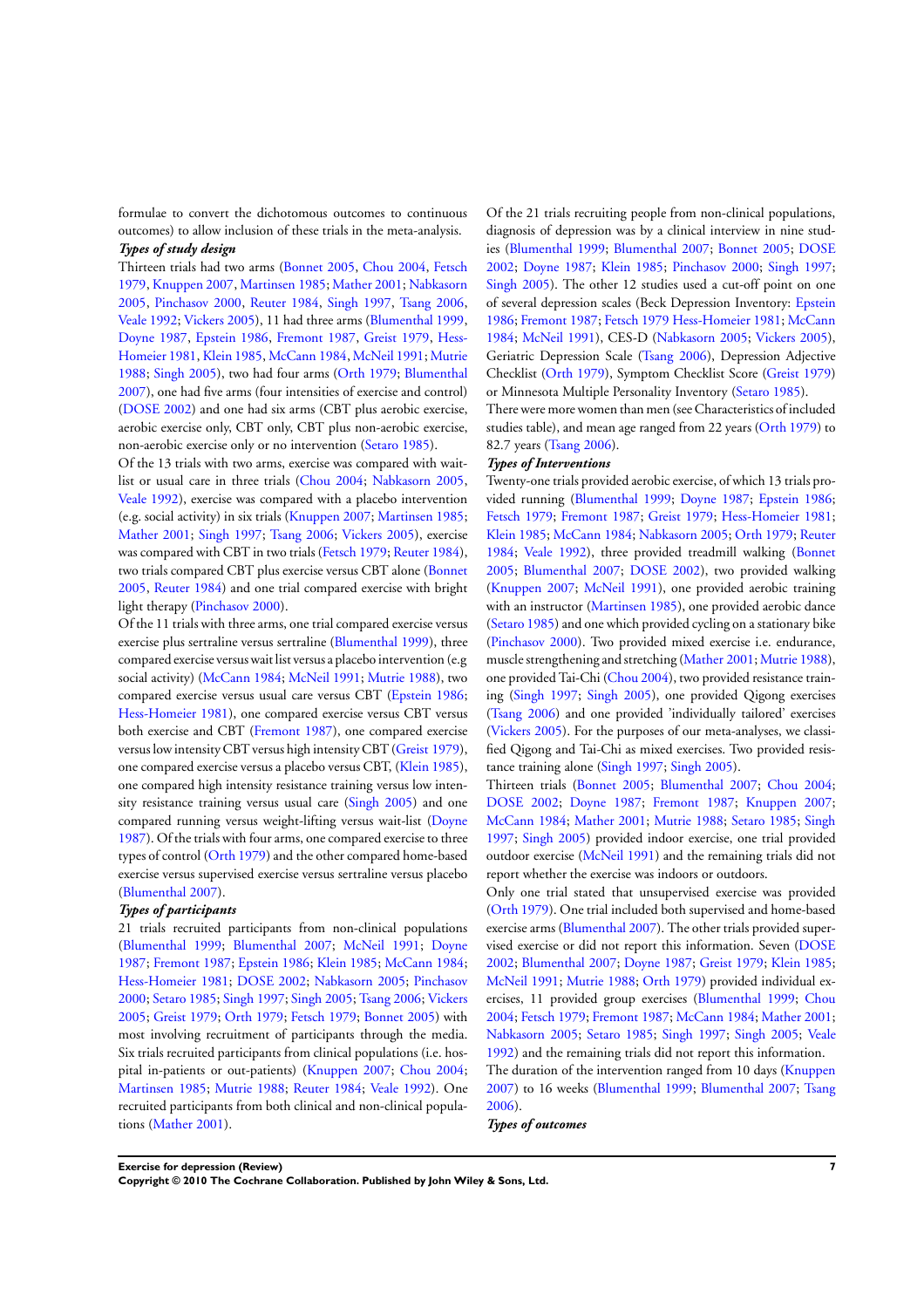formulae to convert the dichotomous outcomes to continuous outcomes) to allow inclusion of these trials in the meta-analysis.

***Types of study design***

Thirteen trials had two arms (Bonnet 2005, Chou 2004, Fetsch 1979, Knuppen 2007, Martinsen 1985; Mather 2001; Nabkasorn 2005, Pinchasov 2000, Reuter 1984, Singh 1997, Tsang 2006, Veale 1992; Vickers 2005), 11 had three arms (Blumenthal 1999, Doyne 1987, Epstein 1986, Fremont 1987, Greist 1979, Hess-Homeier 1981, Klein 1985, McCann 1984, McNeil 1991; Mutrie 1988; Singh 2005), two had four arms (Orth 1979; Blumenthal 2007), one had five arms (four intensities of exercise and control) (DOSE 2002) and one had six arms (CBT plus aerobic exercise, aerobic exercise only, CBT only, CBT plus non-aerobic exercise, non-aerobic exercise only or no intervention (Setaro 1985).

Of the 13 trials with two arms, exercise was compared with wait-list or usual care in three trials (Chou 2004; Nabkasorn 2005, Veale 1992), exercise was compared with a placebo intervention (e.g. social activity) in six trials (Knuppen 2007; Martinsen 1985; Mather 2001; Singh 1997; Tsang 2006; Vickers 2005), exercise was compared with CBT in two trials (Fetsch 1979; Reuter 1984), two trials compared CBT plus exercise versus CBT alone (Bonnet 2005, Reuter 1984) and one trial compared exercise with bright light therapy (Pinchasov 2000).

Of the 11 trials with three arms, one trial compared exercise versus exercise plus sertraline versus sertraline (Blumenthal 1999), three compared exercise versus wait list versus a placebo intervention (e.g social activity) (McCann 1984; McNeil 1991; Mutrie 1988), two compared exercise versus usual care versus CBT (Epstein 1986; Hess-Homeier 1981), one compared exercise versus CBT versus both exercise and CBT (Fremont 1987), one compared exercise versus low intensity CBT versus high intensity CBT (Greist 1979), one compared exercise versus a placebo versus CBT, (Klein 1985), one compared high intensity resistance training versus low intensity resistance training versus usual care (Singh 2005) and one compared running versus weight-lifting versus wait-list (Doyne 1987). Of the trials with four arms, one compared exercise to three types of control (Orth 1979) and the other compared home-based exercise versus supervised exercise versus sertraline versus placebo (Blumenthal 2007).

***Types of participants***

21 trials recruited participants from non-clinical populations (Blumenthal 1999; Blumenthal 2007; McNeil 1991; Doyne 1987; Fremont 1987; Epstein 1986; Klein 1985; McCann 1984; Hess-Homeier 1981; DOSE 2002; Nabkasorn 2005; Pinchasov 2000; Setaro 1985; Singh 1997; Singh 2005; Tsang 2006; Vickers 2005; Greist 1979; Orth 1979; Fetsch 1979; Bonnet 2005) with most involving recruitment of participants through the media. Six trials recruited participants from clinical populations (i.e. hospital in-patients or out-patients) (Knuppen 2007; Chou 2004; Martinsen 1985; Mutrie 1988; Reuter 1984; Veale 1992). One recruited participants from both clinical and non-clinical populations (Mather 2001).

Of the 21 trials recruiting people from non-clinical populations, diagnosis of depression was by a clinical interview in nine studies (Blumenthal 1999; Blumenthal 2007; Bonnet 2005; DOSE 2002; Doyne 1987; Klein 1985; Pinchasov 2000; Singh 1997; Singh 2005). The other 12 studies used a cut-off point on one of several depression scales (Beck Depression Inventory: Epstein 1986; Fremont 1987; Fetsch 1979 Hess-Homeier 1981; McCann 1984; McNeil 1991), CES-D (Nabkasorn 2005; Vickers 2005), Geriatric Depression Scale (Tsang 2006), Depression Adjective Checklist (Orth 1979), Symptom Checklist Score (Greist 1979) or Minnesota Multiple Personality Inventory (Setaro 1985).

There were more women than men (see Characteristics of included studies table), and mean age ranged from 22 years (Orth 1979) to 82.7 years (Tsang 2006).

***Types of Interventions***

Twenty-one trials provided aerobic exercise, of which 13 trials provided running (Blumenthal 1999; Doyne 1987; Epstein 1986; Fetsch 1979; Fremont 1987; Greist 1979; Hess-Homeier 1981; Klein 1985; McCann 1984; Nabkasorn 2005; Orth 1979; Reuter 1984; Veale 1992), three provided treadmill walking (Bonnet 2005; Blumenthal 2007; DOSE 2002), two provided walking (Knuppen 2007; McNeil 1991), one provided aerobic training with an instructor (Martinsen 1985), one provided aerobic dance (Setaro 1985) and one which provided cycling on a stationary bike (Pinchasov 2000). Two provided mixed exercise i.e. endurance, muscle strengthening and stretching (Mather 2001; Mutrie 1988), one provided Tai-Chi (Chou 2004), two provided resistance training (Singh 1997; Singh 2005), one provided Qigong exercises (Tsang 2006) and one provided 'individually tailored' exercises (Vickers 2005). For the purposes of our meta-analyses, we classified Qigong and Tai-Chi as mixed exercises. Two provided resistance training alone (Singh 1997; Singh 2005).

Thirteen trials (Bonnet 2005; Blumenthal 2007; Chou 2004; DOSE 2002; Doyne 1987; Fremont 1987; Knuppen 2007; McCann 1984; Mather 2001; Mutrie 1988; Setaro 1985; Singh 1997; Singh 2005) provided indoor exercise, one trial provided outdoor exercise (McNeil 1991) and the remaining trials did not report whether the exercise was indoors or outdoors.

Only one trial stated that unsupervised exercise was provided (Orth 1979). One trial included both supervised and home-based exercise arms (Blumenthal 2007). The other trials provided supervised exercise or did not report this information. Seven (DOSE 2002; Blumenthal 2007; Doyne 1987; Greist 1979; Klein 1985; McNeil 1991; Mutrie 1988; Orth 1979) provided individual exercises, 11 provided group exercises (Blumenthal 1999; Chou 2004; Fetsch 1979; Fremont 1987; McCann 1984; Mather 2001; Nabkasorn 2005; Setaro 1985; Singh 1997; Singh 2005; Veale 1992) and the remaining trials did not report this information.

The duration of the intervention ranged from 10 days (Knuppen 2007) to 16 weeks (Blumenthal 1999; Blumenthal 2007; Tsang 2006).

***Types of outcomes***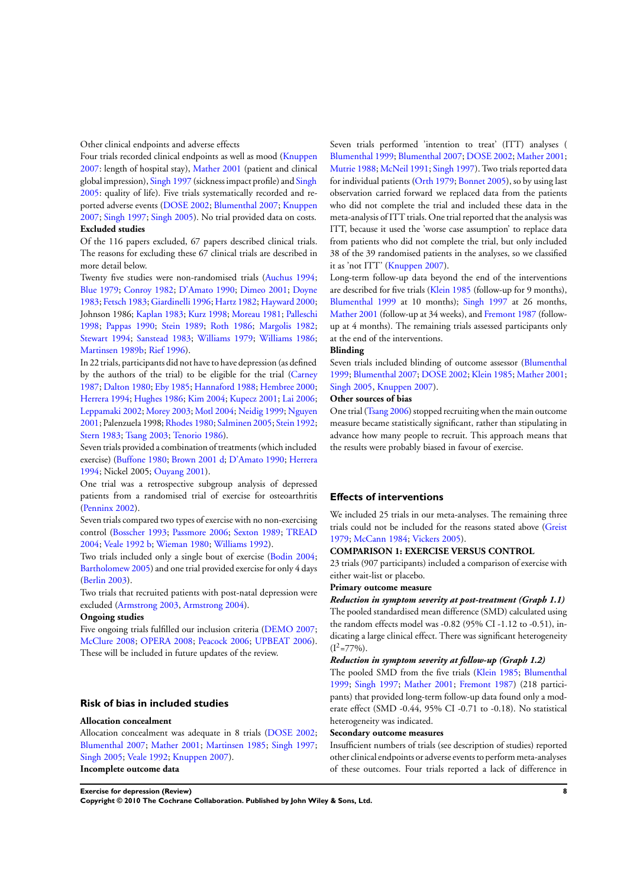Other clinical endpoints and adverse effects

Four trials recorded clinical endpoints as well as mood (Knuppen 2007: length of hospital stay), Mather 2001 (patient and clinical global impression), Singh 1997 (sickness impact profile) and Singh 2005: quality of life). Five trials systematically recorded and reported adverse events (DOSE 2002; Blumenthal 2007; Knuppen 2007; Singh 1997; Singh 2005). No trial provided data on costs.

**Excluded studies**

Of the 116 papers excluded, 67 papers described clinical trials. The reasons for excluding these 67 clinical trials are described in more detail below.

Twenty five studies were non-randomised trials (Auchus 1994; Blue 1979; Conroy 1982; D'Amato 1990; Dimeo 2001; Doyne 1983; Fetsch 1983; Giardinelli 1996; Hartz 1982; Hayward 2000; Johnson 1986; Kaplan 1983; Kurz 1998; Moreau 1981; Palleschi 1998; Pappas 1990; Stein 1989; Roth 1986; Margolis 1982; Stewart 1994; Sanstead 1983; Williams 1979; Williams 1986; Martinsen 1989b; Rief 1996).

In 22 trials, participants did not have to have depression (as defined by the authors of the trial) to be eligible for the trial (Carney 1987; Dalton 1980; Eby 1985; Hannaford 1988; Hembree 2000; Herrera 1994; Hughes 1986; Kim 2004; Kupecz 2001; Lai 2006; Leppamaki 2002; Morey 2003; Motl 2004; Neidig 1999; Nguyen 2001; Palenzuela 1998; Rhodes 1980; Salminen 2005; Stein 1992; Stern 1983; Tsang 2003; Tenorio 1986).

Seven trials provided a combination of treatments (which included exercise) (Buffone 1980; Brown 2001 d; D'Amato 1990; Herrera 1994; Nickel 2005; Ouyang 2001).

One trial was a retrospective subgroup analysis of depressed patients from a randomised trial of exercise for osteoarthritis (Penninx 2002).

Seven trials compared two types of exercise with no non-exercising control (Bosscher 1993; Passmore 2006; Sexton 1989; TREAD 2004; Veale 1992 b; Wieman 1980; Williams 1992).

Two trials included only a single bout of exercise (Bodin 2004; Bartholomew 2005) and one trial provided exercise for only 4 days (Berlin 2003).

Two trials that recruited patients with post-natal depression were excluded (Armstrong 2003, Armstrong 2004).

**Ongoing studies**

Five ongoing trials fulfilled our inclusion criteria (DEMO 2007; McClure 2008; OPERA 2008; Peacock 2006; UPBEAT 2006). These will be included in future updates of the review.

## Risk of bias in included studies

**Allocation concealment**

Allocation concealment was adequate in 8 trials (DOSE 2002; Blumenthal 2007; Mather 2001; Martinsen 1985; Singh 1997; Singh 2005; Veale 1992; Knuppen 2007).

**Incomplete outcome data**

Seven trials performed 'intention to treat' (ITT) analyses ( Blumenthal 1999; Blumenthal 2007; DOSE 2002; Mather 2001; Mutrie 1988; McNeil 1991; Singh 1997). Two trials reported data for individual patients (Orth 1979; Bonnet 2005), so by using last observation carried forward we replaced data from the patients who did not complete the trial and included these data in the meta-analysis of ITT trials. One trial reported that the analysis was ITT, because it used the 'worse case assumption' to replace data from patients who did not complete the trial, but only included 38 of the 39 randomised patients in the analyses, so we classified it as 'not ITT' (Knuppen 2007).

Long-term follow-up data beyond the end of the interventions are described for five trials (Klein 1985 (follow-up for 9 months), Blumenthal 1999 at 10 months); Singh 1997 at 26 months, Mather 2001 (follow-up at 34 weeks), and Fremont 1987 (follow-up at 4 months). The remaining trials assessed participants only at the end of the interventions.

**Blinding**

Seven trials included blinding of outcome assessor (Blumenthal 1999; Blumenthal 2007; DOSE 2002; Klein 1985; Mather 2001; Singh 2005, Knuppen 2007).

**Other sources of bias**

One trial (Tsang 2006) stopped recruiting when the main outcome measure became statistically significant, rather than stipulating in advance how many people to recruit. This approach means that the results were probably biased in favour of exercise.

## Effects of interventions

We included 25 trials in our meta-analyses. The remaining three trials could not be included for the reasons stated above (Greist 1979; McCann 1984; Vickers 2005).

**COMPARISON 1: EXERCISE VERSUS CONTROL**

23 trials (907 participants) included a comparison of exercise with either wait-list or placebo.

**Primary outcome measure**

***Reduction in symptom severity at post-treatment (Graph 1.1)***

The pooled standardised mean difference (SMD) calculated using the random effects model was -0.82 (95% CI -1.12 to -0.51), indicating a large clinical effect. There was significant heterogeneity ($I^2$=77%).

***Reduction in symptom severity at follow-up (Graph 1.2)***

The pooled SMD from the five trials (Klein 1985; Blumenthal 1999; Singh 1997; Mather 2001; Fremont 1987) (218 participants) that provided long-term follow-up data found only a moderate effect (SMD -0.44, 95% CI -0.71 to -0.18). No statistical heterogeneity was indicated.

**Secondary outcome measures**

Insufficient numbers of trials (see description of studies) reported other clinical endpoints or adverse events to perform meta-analyses of these outcomes. Four trials reported a lack of difference in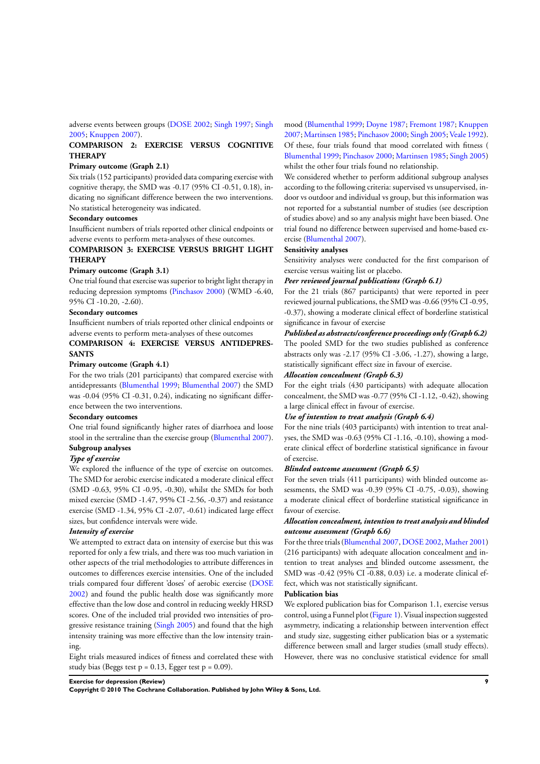adverse events between groups (DOSE 2002; Singh 1997; Singh 2005; Knuppen 2007).

### COMPARISON 2: EXERCISE VERSUS COGNITIVE THERAPY

**Primary outcome (Graph 2.1)**

Six trials (152 participants) provided data comparing exercise with cognitive therapy, the SMD was -0.17 (95% CI -0.51, 0.18), indicating no significant difference between the two interventions. No statistical heterogeneity was indicated.

**Secondary outcomes**

Insufficient numbers of trials reported other clinical endpoints or adverse events to perform meta-analyses of these outcomes.

### COMPARISON 3: EXERCISE VERSUS BRIGHT LIGHT THERAPY

**Primary outcome (Graph 3.1)**

One trial found that exercise was superior to bright light therapy in reducing depression symptoms (Pinchasov 2000) (WMD -6.40, 95% CI -10.20, -2.60).

**Secondary outcomes**

Insufficient numbers of trials reported other clinical endpoints or adverse events to perform meta-analyses of these outcomes

### COMPARISON 4: EXERCISE VERSUS ANTIDEPRESSANTS

**Primary outcome (Graph 4.1)**

For the two trials (201 participants) that compared exercise with antidepressants (Blumenthal 1999; Blumenthal 2007) the SMD was -0.04 (95% CI -0.31, 0.24), indicating no significant difference between the two interventions.

**Secondary outcomes**

One trial found significantly higher rates of diarrhoea and loose stool in the sertraline than the exercise group (Blumenthal 2007).

**Subgroup analyses**

***Type of exercise***

We explored the influence of the type of exercise on outcomes. The SMD for aerobic exercise indicated a moderate clinical effect (SMD -0.63, 95% CI -0.95, -0.30), whilst the SMDs for both mixed exercise (SMD -1.47, 95% CI -2.56, -0.37) and resistance exercise (SMD -1.34, 95% CI -2.07, -0.61) indicated large effect sizes, but confidence intervals were wide.

***Intensity of exercise***

We attempted to extract data on intensity of exercise but this was reported for only a few trials, and there was too much variation in other aspects of the trial methodologies to attribute differences in outcomes to differences exercise intensities. One of the included trials compared four different 'doses' of aerobic exercise (DOSE 2002) and found the public health dose was significantly more effective than the low dose and control in reducing weekly HRSD scores. One of the included trial provided two intensities of progressive resistance training (Singh 2005) and found that the high intensity training was more effective than the low intensity training.

Eight trials measured indices of fitness and correlated these with mood (Blumenthal 1999; Doyne 1987; Fremont 1987; Knuppen 2007; Martinsen 1985; Pinchasov 2000; Singh 2005; Veale 1992). Of these, four trials found that mood correlated with fitness ( Blumenthal 1999; Pinchasov 2000; Martinsen 1985; Singh 2005) whilst the other four trials found no relationship.

We considered whether to perform additional subgroup analyses according to the following criteria: supervised vs unsupervised, indoor vs outdoor and individual vs group, but this information was not reported for a substantial number of studies (see description of studies above) and so any analysis might have been biased. One trial found no difference between supervised and home-based exercise (Blumenthal 2007).

**Sensitivity analyses**

Sensitivity analyses were conducted for the first comparison of exercise versus waiting list or placebo.

***Peer reviewed journal publications (Graph 6.1)***

For the 21 trials (867 participants) that were reported in peer reviewed journal publications, the SMD was -0.66 (95% CI -0.95, -0.37), showing a moderate clinical effect of borderline statistical significance in favour of exercise

***Published as abstracts/conference proceedings only (Graph 6.2)***

The pooled SMD for the two studies published as conference abstracts only was -2.17 (95% CI -3.06, -1.27), showing a large, statistically significant effect size in favour of exercise.

***Allocation concealment (Graph 6.3)***

For the eight trials (430 participants) with adequate allocation concealment, the SMD was -0.77 (95% CI -1.12, -0.42), showing a large clinical effect in favour of exercise.

***Use of intention to treat analysis (Graph 6.4)***

For the nine trials (403 participants) with intention to treat analyses, the SMD was -0.63 (95% CI -1.16, -0.10), showing a moderate clinical effect of borderline statistical significance in favour of exercise.

***Blinded outcome assessment (Graph 6.5)***

For the seven trials (411 participants) with blinded outcome assessments, the SMD was -0.39 (95% CI -0.75, -0.03), showing a moderate clinical effect of borderline statistical significance in favour of exercise.

***Allocation concealment, intention to treat analysis and blinded outcome assessment (Graph 6.6)***

For the three trials (Blumenthal 2007, DOSE 2002, Mather 2001) (216 participants) with adequate allocation concealment and intention to treat analyses and blinded outcome assessment, the SMD was -0.42 (95% CI -0.88, 0.03) i.e. a moderate clinical effect, which was not statistically significant.

**Publication bias**

We explored publication bias for Comparison 1.1, exercise versus control, using a Funnel plot (Figure 1). Visual inspection suggested asymmetry, indicating a relationship between intervention effect and study size, suggesting either publication bias or a systematic difference between small and larger studies (small study effects). However, there was no conclusive statistical evidence for small study bias (Beggs test p = 0.13, Egger test p = 0.09).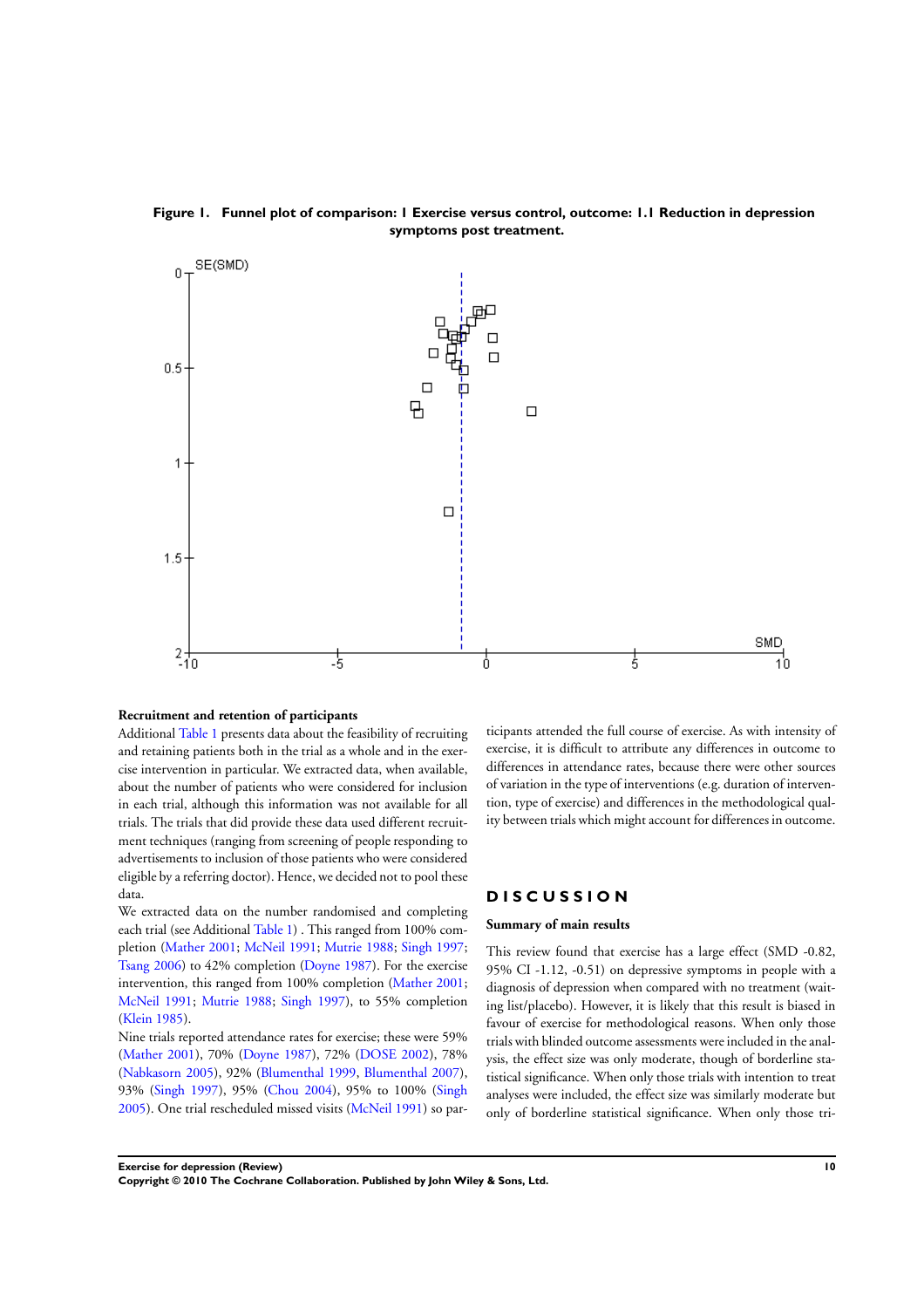**Figure 1. Funnel plot of comparison: 1 Exercise versus control, outcome: 1.1 Reduction in depression symptoms post treatment.**

### Recruitment and retention of participants

Additional Table 1 presents data about the feasibility of recruiting and retaining patients both in the trial as a whole and in the exercise intervention in particular. We extracted data, when available, about the number of patients who were considered for inclusion in each trial, although this information was not available for all trials. The trials that did provide these data used different recruitment techniques (ranging from screening of people responding to advertisements to inclusion of those patients who were considered eligible by a referring doctor). Hence, we decided not to pool these data.

We extracted data on the number randomised and completing each trial (see Additional Table 1) . This ranged from 100% completion (Mather 2001; McNeil 1991; Mutrie 1988; Singh 1997; Tsang 2006) to 42% completion (Doyne 1987). For the exercise intervention, this ranged from 100% completion (Mather 2001; McNeil 1991; Mutrie 1988; Singh 1997), to 55% completion (Klein 1985).

Nine trials reported attendance rates for exercise; these were 59% (Mather 2001), 70% (Doyne 1987), 72% (DOSE 2002), 78% (Nabkasorn 2005), 92% (Blumenthal 1999, Blumenthal 2007), 93% (Singh 1997), 95% (Chou 2004), 95% to 100% (Singh 2005). One trial rescheduled missed visits (McNeil 1991) so participants attended the full course of exercise. As with intensity of exercise, it is difficult to attribute any differences in outcome to differences in attendance rates, because there were other sources of variation in the type of interventions (e.g. duration of intervention, type of exercise) and differences in the methodological quality between trials which might account for differences in outcome.

## DISCUSSION

### Summary of main results

This review found that exercise has a large effect (SMD -0.82, 95% CI -1.12, -0.51) on depressive symptoms in people with a diagnosis of depression when compared with no treatment (waiting list/placebo). However, it is likely that this result is biased in favour of exercise for methodological reasons. When only those trials with blinded outcome assessments were included in the analysis, the effect size was only moderate, though of borderline statistical significance. When only those trials with intention to treat analyses were included, the effect size was similarly moderate but only of borderline statistical significance. When only those tri-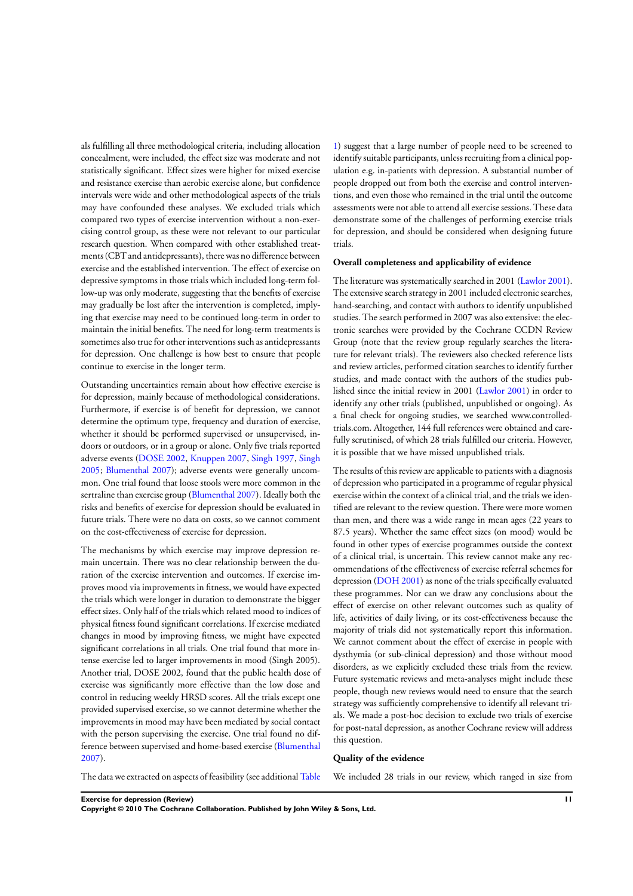als fulfilling all three methodological criteria, including allocation concealment, were included, the effect size was moderate and not statistically significant. Effect sizes were higher for mixed exercise and resistance exercise than aerobic exercise alone, but confidence intervals were wide and other methodological aspects of the trials may have confounded these analyses. We excluded trials which compared two types of exercise intervention without a non-exercising control group, as these were not relevant to our particular research question. When compared with other established treatments (CBT and antidepressants), there was no difference between exercise and the established intervention. The effect of exercise on depressive symptoms in those trials which included long-term follow-up was only moderate, suggesting that the benefits of exercise may gradually be lost after the intervention is completed, implying that exercise may need to be continued long-term in order to maintain the initial benefits. The need for long-term treatments is sometimes also true for other interventions such as antidepressants for depression. One challenge is how best to ensure that people continue to exercise in the longer term.

Outstanding uncertainties remain about how effective exercise is for depression, mainly because of methodological considerations. Furthermore, if exercise is of benefit for depression, we cannot determine the optimum type, frequency and duration of exercise, whether it should be performed supervised or unsupervised, indoors or outdoors, or in a group or alone. Only five trials reported adverse events (DOSE 2002, Knuppen 2007, Singh 1997, Singh 2005; Blumenthal 2007); adverse events were generally uncommon. One trial found that loose stools were more common in the sertraline than exercise group (Blumenthal 2007). Ideally both the risks and benefits of exercise for depression should be evaluated in future trials. There were no data on costs, so we cannot comment on the cost-effectiveness of exercise for depression.

The mechanisms by which exercise may improve depression remain uncertain. There was no clear relationship between the duration of the exercise intervention and outcomes. If exercise improves mood via improvements in fitness, we would have expected the trials which were longer in duration to demonstrate the bigger effect sizes. Only half of the trials which related mood to indices of physical fitness found significant correlations. If exercise mediated changes in mood by improving fitness, we might have expected significant correlations in all trials. One trial found that more intense exercise led to larger improvements in mood (Singh 2005). Another trial, DOSE 2002, found that the public health dose of exercise was significantly more effective than the low dose and control in reducing weekly HRSD scores. All the trials except one provided supervised exercise, so we cannot determine whether the improvements in mood may have been mediated by social contact with the person supervising the exercise. One trial found no difference between supervised and home-based exercise (Blumenthal 2007).

The data we extracted on aspects of feasibility (see additional Table 1) suggest that a large number of people need to be screened to identify suitable participants, unless recruiting from a clinical population e.g. in-patients with depression. A substantial number of people dropped out from both the exercise and control interventions, and even those who remained in the trial until the outcome assessments were not able to attend all exercise sessions. These data demonstrate some of the challenges of performing exercise trials for depression, and should be considered when designing future trials.

**Overall completeness and applicability of evidence**

The literature was systematically searched in 2001 (Lawlor 2001). The extensive search strategy in 2001 included electronic searches, hand-searching, and contact with authors to identify unpublished studies. The search performed in 2007 was also extensive: the electronic searches were provided by the Cochrane CCDN Review Group (note that the review group regularly searches the literature for relevant trials). The reviewers also checked reference lists and review articles, performed citation searches to identify further studies, and made contact with the authors of the studies published since the initial review in 2001 (Lawlor 2001) in order to identify any other trials (published, unpublished or ongoing). As a final check for ongoing studies, we searched www.controlled-trials.com. Altogether, 144 full references were obtained and carefully scrutinised, of which 28 trials fulfilled our criteria. However, it is possible that we have missed unpublished trials.

The results of this review are applicable to patients with a diagnosis of depression who participated in a programme of regular physical exercise within the context of a clinical trial, and the trials we identified are relevant to the review question. There were more women than men, and there was a wide range in mean ages (22 years to 87.5 years). Whether the same effect sizes (on mood) would be found in other types of exercise programmes outside the context of a clinical trial, is uncertain. This review cannot make any recommendations of the effectiveness of exercise referral schemes for depression (DOH 2001) as none of the trials specifically evaluated these programmes. Nor can we draw any conclusions about the effect of exercise on other relevant outcomes such as quality of life, activities of daily living, or its cost-effectiveness because the majority of trials did not systematically report this information. We cannot comment about the effect of exercise in people with dysthymia (or sub-clinical depression) and those without mood disorders, as we explicitly excluded these trials from the review. Future systematic reviews and meta-analyses might include these people, though new reviews would need to ensure that the search strategy was sufficiently comprehensive to identify all relevant trials. We made a post-hoc decision to exclude two trials of exercise for post-natal depression, as another Cochrane review will address this question.

**Quality of the evidence**

We included 28 trials in our review, which ranged in size from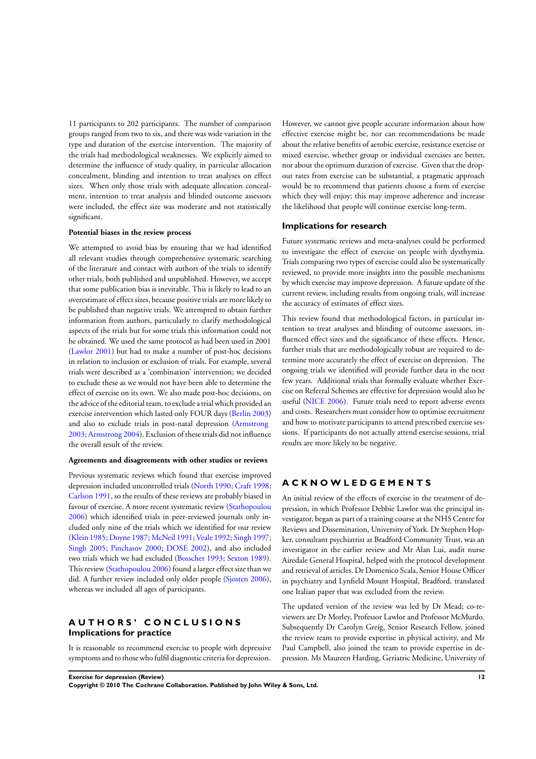11 participants to 202 participants. The number of comparison groups ranged from two to six, and there was wide variation in the type and duration of the exercise intervention. The majority of the trials had methodological weaknesses. We explicitly aimed to determine the influence of study quality, in particular allocation concealment, blinding and intention to treat analyses on effect sizes. When only those trials with adequate allocation concealment, intention to treat analysis and blinded outcome assessors were included, the effect size was moderate and not statistically significant.

#### Potential biases in the review process

We attempted to avoid bias by ensuring that we had identified all relevant studies through comprehensive systematic searching of the literature and contact with authors of the trials to identify other trials, both published and unpublished. However, we accept that some publication bias is inevitable. This is likely to lead to an overestimate of effect sizes, because positive trials are more likely to be published than negative trials. We attempted to obtain further information from authors, particularly to clarify methodological aspects of the trials but for some trials this information could not be obtained. We used the same protocol as had been used in 2001 (Lawlor 2001) but had to make a number of post-hoc decisions in relation to inclusion or exclusion of trials. For example, several trials were described as a 'combination' intervention; we decided to exclude these as we would not have been able to determine the effect of exercise on its own. We also made post-hoc decisions, on the advice of the editorial team, to exclude a trial which provided an exercise intervention which lasted only FOUR days (Berlin 2003) and also to exclude trials in post-natal depression (Armstrong 2003; Armstrong 2004). Exclusion of these trials did not influence the overall result of the review.

#### Agreements and disagreements with other studies or reviews

Previous systematic reviews which found that exercise improved depression included uncontrolled trials (North 1990; Craft 1998; Carlson 1991, so the results of these reviews are probably biased in favour of exercise. A more recent systematic review (Stathopoulou 2006) which identified trials in peer-reviewed journals only included only nine of the trials which we identified for our review (Klein 1985; Doyne 1987; McNeil 1991; Veale 1992; Singh 1997; Singh 2005; Pinchasov 2000; DOSE 2002), and also included two trials which we had excluded (Bosscher 1993; Sexton 1989). This review (Stathopoulou 2006) found a larger effect size than we did. A further review included only older people (Sjosten 2006), whereas we included all ages of participants.

# AUTHORS' CONCLUSIONS

## Implications for practice

It is reasonable to recommend exercise to people with depressive symptoms and to those who fulfil diagnostic criteria for depression. However, we cannot give people accurate information about how effective exercise might be, nor can recommendations be made about the relative benefits of aerobic exercise, resistance exercise or mixed exercise, whether group or individual exercises are better, nor about the optimum duration of exercise. Given that the drop-out rates from exercise can be substantial, a pragmatic approach would be to recommend that patients choose a form of exercise which they will enjoy; this may improve adherence and increase the likelihood that people will continue exercise long-term.

## Implications for research

Future systematic reviews and meta-analyses could be performed to investigate the effect of exercise on people with dysthymia. Trials comparing two types of exercise could also be systematically reviewed, to provide more insights into the possible mechanisms by which exercise may improve depression. A future update of the current review, including results from ongoing trials, will increase the accuracy of estimates of effect sizes.

This review found that methodological factors, in particular intention to treat analyses and blinding of outcome assessors, influenced effect sizes and the significance of these effects. Hence, further trials that are methodologically robust are required to determine more accurately the effect of exercise on depression. The ongoing trials we identified will provide further data in the next few years. Additional trials that formally evaluate whether Exercise on Referral Schemes are effective for depression would also be useful (NICE 2006). Future trials need to report adverse events and costs. Researchers must consider how to optimise recruitment and how to motivate participants to attend prescribed exercise sessions. If participants do not actually attend exercise sessions, trial results are more likely to be negative.

# ACKNOWLEDGEMENTS

An initial review of the effects of exercise in the treatment of depression, in which Professor Debbie Lawlor was the principal investigator, began as part of a training course at the NHS Centre for Reviews and Dissemination, University of York. Dr Stephen Hopker, consultant psychiatrist at Bradford Community Trust, was an investigator in the earlier review and Mr Alan Lui, audit nurse Airedale General Hospital, helped with the protocol development and retrieval of articles. Dr Domenico Scala, Senior House Officer in psychiatry and Lynfield Mount Hospital, Bradford, translated one Italian paper that was excluded from the review.

The updated version of the review was led by Dr Mead; co-reviewers are Dr Morley, Professor Lawlor and Professor McMurdo. Subsequently Dr Carolyn Greig, Senior Research Fellow, joined the review team to provide expertise in physical activity, and Mr Paul Campbell, also joined the team to provide expertise in depression. Ms Maureen Harding, Geriatric Medicine, University of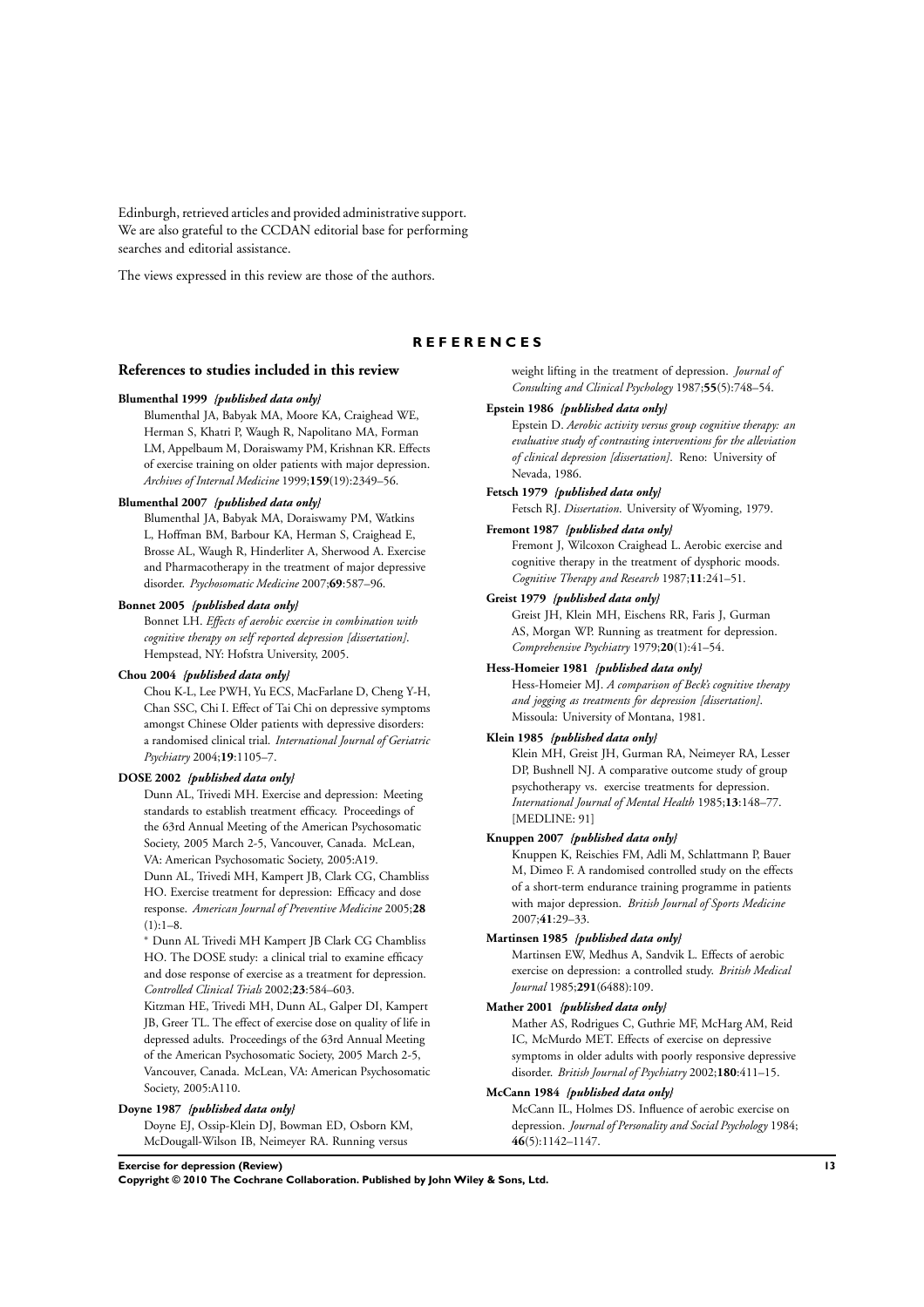Edinburgh, retrieved articles and provided administrative support. We are also grateful to the CCDAN editorial base for performing searches and editorial assistance.

The views expressed in this review are those of the authors.

# REFERENCES

## References to studies included in this review

**Blumenthal 1999** *{published data only}*

Blumenthal JA, Babyak MA, Moore KA, Craighead WE, Herman S, Khatri P, Waugh R, Napolitano MA, Forman LM, Appelbaum M, Doraiswamy PM, Krishnan KR. Effects of exercise training on older patients with major depression. *Archives of Internal Medicine* 1999;**159**(19):2349–56.

**Blumenthal 2007** *{published data only}*

Blumenthal JA, Babyak MA, Doraiswamy PM, Watkins L, Hoffman BM, Barbour KA, Herman S, Craighead E, Brosse AL, Waugh R, Hinderliter A, Sherwood A. Exercise and Pharmacotherapy in the treatment of major depressive disorder. *Psychosomatic Medicine* 2007;**69**:587–96.

**Bonnet 2005** *{published data only}*

Bonnet LH. *Effects of aerobic exercise in combination with cognitive therapy on self reported depression [dissertation]*. Hempstead, NY: Hofstra University, 2005.

**Chou 2004** *{published data only}*

Chou K-L, Lee PWH, Yu ECS, MacFarlane D, Cheng Y-H, Chan SSC, Chi I. Effect of Tai Chi on depressive symptoms amongst Chinese Older patients with depressive disorders: a randomised clinical trial. *International Journal of Geriatric Psychiatry* 2004;**19**:1105–7.

**DOSE 2002** *{published data only}*

Dunn AL, Trivedi MH. Exercise and depression: Meeting standards to establish treatment efficacy. Proceedings of the 63rd Annual Meeting of the American Psychosomatic Society, 2005 March 2-5, Vancouver, Canada. McLean, VA: American Psychosomatic Society, 2005:A19.

Dunn AL, Trivedi MH, Kampert JB, Clark CG, Chambliss HO. Exercise treatment for depression: Efficacy and dose response. *American Journal of Preventive Medicine* 2005;**28**(1):1–8.

* Dunn AL Trivedi MH Kampert JB Clark CG Chambliss HO. The DOSE study: a clinical trial to examine efficacy and dose response of exercise as a treatment for depression. *Controlled Clinical Trials* 2002;**23**:584–603.

Kitzman HE, Trivedi MH, Dunn AL, Galper DI, Kampert JB, Greer TL. The effect of exercise dose on quality of life in depressed adults. Proceedings of the 63rd Annual Meeting of the American Psychosomatic Society, 2005 March 2-5, Vancouver, Canada. McLean, VA: American Psychosomatic Society, 2005:A110.

**Doyne 1987** *{published data only}*

Doyne EJ, Ossip-Klein DJ, Bowman ED, Osborn KM, McDougall-Wilson IB, Neimeyer RA. Running versus weight lifting in the treatment of depression. *Journal of Consulting and Clinical Psychology* 1987;**55**(5):748–54.

**Epstein 1986** *{published data only}*

Epstein D. *Aerobic activity versus group cognitive therapy: an evaluative study of contrasting interventions for the alleviation of clinical depression [dissertation]*. Reno: University of Nevada, 1986.

**Fetsch 1979** *{published data only}*

Fetsch RJ. *Dissertation*. University of Wyoming, 1979.

**Fremont 1987** *{published data only}*

Fremont J, Wilcoxon Craighead L. Aerobic exercise and cognitive therapy in the treatment of dysphoric moods. *Cognitive Therapy and Research* 1987;**11**:241–51.

**Greist 1979** *{published data only}*

Greist JH, Klein MH, Eischens RR, Faris J, Gurman AS, Morgan WP. Running as treatment for depression. *Comprehensive Psychiatry* 1979;**20**(1):41–54.

**Hess-Homeier 1981** *{published data only}*

Hess-Homeier MJ. *A comparison of Beck's cognitive therapy and jogging as treatments for depression [dissertation]*. Missoula: University of Montana, 1981.

**Klein 1985** *{published data only}*

Klein MH, Greist JH, Gurman RA, Neimeyer RA, Lesser DP, Bushnell NJ. A comparative outcome study of group psychotherapy vs. exercise treatments for depression. *International Journal of Mental Health* 1985;**13**:148–77. [MEDLINE: 91]

**Knuppen 2007** *{published data only}*

Knuppen K, Reischies FM, Adli M, Schlattmann P, Bauer M, Dimeo F. A randomised controlled study on the effects of a short-term endurance training programme in patients with major depression. *British Journal of Sports Medicine* 2007;**41**:29–33.

**Martinsen 1985** *{published data only}*

Martinsen EW, Medhus A, Sandvik L. Effects of aerobic exercise on depression: a controlled study. *British Medical Journal* 1985;**291**(6488):109.

**Mather 2001** *{published data only}*

Mather AS, Rodrigues C, Guthrie MF, McHarg AM, Reid IC, McMurdo MET. Effects of exercise on depressive symptoms in older adults with poorly responsive depressive disorder. *British Journal of Psychiatry* 2002;**180**:411–15.

**McCann 1984** *{published data only}*

McCann IL, Holmes DS. Influence of aerobic exercise on depression. *Journal of Personality and Social Psychology* 1984;**46**(5):1142–1147.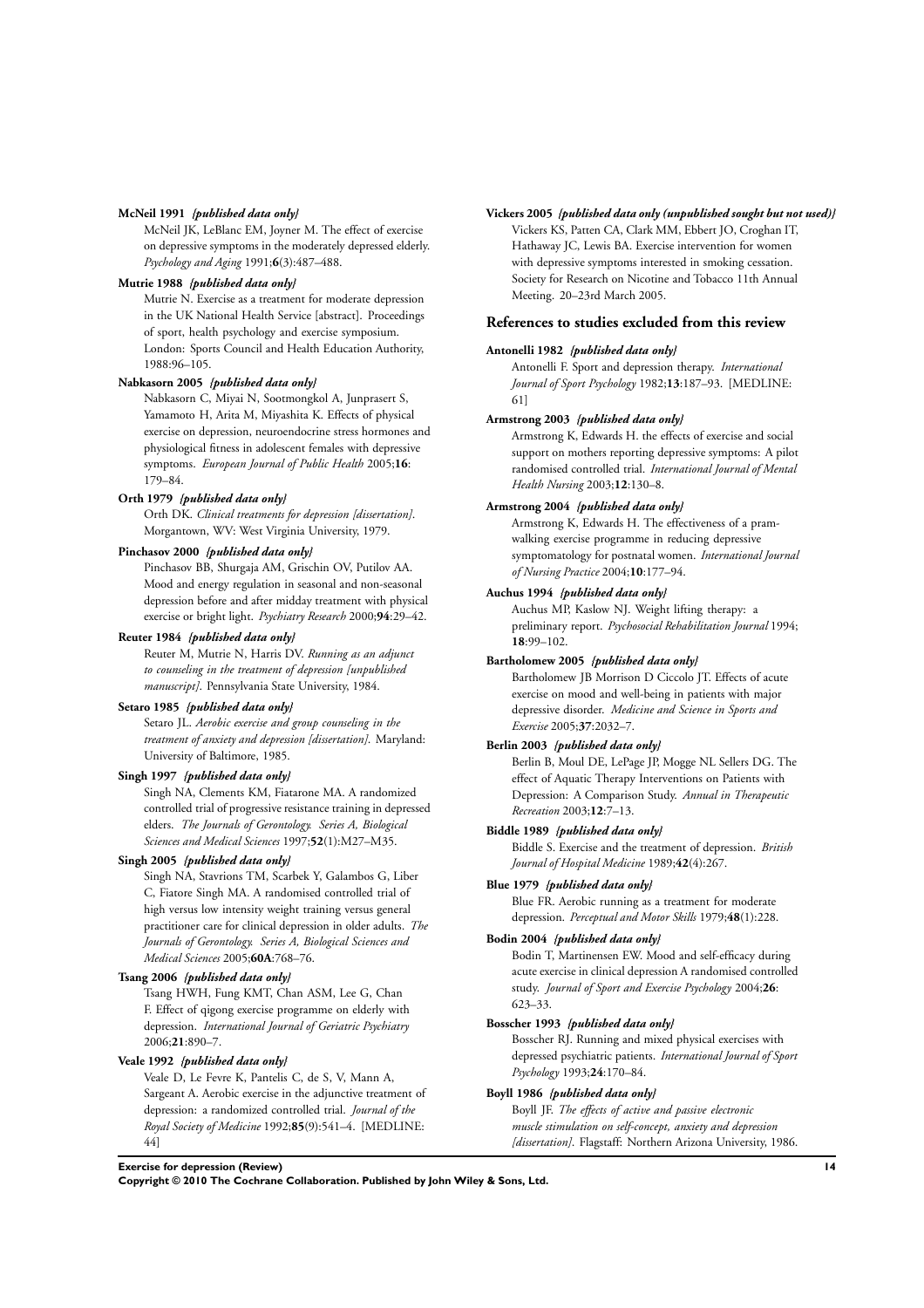**McNeil 1991** *{published data only}*

McNeil JK, LeBlanc EM, Joyner M. The effect of exercise on depressive symptoms in the moderately depressed elderly. *Psychology and Aging* 1991;**6**(3):487–488.

**Mutrie 1988** *{published data only}*

Mutrie N. Exercise as a treatment for moderate depression in the UK National Health Service [abstract]. Proceedings of sport, health psychology and exercise symposium. London: Sports Council and Health Education Authority, 1988:96–105.

**Nabkasorn 2005** *{published data only}*

Nabkasorn C, Miyai N, Sootmongkol A, Junprasert S, Yamamoto H, Arita M, Miyashita K. Effects of physical exercise on depression, neuroendocrine stress hormones and physiological fitness in adolescent females with depressive symptoms. *European Journal of Public Health* 2005;**16**: 179–84.

**Orth 1979** *{published data only}*

Orth DK. *Clinical treatments for depression [dissertation]*. Morgantown, WV: West Virginia University, 1979.

**Pinchasov 2000** *{published data only}*

Pinchasov BB, Shurgaja AM, Grischin OV, Putilov AA. Mood and energy regulation in seasonal and non-seasonal depression before and after midday treatment with physical exercise or bright light. *Psychiatry Research* 2000;**94**:29–42.

**Reuter 1984** *{published data only}*

Reuter M, Mutrie N, Harris DV. *Running as an adjunct to counseling in the treatment of depression [unpublished manuscript]*. Pennsylvania State University, 1984.

**Setaro 1985** *{published data only}*

Setaro JL. *Aerobic exercise and group counseling in the treatment of anxiety and depression [dissertation]*. Maryland: University of Baltimore, 1985.

**Singh 1997** *{published data only}*

Singh NA, Clements KM, Fiatarone MA. A randomized controlled trial of progressive resistance training in depressed elders. *The Journals of Gerontology. Series A, Biological Sciences and Medical Sciences* 1997;**52**(1):M27–M35.

**Singh 2005** *{published data only}*

Singh NA, Stavrions TM, Scarbek Y, Galambos G, Liber C, Fiatore Singh MA. A randomised controlled trial of high versus low intensity weight training versus general practitioner care for clinical depression in older adults. *The Journals of Gerontology. Series A, Biological Sciences and Medical Sciences* 2005;**60A**:768–76.

**Tsang 2006** *{published data only}*

Tsang HWH, Fung KMT, Chan ASM, Lee G, Chan F. Effect of qigong exercise programme on elderly with depression. *International Journal of Geriatric Psychiatry* 2006;**21**:890–7.

**Veale 1992** *{published data only}*

Veale D, Le Fevre K, Pantelis C, de S, V, Mann A, Sargeant A. Aerobic exercise in the adjunctive treatment of depression: a randomized controlled trial. *Journal of the Royal Society of Medicine* 1992;**85**(9):541–4. [MEDLINE: 44]

**Vickers 2005** *{published data only (unpublished sought but not used)}*

Vickers KS, Patten CA, Clark MM, Ebbert JO, Croghan IT, Hathaway JC, Lewis BA. Exercise intervention for women with depressive symptoms interested in smoking cessation. Society for Research on Nicotine and Tobacco 11th Annual Meeting. 20–23rd March 2005.

### References to studies excluded from this review

**Antonelli 1982** *{published data only}*

Antonelli F. Sport and depression therapy. *International Journal of Sport Psychology* 1982;**13**:187–93. [MEDLINE: 61]

**Armstrong 2003** *{published data only}*

Armstrong K, Edwards H. the effects of exercise and social support on mothers reporting depressive symptoms: A pilot randomised controlled trial. *International Journal of Mental Health Nursing* 2003;**12**:130–8.

**Armstrong 2004** *{published data only}*

Armstrong K, Edwards H. The effectiveness of a pram-walking exercise programme in reducing depressive symptomatology for postnatal women. *International Journal of Nursing Practice* 2004;**10**:177–94.

**Auchus 1994** *{published data only}*

Auchus MP, Kaslow NJ. Weight lifting therapy: a preliminary report. *Psychosocial Rehabilitation Journal* 1994; **18**:99–102.

**Bartholomew 2005** *{published data only}*

Bartholomew JB Morrison D Ciccolo JT. Effects of acute exercise on mood and well-being in patients with major depressive disorder. *Medicine and Science in Sports and Exercise* 2005;**37**:2032–7.

**Berlin 2003** *{published data only}*

Berlin B, Moul DE, LePage JP, Mogge NL Sellers DG. The effect of Aquatic Therapy Interventions on Patients with Depression: A Comparison Study. *Annual in Therapeutic Recreation* 2003;**12**:7–13.

**Biddle 1989** *{published data only}*

Biddle S. Exercise and the treatment of depression. *British Journal of Hospital Medicine* 1989;**42**(4):267.

**Blue 1979** *{published data only}*

Blue FR. Aerobic running as a treatment for moderate depression. *Perceptual and Motor Skills* 1979;**48**(1):228.

**Bodin 2004** *{published data only}*

Bodin T, Martinensen EW. Mood and self-efficacy during acute exercise in clinical depression A randomised controlled study. *Journal of Sport and Exercise Psychology* 2004;**26**: 623–33.

**Bosscher 1993** *{published data only}*

Bosscher RJ. Running and mixed physical exercises with depressed psychiatric patients. *International Journal of Sport Psychology* 1993;**24**:170–84.

**Boyll 1986** *{published data only}*

Boyll JF. *The effects of active and passive electronic muscle stimulation on self-concept, anxiety and depression [dissertation]*. Flagstaff: Northern Arizona University, 1986.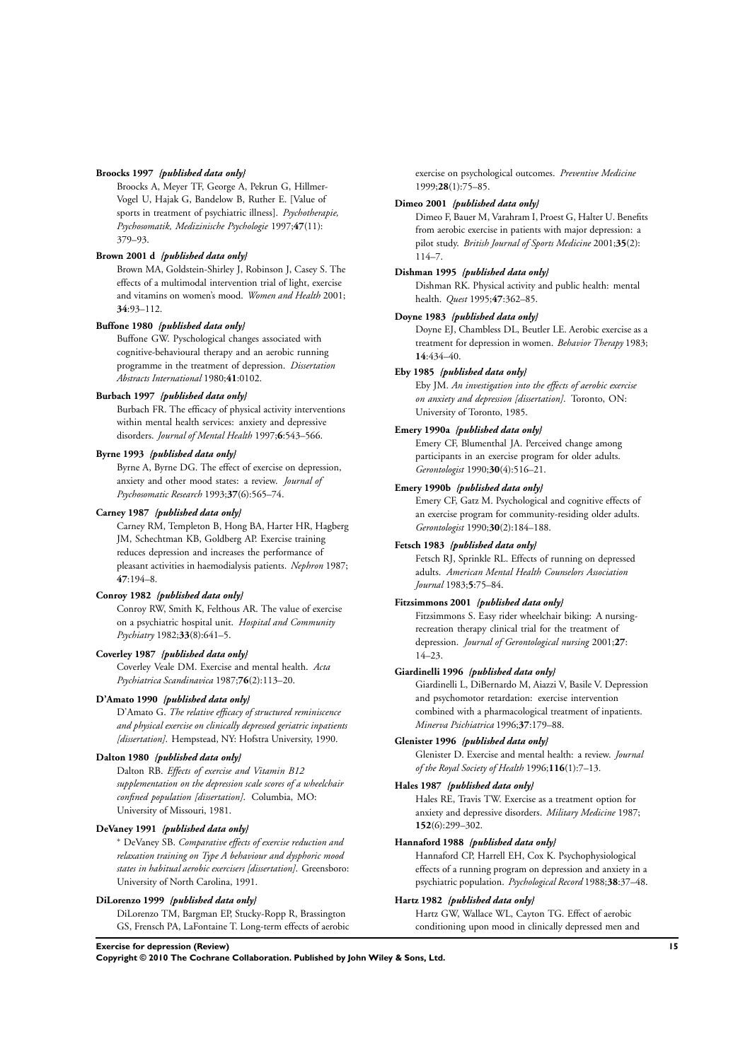**Broocks 1997** *{published data only}*

Broocks A, Meyer TF, George A, Pekrun G, Hillmer-Vogel U, Hajak G, Bandelow B, Ruther E. [Value of sports in treatment of psychiatric illness]. *Psychotherapie, Psychosomatik, Medizinische Psychologie* 1997;**47**(11):379–93.

**Brown 2001 d** *{published data only}*

Brown MA, Goldstein-Shirley J, Robinson J, Casey S. The effects of a multimodal intervention trial of light, exercise and vitamins on women's mood. *Women and Health* 2001;**34**:93–112.

**Buffone 1980** *{published data only}*

Buffone GW. Psychological changes associated with cognitive-behavioural therapy and an aerobic running programme in the treatment of depression. *Dissertation Abstracts International* 1980;**41**:0102.

**Burbach 1997** *{published data only}*

Burbach FR. The efficacy of physical activity interventions within mental health services: anxiety and depressive disorders. *Journal of Mental Health* 1997;**6**:543–566.

**Byrne 1993** *{published data only}*

Byrne A, Byrne DG. The effect of exercise on depression, anxiety and other mood states: a review. *Journal of Psychosomatic Research* 1993;**37**(6):565–74.

**Carney 1987** *{published data only}*

Carney RM, Templeton B, Hong BA, Harter HR, Hagberg JM, Schechtman KB, Goldberg AP. Exercise training reduces depression and increases the performance of pleasant activities in haemodialysis patients. *Nephron* 1987;**47**:194–8.

**Conroy 1982** *{published data only}*

Conroy RW, Smith K, Felthous AR. The value of exercise on a psychiatric hospital unit. *Hospital and Community Psychiatry* 1982;**33**(8):641–5.

**Coverley 1987** *{published data only}*

Coverley Veale DM. Exercise and mental health. *Acta Psychiatrica Scandinavica* 1987;**76**(2):113–20.

**D'Amato 1990** *{published data only}*

D'Amato G. *The relative efficacy of structured reminiscence and physical exercise on clinically depressed geriatric inpatients [dissertation]*. Hempstead, NY: Hofstra University, 1990.

**Dalton 1980** *{published data only}*

Dalton RB. *Effects of exercise and Vitamin B12 supplementation on the depression scale scores of a wheelchair confined population [dissertation]*. Columbia, MO: University of Missouri, 1981.

**DeVaney 1991** *{published data only}*

* DeVaney SB. *Comparative effects of exercise reduction and relaxation training on Type A behaviour and dysphoric mood states in habitual aerobic exercisers [dissertation]*. Greensboro: University of North Carolina, 1991.

**DiLorenzo 1999** *{published data only}*

DiLorenzo TM, Bargman EP, Stucky-Ropp R, Brassington GS, Frensch PA, LaFontaine T. Long-term effects of aerobic exercise on psychological outcomes. *Preventive Medicine* 1999;**28**(1):75–85.

**Dimeo 2001** *{published data only}*

Dimeo F, Bauer M, Varahram I, Proest G, Halter U. Benefits from aerobic exercise in patients with major depression: a pilot study. *British Journal of Sports Medicine* 2001;**35**(2):114–7.

**Dishman 1995** *{published data only}*

Dishman RK. Physical activity and public health: mental health. *Quest* 1995;**47**:362–85.

**Doyne 1983** *{published data only}*

Doyne EJ, Chambless DL, Beutler LE. Aerobic exercise as a treatment for depression in women. *Behavior Therapy* 1983;**14**:434–40.

**Eby 1985** *{published data only}*

Eby JM. *An investigation into the effects of aerobic exercise on anxiety and depression [dissertation]*. Toronto, ON: University of Toronto, 1985.

**Emery 1990a** *{published data only}*

Emery CF, Blumenthal JA. Perceived change among participants in an exercise program for older adults. *Gerontologist* 1990;**30**(4):516–21.

**Emery 1990b** *{published data only}*

Emery CF, Gatz M. Psychological and cognitive effects of an exercise program for community-residing older adults. *Gerontologist* 1990;**30**(2):184–188.

**Fetsch 1983** *{published data only}*

Fetsch RJ, Sprinkle RL. Effects of running on depressed adults. *American Mental Health Counselors Association Journal* 1983;**5**:75–84.

**Fitzsimmons 2001** *{published data only}*

Fitzsimmons S. Easy rider wheelchair biking: A nursing-recreation therapy clinical trial for the treatment of depression. *Journal of Gerontological nursing* 2001;**27**:14–23.

**Giardinelli 1996** *{published data only}*

Giardinelli L, DiBernardo M, Aiazzi V, Basile V. Depression and psychomotor retardation: exercise intervention combined with a pharmacological treatment of inpatients. *Minerva Psichiatrica* 1996;**37**:179–88.

**Glenister 1996** *{published data only}*

Glenister D. Exercise and mental health: a review. *Journal of the Royal Society of Health* 1996;**116**(1):7–13.

**Hales 1987** *{published data only}*

Hales RE, Travis TW. Exercise as a treatment option for anxiety and depressive disorders. *Military Medicine* 1987;**152**(6):299–302.

**Hannaford 1988** *{published data only}*

Hannaford CP, Harrell EH, Cox K. Psychophysiological effects of a running program on depression and anxiety in a psychiatric population. *Psychological Record* 1988;**38**:37–48.

**Hartz 1982** *{published data only}*

Hartz GW, Wallace WL, Cayton TG. Effect of aerobic conditioning upon mood in clinically depressed men and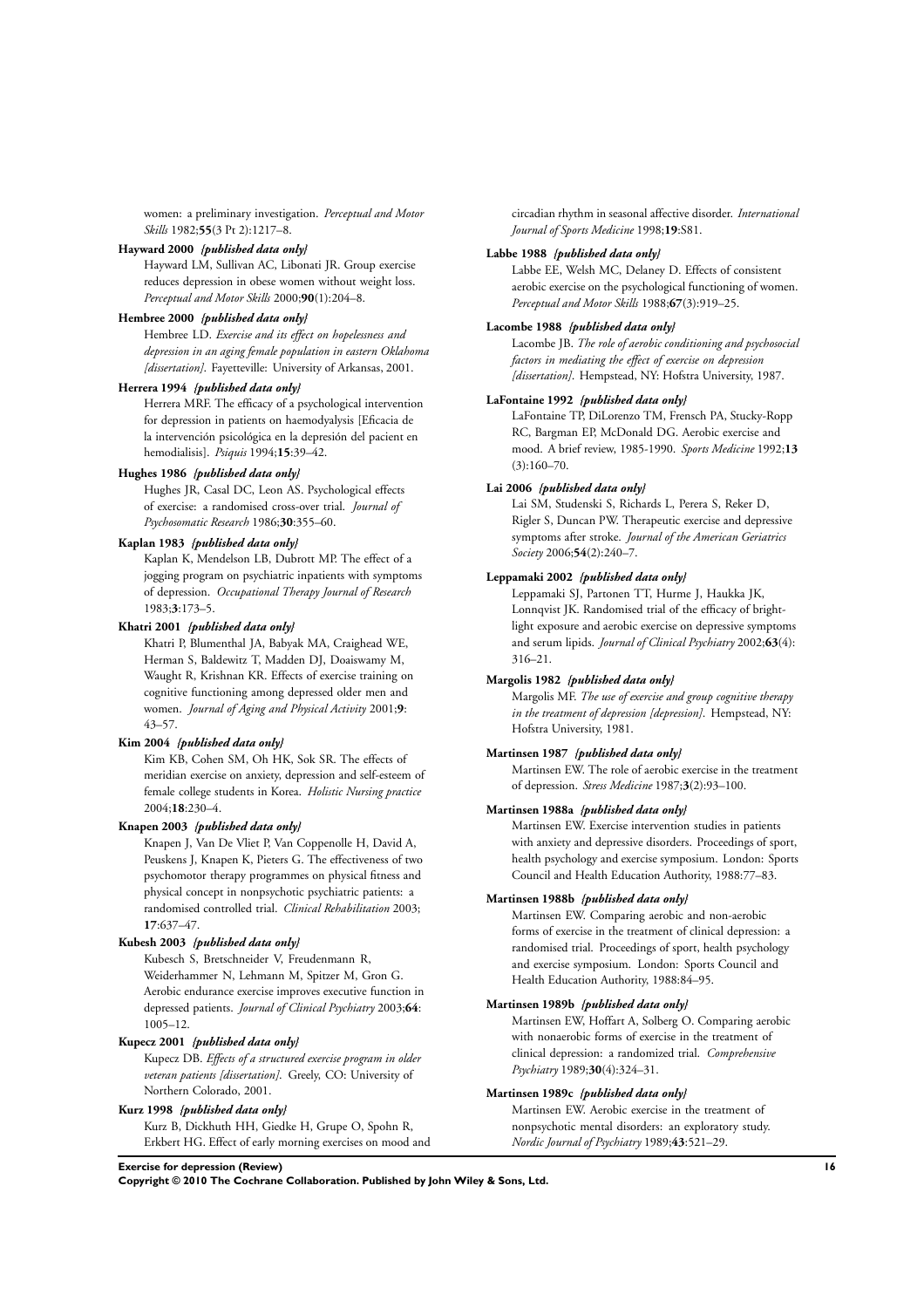women: a preliminary investigation. *Perceptual and Motor Skills* 1982;**55**(3 Pt 2):1217–8.

**Hayward 2000** *{published data only}*
Hayward LM, Sullivan AC, Libonati JR. Group exercise reduces depression in obese women without weight loss. *Perceptual and Motor Skills* 2000;**90**(1):204–8.

**Hembree 2000** *{published data only}*
Hembree LD. *Exercise and its effect on hopelessness and depression in an aging female population in eastern Oklahoma [dissertation]*. Fayetteville: University of Arkansas, 2001.

**Herrera 1994** *{published data only}*
Herrera MRF. The efficacy of a psychological intervention for depression in patients on haemodyalysis [Eficacia de la intervención psicológica en la depresión del pacient en hemodialisis]. *Psiquis* 1994;**15**:39–42.

**Hughes 1986** *{published data only}*
Hughes JR, Casal DC, Leon AS. Psychological effects of exercise: a randomised cross-over trial. *Journal of Psychosomatic Research* 1986;**30**:355–60.

**Kaplan 1983** *{published data only}*
Kaplan K, Mendelson LB, Dubrott MP. The effect of a jogging program on psychiatric inpatients with symptoms of depression. *Occupational Therapy Journal of Research* 1983;**3**:173–5.

**Khatri 2001** *{published data only}*
Khatri P, Blumenthal JA, Babyak MA, Craighead WE, Herman S, Baldewitz T, Madden DJ, Doaiswamy M, Waught R, Krishnan KR. Effects of exercise training on cognitive functioning among depressed older men and women. *Journal of Aging and Physical Activity* 2001;**9**: 43–57.

**Kim 2004** *{published data only}*
Kim KB, Cohen SM, Oh HK, Sok SR. The effects of meridian exercise on anxiety, depression and self-esteem of female college students in Korea. *Holistic Nursing practice* 2004;**18**:230–4.

**Knapen 2003** *{published data only}*
Knapen J, Van De Vliet P, Van Coppenolle H, David A, Peuskens J, Knapen K, Pieters G. The effectiveness of two psychomotor therapy programmes on physical fitness and physical concept in nonpsychotic psychiatric patients: a randomised controlled trial. *Clinical Rehabilitation* 2003; **17**:637–47.

**Kubesh 2003** *{published data only}*
Kubesch S, Bretschneider V, Freudenmann R, Weiderhammer N, Lehmann M, Spitzer M, Gron G. Aerobic endurance exercise improves executive function in depressed patients. *Journal of Clinical Psychiatry* 2003;**64**: 1005–12.

**Kupecz 2001** *{published data only}*
Kupecz DB. *Effects of a structured exercise program in older veteran patients [dissertation]*. Greely, CO: University of Northern Colorado, 2001.

**Kurz 1998** *{published data only}*
Kurz B, Dickhuth HH, Giedke H, Grupe O, Spohn R, Erkbert HG. Effect of early morning exercises on mood and circadian rhythm in seasonal affective disorder. *International Journal of Sports Medicine* 1998;**19**:S81.

**Labbe 1988** *{published data only}*
Labbe EE, Welsh MC, Delaney D. Effects of consistent aerobic exercise on the psychological functioning of women. *Perceptual and Motor Skills* 1988;**67**(3):919–25.

**Lacombe 1988** *{published data only}*
Lacombe JB. *The role of aerobic conditioning and psychosocial factors in mediating the effect of exercise on depression [dissertation]*. Hempstead, NY: Hofstra University, 1987.

**LaFontaine 1992** *{published data only}*
LaFontaine TP, DiLorenzo TM, Frensch PA, Stucky-Ropp RC, Bargman EP, McDonald DG. Aerobic exercise and mood. A brief review, 1985-1990. *Sports Medicine* 1992;**13** (3):160–70.

**Lai 2006** *{published data only}*
Lai SM, Studenski S, Richards L, Perera S, Reker D, Rigler S, Duncan PW. Therapeutic exercise and depressive symptoms after stroke. *Journal of the American Geriatrics Society* 2006;**54**(2):240–7.

**Leppamaki 2002** *{published data only}*
Leppamaki SJ, Partonen TT, Hurme J, Haukka JK, Lonnqvist JK. Randomised trial of the efficacy of bright-light exposure and aerobic exercise on depressive symptoms and serum lipids. *Journal of Clinical Psychiatry* 2002;**63**(4): 316–21.

**Margolis 1982** *{published data only}*
Margolis MF. *The use of exercise and group cognitive therapy in the treatment of depression [depression]*. Hempstead, NY: Hofstra University, 1981.

**Martinsen 1987** *{published data only}*
Martinsen EW. The role of aerobic exercise in the treatment of depression. *Stress Medicine* 1987;**3**(2):93–100.

**Martinsen 1988a** *{published data only}*
Martinsen EW. Exercise intervention studies in patients with anxiety and depressive disorders. Proceedings of sport, health psychology and exercise symposium. London: Sports Council and Health Education Authority, 1988:77–83.

**Martinsen 1988b** *{published data only}*
Martinsen EW. Comparing aerobic and non-aerobic forms of exercise in the treatment of clinical depression: a randomised trial. Proceedings of sport, health psychology and exercise symposium. London: Sports Council and Health Education Authority, 1988:84–95.

**Martinsen 1989b** *{published data only}*
Martinsen EW, Hoffart A, Solberg O. Comparing aerobic with nonaerobic forms of exercise in the treatment of clinical depression: a randomized trial. *Comprehensive Psychiatry* 1989;**30**(4):324–31.

**Martinsen 1989c** *{published data only}*
Martinsen EW. Aerobic exercise in the treatment of nonpsychotic mental disorders: an exploratory study. *Nordic Journal of Psychiatry* 1989;**43**:521–29.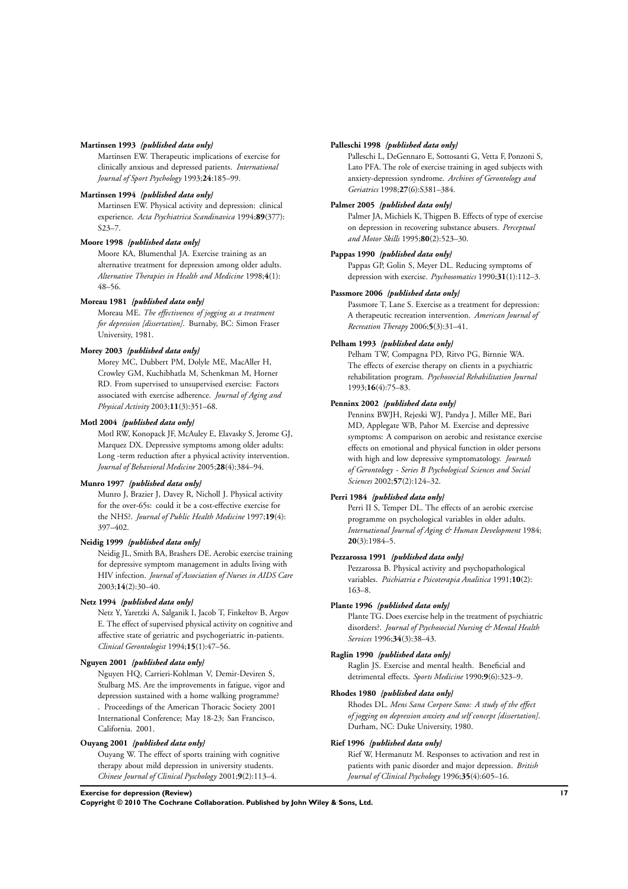**Martinsen 1993** *{published data only}*

Martinsen EW. Therapeutic implications of exercise for clinically anxious and depressed patients. *International Journal of Sport Psychology* 1993;**24**:185–99.

**Martinsen 1994** *{published data only}*

Martinsen EW. Physical activity and depression: clinical experience. *Acta Psychiatrica Scandinavica* 1994;**89**(377): S23–7.

**Moore 1998** *{published data only}*

Moore KA, Blumenthal JA. Exercise training as an alternative treatment for depression among older adults. *Alternative Therapies in Health and Medicine* 1998;**4**(1): 48–56.

**Moreau 1981** *{published data only}*

Moreau ME. *The effectiveness of jogging as a treatment for depression [dissertation]*. Burnaby, BC: Simon Fraser University, 1981.

**Morey 2003** *{published data only}*

Morey MC, Dubbert PM, Dolyle ME, MacAller H, Crowley GM, Kuchibhatla M, Schenkman M, Horner RD. From supervised to unsupervised exercise: Factors associated with exercise adherence. *Journal of Aging and Physical Activity* 2003;**11**(3):351–68.

**Motl 2004** *{published data only}*

Motl RW, Konopack JF, McAuley E, Elavasky S, Jerome GJ, Marquez DX. Depressive symptoms among older adults: Long -term reduction after a physical activity intervention. *Journal of Behavioral Medicine* 2005;**28**(4):384–94.

**Munro 1997** *{published data only}*

Munro J, Brazier J, Davey R, Nicholl J. Physical activity for the over-65s: could it be a cost-effective exercise for the NHS?. *Journal of Public Health Medicine* 1997;**19**(4): 397–402.

**Neidig 1999** *{published data only}*

Neidig JL, Smith BA, Brashers DE. Aerobic exercise training for depressive symptom management in adults living with HIV infection. *Journal of Association of Nurses in AIDS Care* 2003;**14**(2):30–40.

**Netz 1994** *{published data only}*

Netz Y, Yaretzki A, Salganik I, Jacob T, Finkeltov B, Argov E. The effect of supervised physical activity on cognitive and affective state of geriatric and psychogeriatric in-patients. *Clinical Gerontologist* 1994;**15**(1):47–56.

**Nguyen 2001** *{published data only}*

Nguyen HQ, Carrieri-Kohlman V, Demir-Deviren S, Stulbarg MS. Are the improvements in fatigue, vigor and depression sustained with a home walking programme? . Proceedings of the American Thoracic Society 2001 International Conference; May 18-23; San Francisco, California. 2001.

**Ouyang 2001** *{published data only}*

Ouyang W. The effect of sports training with cognitive therapy about mild depression in university students. *Chinese Journal of Clinical Pyschology* 2001;**9**(2):113–4.

**Palleschi 1998** *{published data only}*

Palleschi L, DeGennaro E, Sottosanti G, Vetta F, Ponzoni S, Lato PFA. The role of exercise training in aged subjects with anxiety-depression syndrome. *Archives of Gerontology and Geriatrics* 1998;**27**(6):S381–384.

**Palmer 2005** *{published data only}*

Palmer JA, Michiels K, Thigpen B. Effects of type of exercise on depression in recovering substance abusers. *Perceptual and Motor Skills* 1995;**80**(2):523–30.

**Pappas 1990** *{published data only}*

Pappas GP, Golin S, Meyer DL. Reducing symptoms of depression with exercise. *Psychosomatics* 1990;**31**(1):112–3.

**Passmore 2006** *{published data only}*

Passmore T, Lane S. Exercise as a treatment for depression: A therapeutic recreation intervention. *American Journal of Recreation Therapy* 2006;**5**(3):31–41.

**Pelham 1993** *{published data only}*

Pelham TW, Compagna PD, Ritvo PG, Birnnie WA. The effects of exercise therapy on clients in a psychiatric rehabilitation program. *Psychosocial Rehabilitation Journal* 1993;**16**(4):75–83.

**Penninx 2002** *{published data only}*

Penninx BWJH, Rejeski WJ, Pandya J, Miller ME, Bari MD, Applegate WB, Pahor M. Exercise and depressive symptoms: A comparison on aerobic and resistance exercise effects on emotional and physical function in older persons with high and low depressive symptomatology. *Journals of Gerontology - Series B Psychological Sciences and Social Sciences* 2002;**57**(2):124–32.

**Perri 1984** *{published data only}*

Perri II S, Temper DL. The effects of an aerobic exercise programme on psychological variables in older adults. *International Journal of Aging & Human Development* 1984; **20**(3):1984–5.

**Pezzarossa 1991** *{published data only}*

Pezzarossa B. Physical activity and psychopathological variables. *Psichiatria e Psicoterapia Analitica* 1991;**10**(2): 163–8.

**Plante 1996** *{published data only}*

Plante TG. Does exercise help in the treatment of psychiatric disorders?. *Journal of Psychosocial Nursing & Mental Health Services* 1996;**34**(3):38–43.

**Raglin 1990** *{published data only}*

Raglin JS. Exercise and mental health. Beneficial and detrimental effects. *Sports Medicine* 1990;**9**(6):323–9.

**Rhodes 1980** *{published data only}*

Rhodes DL. *Mens Sana Corpore Sano: A study of the effect of jogging on depression anxiety and self concept [dissertation]*. Durham, NC: Duke University, 1980.

**Rief 1996** *{published data only}*

Rief W, Hermanutz M. Responses to activation and rest in patients with panic disorder and major depression. *British Journal of Clinical Psychology* 1996;**35**(4):605–16.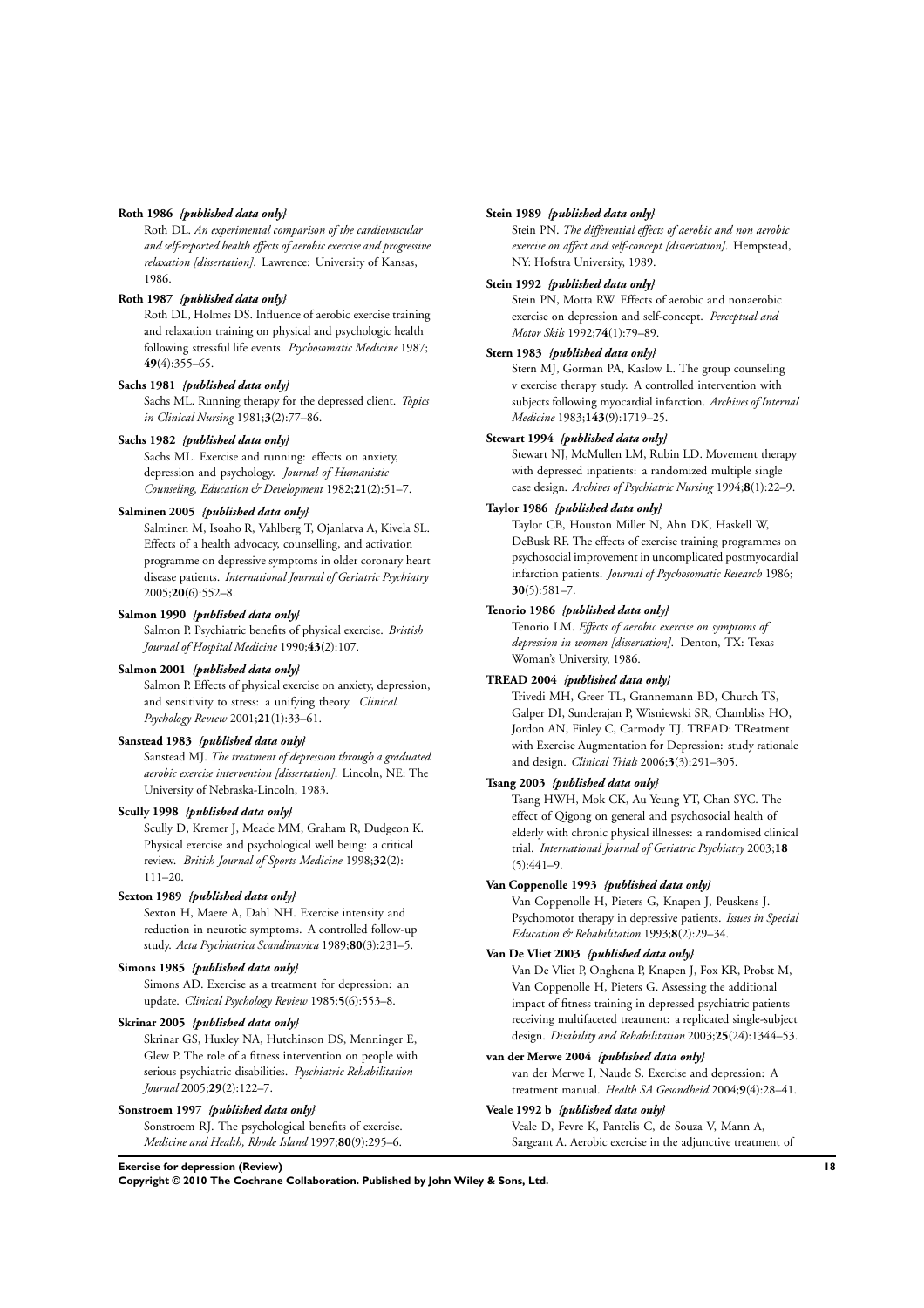**Roth 1986** *{published data only}*

Roth DL. *An experimental comparison of the cardiovascular and self-reported health effects of aerobic exercise and progressive relaxation [dissertation]*. Lawrence: University of Kansas, 1986.

**Roth 1987** *{published data only}*

Roth DL, Holmes DS. Influence of aerobic exercise training and relaxation training on physical and psychologic health following stressful life events. *Psychosomatic Medicine* 1987; **49**(4):355–65.

**Sachs 1981** *{published data only}*

Sachs ML. Running therapy for the depressed client. *Topics in Clinical Nursing* 1981;**3**(2):77–86.

**Sachs 1982** *{published data only}*

Sachs ML. Exercise and running: effects on anxiety, depression and psychology. *Journal of Humanistic Counseling, Education & Development* 1982;**21**(2):51–7.

**Salminen 2005** *{published data only}*

Salminen M, Isoaho R, Vahlberg T, Ojanlatva A, Kivela SL. Effects of a health advocacy, counselling, and activation programme on depressive symptoms in older coronary heart disease patients. *International Journal of Geriatric Psychiatry* 2005;**20**(6):552–8.

**Salmon 1990** *{published data only}*

Salmon P. Psychiatric benefits of physical exercise. *Bristish Journal of Hospital Medicine* 1990;**43**(2):107.

**Salmon 2001** *{published data only}*

Salmon P. Effects of physical exercise on anxiety, depression, and sensitivity to stress: a unifying theory. *Clinical Psychology Review* 2001;**21**(1):33–61.

**Sanstead 1983** *{published data only}*

Sanstead MJ. *The treatment of depression through a graduated aerobic exercise intervention [dissertation]*. Lincoln, NE: The University of Nebraska-Lincoln, 1983.

**Scully 1998** *{published data only}*

Scully D, Kremer J, Meade MM, Graham R, Dudgeon K. Physical exercise and psychological well being: a critical review. *British Journal of Sports Medicine* 1998;**32**(2): 111–20.

**Sexton 1989** *{published data only}*

Sexton H, Maere A, Dahl NH. Exercise intensity and reduction in neurotic symptoms. A controlled follow-up study. *Acta Psychiatrica Scandinavica* 1989;**80**(3):231–5.

**Simons 1985** *{published data only}*

Simons AD. Exercise as a treatment for depression: an update. *Clinical Psychology Review* 1985;**5**(6):553–8.

**Skrinar 2005** *{published data only}*

Skrinar GS, Huxley NA, Hutchinson DS, Menninger E, Glew P. The role of a fitness intervention on people with serious psychiatric disabilities. *Pyschiatric Rehabilitation Journal* 2005;**29**(2):122–7.

**Sonstroem 1997** *{published data only}*

Sonstroem RJ. The psychological benefits of exercise. *Medicine and Health, Rhode Island* 1997;**80**(9):295–6.

**Stein 1989** *{published data only}*

Stein PN. *The differential effects of aerobic and non aerobic exercise on affect and self-concept [dissertation]*. Hempstead, NY: Hofstra University, 1989.

**Stein 1992** *{published data only}*

Stein PN, Motta RW. Effects of aerobic and nonaerobic exercise on depression and self-concept. *Perceptual and Motor Skils* 1992;**74**(1):79–89.

**Stern 1983** *{published data only}*

Stern MJ, Gorman PA, Kaslow L. The group counseling v exercise therapy study. A controlled intervention with subjects following myocardial infarction. *Archives of Internal Medicine* 1983;**143**(9):1719–25.

**Stewart 1994** *{published data only}*

Stewart NJ, McMullen LM, Rubin LD. Movement therapy with depressed inpatients: a randomized multiple single case design. *Archives of Psychiatric Nursing* 1994;**8**(1):22–9.

**Taylor 1986** *{published data only}*

Taylor CB, Houston Miller N, Ahn DK, Haskell W, DeBusk RF. The effects of exercise training programmes on psychosocial improvement in uncomplicated postmyocardial infarction patients. *Journal of Psychosomatic Research* 1986; **30**(5):581–7.

**Tenorio 1986** *{published data only}*

Tenorio LM. *Effects of aerobic exercise on symptoms of depression in women [dissertation]*. Denton, TX: Texas Woman's University, 1986.

**TREAD 2004** *{published data only}*

Trivedi MH, Greer TL, Grannemann BD, Church TS, Galper DI, Sunderajan P, Wisniewski SR, Chambliss HO, Jordon AN, Finley C, Carmody TJ. TREAD: TReatment with Exercise Augmentation for Depression: study rationale and design. *Clinical Trials* 2006;**3**(3):291–305.

**Tsang 2003** *{published data only}*

Tsang HWH, Mok CK, Au Yeung YT, Chan SYC. The effect of Qigong on general and psychosocial health of elderly with chronic physical illnesses: a randomised clinical trial. *International Journal of Geriatric Psychiatry* 2003;**18** (5):441–9.

**Van Coppenolle 1993** *{published data only}*

Van Coppenolle H, Pieters G, Knapen J, Peuskens J. Psychomotor therapy in depressive patients. *Issues in Special Education & Rehabilitation* 1993;**8**(2):29–34.

**Van De Vliet 2003** *{published data only}*

Van De Vliet P, Onghena P, Knapen J, Fox KR, Probst M, Van Coppenolle H, Pieters G. Assessing the additional impact of fitness training in depressed psychiatric patients receiving multifaceted treatment: a replicated single-subject design. *Disability and Rehabilitation* 2003;**25**(24):1344–53.

**van der Merwe 2004** *{published data only}*

van der Merwe I, Naude S. Exercise and depression: A treatment manual. *Health SA Gesondheid* 2004;**9**(4):28–41.

**Veale 1992 b** *{published data only}*

Veale D, Fevre K, Pantelis C, de Souza V, Mann A, Sargeant A. Aerobic exercise in the adjunctive treatment of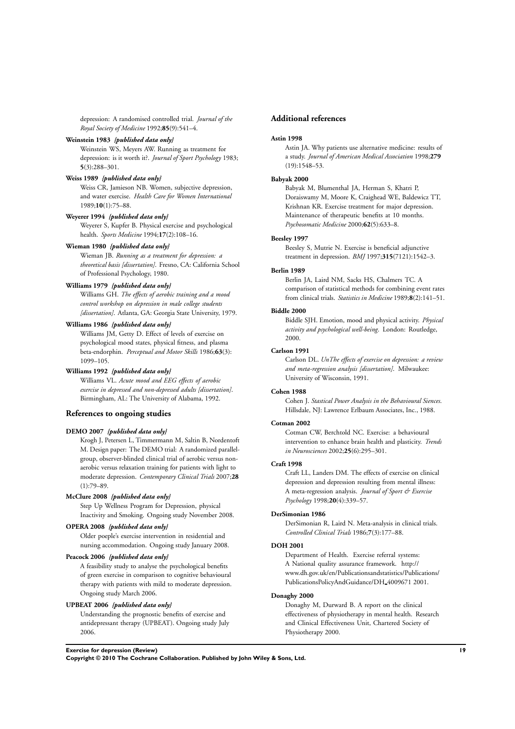depression: A randomised controlled trial. *Journal of the Royal Society of Medicine* 1992;**85**(9):541–4.

**Weinstein 1983** *{published data only}*

Weinstein WS, Meyers AW. Running as treatment for depression: is it worth it?. *Journal of Sport Psychology* 1983; **5**(3):288–301.

**Weiss 1989** *{published data only}*

Weiss CR, Jamieson NB. Women, subjective depression, and water exercise. *Health Care for Women International* 1989;**10**(1):75–88.

**Weyerer 1994** *{published data only}*

Weyerer S, Kupfer B. Physical exercise and psychological health. *Sports Medicine* 1994;**17**(2):108–16.

**Wieman 1980** *{published data only}*

Wieman JB. *Running as a treatment for depression: a theoretical basis [dissertation]*. Fresno, CA: California School of Professional Psychology, 1980.

**Williams 1979** *{published data only}*

Williams GH. *The effects of aerobic training and a mood control workshop on depression in male college students [dissertation]*. Atlanta, GA: Georgia State University, 1979.

**Williams 1986** *{published data only}*

Williams JM, Getty D. Effect of levels of exercise on psychological mood states, physical fitness, and plasma beta-endorphin. *Perceptual and Motor Skills* 1986;**63**(3): 1099–105.

**Williams 1992** *{published data only}*

Williams VL. *Acute mood and EEG effects of aerobic exercise in depressed and non-depressed adults [dissertation]*. Birmingham, AL: The University of Alabama, 1992.

## References to ongoing studies

**DEMO 2007** *{published data only}*

Krogh J, Petersen L, Timmermann M, Saltin B, Nordentoft M. Design paper: The DEMO trial: A randomized parallel-group, observer-blinded clinical trial of aerobic versus non-aerobic versus relaxation training for patients with light to moderate depression. *Contemporary Clinical Trials* 2007;**28** (1):79–89.

**McClure 2008** *{published data only}*

Step Up Wellness Program for Depression, physical Inactivity and Smoking. Ongoing study November 2008.

**OPERA 2008** *{published data only}*

Older poeple's exercise intervention in residential and nursing accommodation. Ongoing study January 2008.

**Peacock 2006** *{published data only}*

A feasibility study to analyse the psychological benefits of green exercise in comparison to cognitive behavioural therapy with patients with mild to moderate depression. Ongoing study March 2006.

**UPBEAT 2006** *{published data only}*

Understanding the prognostic benefits of exercise and antidepressant therapy (UPBEAT). Ongoing study July 2006.

## Additional references

**Astin 1998**

Astin JA. Why patients use alternative medicine: results of a study. *Journal of American Medical Association* 1998;**279** (19):1548–53.

**Babyak 2000**

Babyak M, Blumenthal JA, Herman S, Khatri P, Doraiswamy M, Moore K, Craighead WE, Baldewicz TT, Krishnan KR. Exercise treatment for major depression. Maintenance of therapeutic benefits at 10 months. *Psychosomatic Medicine* 2000;**62**(5):633–8.

**Beesley 1997**

Beesley S, Mutrie N. Exercise is beneficial adjunctive treatment in depression. *BMJ* 1997;**315**(7121):1542–3.

**Berlin 1989**

Berlin JA, Laird NM, Sacks HS, Chalmers TC. A comparison of statistical methods for combining event rates from clinical trials. *Statistics in Medicine* 1989;**8**(2):141–51.

**Biddle 2000**

Biddle SJH. Emotion, mood and physical activity. *Physical activity and psychological well-being*. London: Routledge, 2000.

**Carlson 1991**

Carlson DL. *UnThe effects of exercise on depression: a review and meta-regression analysis [dissertation]*. Milwaukee: University of Wisconsin, 1991.

**Cohen 1988**

Cohen J. *Stastical Power Analysis in the Behavioural Siences*. Hillsdale, NJ: Lawrence Erlbaum Associates, Inc., 1988.

**Cotman 2002**

Cotman CW, Berchtold NC. Exercise: a behavioural intervention to enhance brain health and plasticity. *Trends in Neurosciences* 2002;**25**(6):295–301.

**Craft 1998**

Craft LL, Landers DM. The effects of exercise on clinical depression and depression resulting from mental illness: A meta-regression analysis. *Journal of Sport & Exercise Psychology* 1998;**20**(4):339–57.

**DerSimonian 1986**

DerSimonian R, Laird N. Meta-analysis in clinical trials. *Controlled Clinical Trials* 1986;**7**(3):177–88.

**DOH 2001**

Department of Health. Exercise referral systems: A National quality assurance framework. http://www.dh.gov.uk/en/Publicationsandstatistics/Publications/PublicationsPolicyAndGuidance/DH_4009671 2001.

**Donaghy 2000**

Donaghy M, Durward B. A report on the clinical effectiveness of physiotherapy in mental health. Research and Clinical Effectiveness Unit, Chartered Society of Physiotherapy 2000.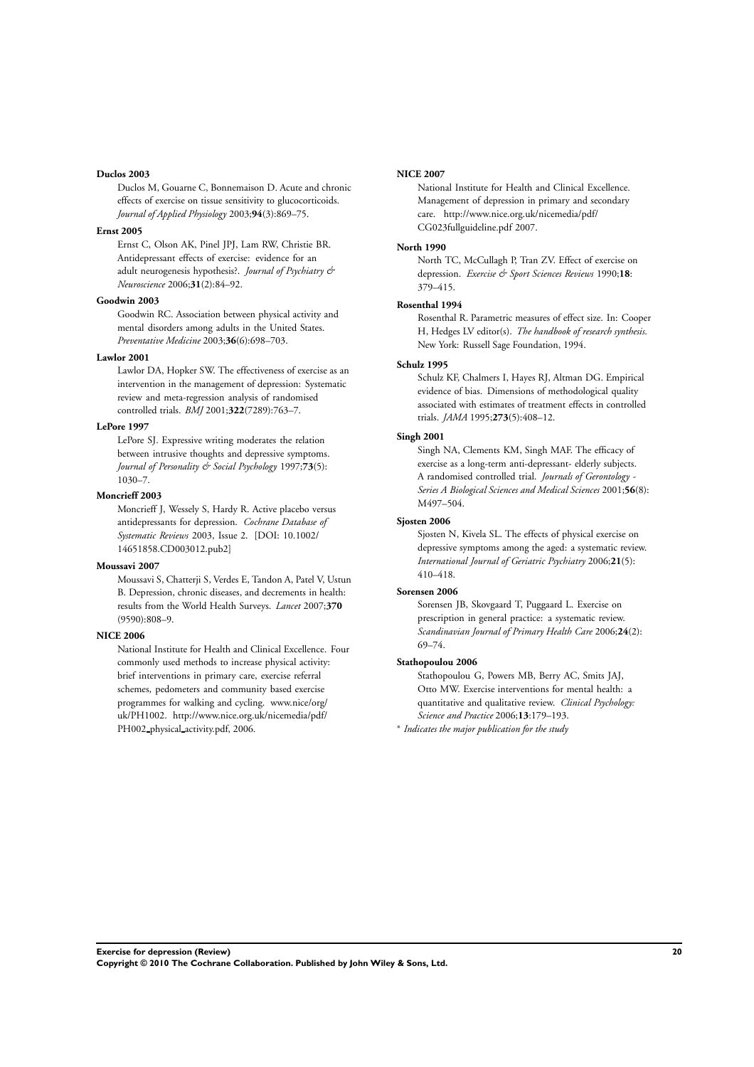**Duclos 2003**

Duclos M, Gouarne C, Bonnemaison D. Acute and chronic effects of exercise on tissue sensitivity to glucocorticoids. *Journal of Applied Physiology* 2003;**94**(3):869–75.

**Ernst 2005**

Ernst C, Olson AK, Pinel JPJ, Lam RW, Christie BR. Antidepressant effects of exercise: evidence for an adult neurogenesis hypothesis?. *Journal of Psychiatry & Neuroscience* 2006;**31**(2):84–92.

**Goodwin 2003**

Goodwin RC. Association between physical activity and mental disorders among adults in the United States. *Preventative Medicine* 2003;**36**(6):698–703.

**Lawlor 2001**

Lawlor DA, Hopker SW. The effectiveness of exercise as an intervention in the management of depression: Systematic review and meta-regression analysis of randomised controlled trials. *BMJ* 2001;**322**(7289):763–7.

**LePore 1997**

LePore SJ. Expressive writing moderates the relation between intrusive thoughts and depressive symptoms. *Journal of Personality & Social Psychology* 1997;**73**(5): 1030–7.

**Moncrieff 2003**

Moncrieff J, Wessely S, Hardy R. Active placebo versus antidepressants for depression. *Cochrane Database of Systematic Reviews* 2003, Issue 2. [DOI: 10.1002/14651858.CD003012.pub2]

**Moussavi 2007**

Moussavi S, Chatterji S, Verdes E, Tandon A, Patel V, Ustun B. Depression, chronic diseases, and decrements in health: results from the World Health Surveys. *Lancet* 2007;**370** (9590):808–9.

**NICE 2006**

National Institute for Health and Clinical Excellence. Four commonly used methods to increase physical activity: brief interventions in primary care, exercise referral schemes, pedometers and community based exercise programmes for walking and cycling. www.nice/org/uk/PH1002. http://www.nice.org.uk/nicemedia/pdf/PH002_physical_activity.pdf, 2006.

**NICE 2007**

National Institute for Health and Clinical Excellence. Management of depression in primary and secondary care. http://www.nice.org.uk/nicemedia/pdf/CG023fullguideline.pdf 2007.

**North 1990**

North TC, McCullagh P, Tran ZV. Effect of exercise on depression. *Exercise & Sport Sciences Reviews* 1990;**18**: 379–415.

**Rosenthal 1994**

Rosenthal R. Parametric measures of effect size. In: Cooper H, Hedges LV editor(s). *The handbook of research synthesis*. New York: Russell Sage Foundation, 1994.

**Schulz 1995**

Schulz KF, Chalmers I, Hayes RJ, Altman DG. Empirical evidence of bias. Dimensions of methodological quality associated with estimates of treatment effects in controlled trials. *JAMA* 1995;**273**(5):408–12.

**Singh 2001**

Singh NA, Clements KM, Singh MAF. The efficacy of exercise as a long-term anti-depressant- elderly subjects. A randomised controlled trial. *Journals of Gerontology - Series A Biological Sciences and Medical Sciences* 2001;**56**(8): M497–504.

**Sjosten 2006**

Sjosten N, Kivela SL. The effects of physical exercise on depressive symptoms among the aged: a systematic review. *International Journal of Geriatric Psychiatry* 2006;**21**(5): 410–418.

**Sorensen 2006**

Sorensen JB, Skovgaard T, Puggaard L. Exercise on prescription in general practice: a systematic review. *Scandinavian Journal of Primary Health Care* 2006;**24**(2): 69–74.

**Stathopoulou 2006**

Stathopoulou G, Powers MB, Berry AC, Smits JAJ, Otto MW. Exercise interventions for mental health: a quantitative and qualitative review. *Clinical Psychology: Science and Practice* 2006;**13**:179–193.

* *Indicates the major publication for the study*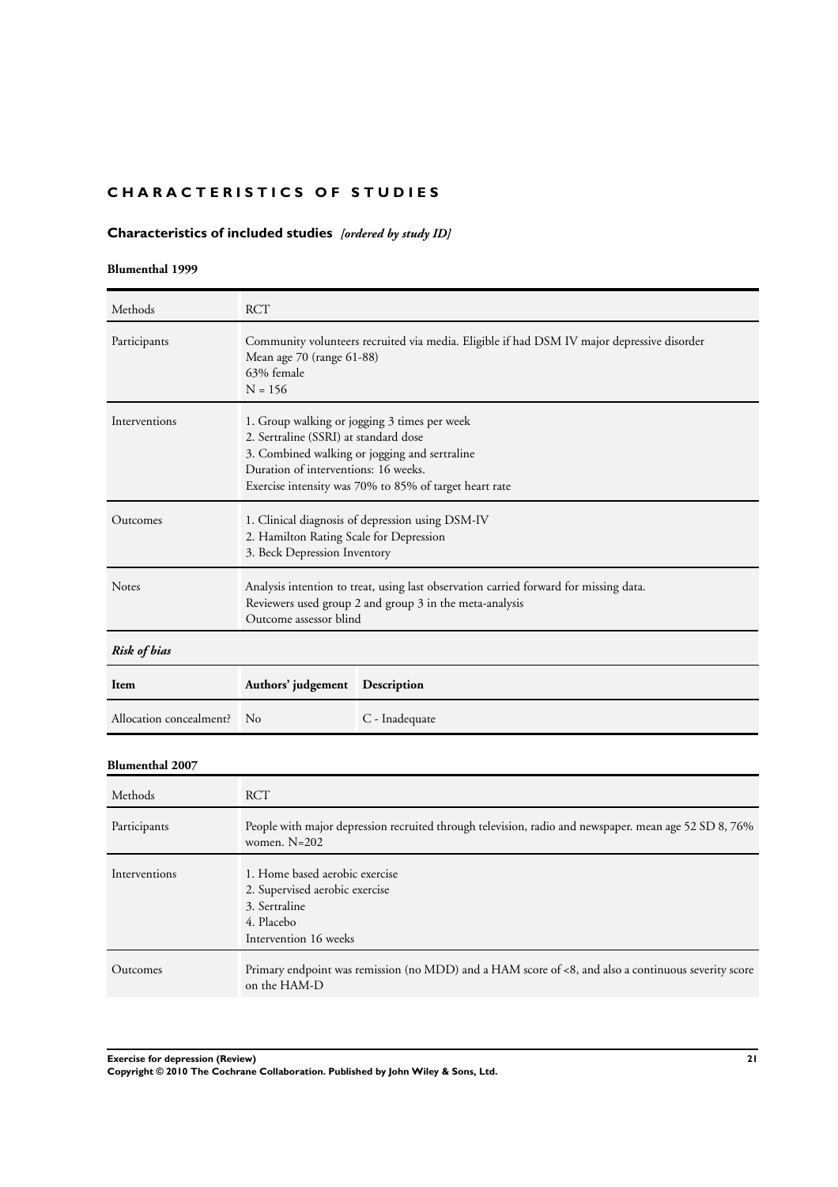# CHARACTERISTICS OF STUDIES

## Characteristics of included studies *[ordered by study ID]*

### Blumenthal 1999

| Methods | RCT |
|---|---|
| Participants | Community volunteers recruited via media. Eligible if had DSM IV major depressive disorder<br>Mean age 70 (range 61-88)<br>63% female<br>N = 156 |
| Interventions | 1. Group walking or jogging 3 times per week<br>2. Sertraline (SSRI) at standard dose<br>3. Combined walking or jogging and sertraline<br>Duration of interventions: 16 weeks.<br>Exercise intensity was 70% to 85% of target heart rate |
| Outcomes | 1. Clinical diagnosis of depression using DSM-IV<br>2. Hamilton Rating Scale for Depression<br>3. Beck Depression Inventory |
| Notes | Analysis intention to treat, using last observation carried forward for missing data.<br>Reviewers used group 2 and group 3 in the meta-analysis<br>Outcome assessor blind |

*Risk of bias*

| Item | Authors' judgement | Description |
|---|---|---|
| Allocation concealment? | No | C - Inadequate |

### Blumenthal 2007

| Methods | RCT |
|---|---|
| Participants | People with major depression recruited through television, radio and newspaper. mean age 52 SD 8, 76% women. N=202 |
| Interventions | 1. Home based aerobic exercise<br>2. Supervised aerobic exercise<br>3. Sertraline<br>4. Placebo<br>Intervention 16 weeks |
| Outcomes | Primary endpoint was remission (no MDD) and a HAM score of <8, and also a continuous severity score on the HAM-D |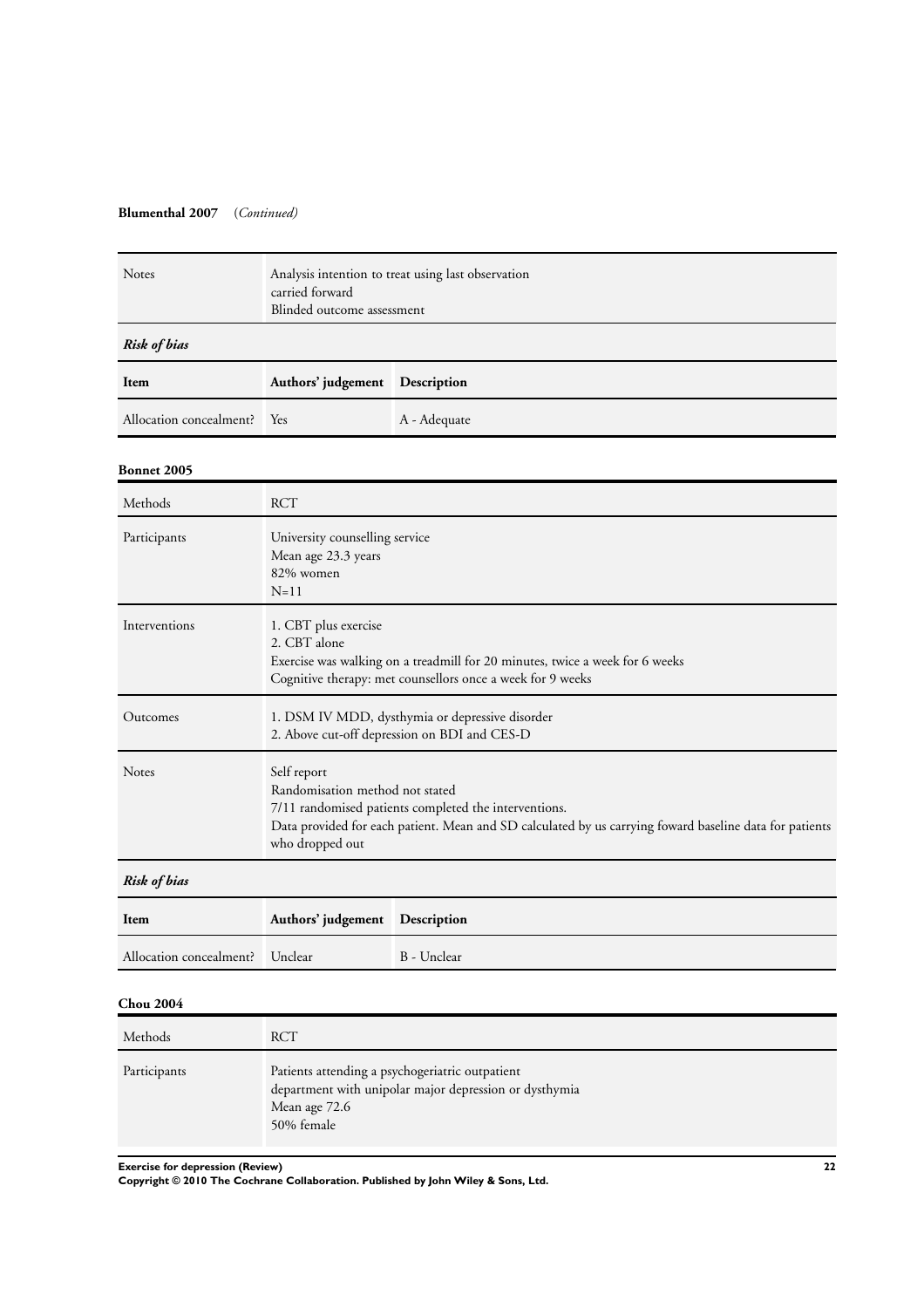**Blumenthal 2007** (*Continued)*

| | |
|---|---|
| Notes | Analysis intention to treat using last observation carried forward<br>Blinded outcome assessment |

***Risk of bias***

| Item | Authors' judgement | Description |
|---|---|---|
| Allocation concealment? | Yes | A - Adequate |

**Bonnet 2005**

| | |
|---|---|
| Methods | RCT |
| Participants | University counselling service<br>Mean age 23.3 years<br>82% women<br>N=11 |
| Interventions | 1. CBT plus exercise<br>2. CBT alone<br>Exercise was walking on a treadmill for 20 minutes, twice a week for 6 weeks<br>Cognitive therapy: met counsellors once a week for 9 weeks |
| Outcomes | 1. DSM IV MDD, dysthymia or depressive disorder<br>2. Above cut-off depression on BDI and CES-D |
| Notes | Self report<br>Randomisation method not stated<br>7/11 randomised patients completed the interventions.<br>Data provided for each patient. Mean and SD calculated by us carrying foward baseline data for patients who dropped out |

***Risk of bias***

| Item | Authors' judgement | Description |
|---|---|---|
| Allocation concealment? | Unclear | B - Unclear |

**Chou 2004**

| | |
|---|---|
| Methods | RCT |
| Participants | Patients attending a psychogeriatric outpatient department with unipolar major depression or dysthymia<br>Mean age 72.6<br>50% female |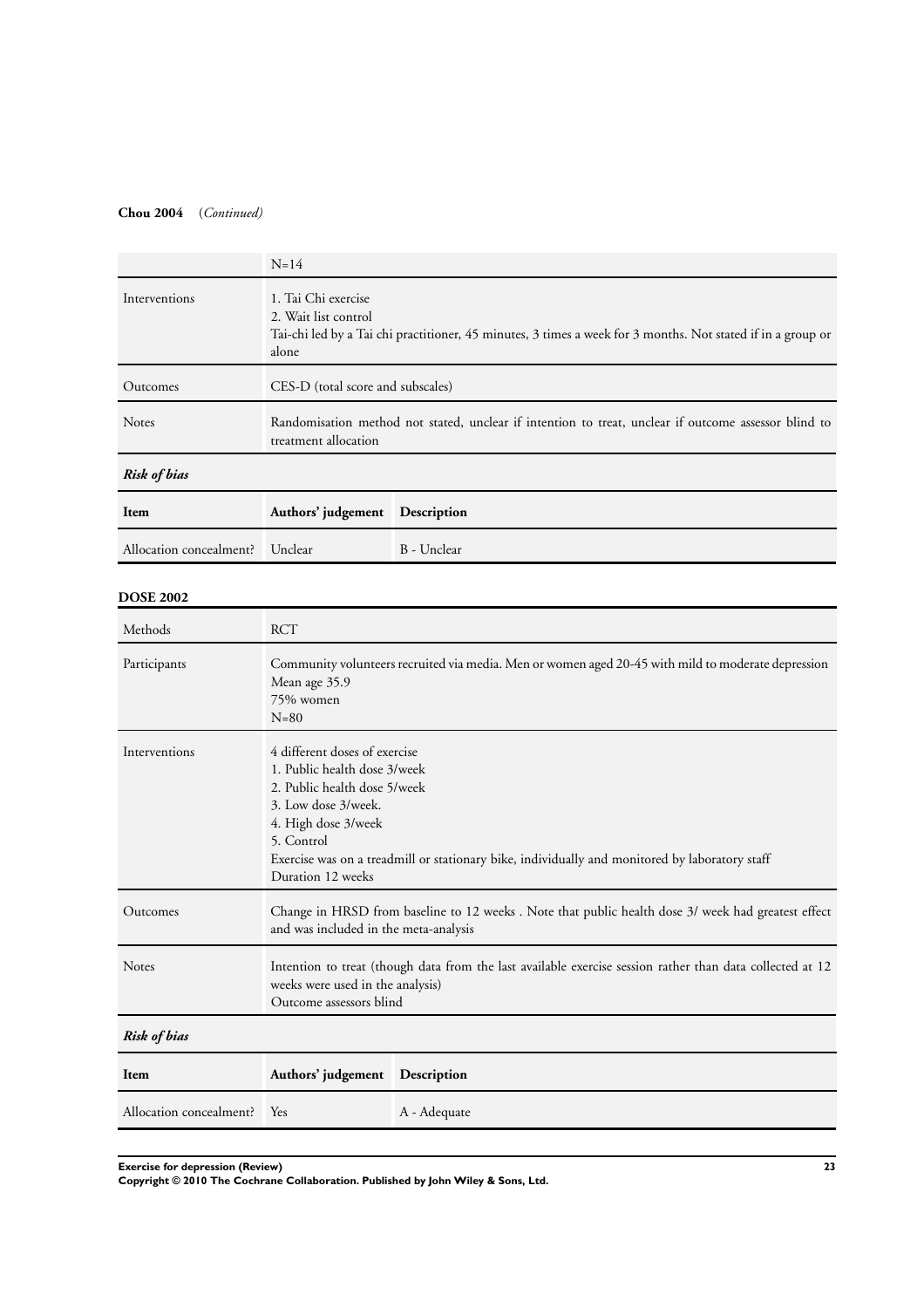**Chou 2004** (*Continued*)

| | |
|---|---|
| | N=14 |
| Interventions | 1. Tai Chi exercise<br>2. Wait list control<br>Tai-chi led by a Tai chi practitioner, 45 minutes, 3 times a week for 3 months. Not stated if in a group or alone |
| Outcomes | CES-D (total score and subscales) |
| Notes | Randomisation method not stated, unclear if intention to treat, unclear if outcome assessor blind to treatment allocation |

*Risk of bias*

| Item | Authors' judgement | Description |
|---|---|---|
| Allocation concealment? | Unclear | B - Unclear |

**DOSE 2002**

| | |
|---|---|
| Methods | RCT |
| Participants | Community volunteers recruited via media. Men or women aged 20-45 with mild to moderate depression<br>Mean age 35.9<br>75% women<br>N=80 |
| Interventions | 4 different doses of exercise<br>1. Public health dose 3/week<br>2. Public health dose 5/week<br>3. Low dose 3/week.<br>4. High dose 3/week<br>5. Control<br>Exercise was on a treadmill or stationary bike, individually and monitored by laboratory staff<br>Duration 12 weeks |
| Outcomes | Change in HRSD from baseline to 12 weeks . Note that public health dose 3/ week had greatest effect and was included in the meta-analysis |
| Notes | Intention to treat (though data from the last available exercise session rather than data collected at 12 weeks were used in the analysis)<br>Outcome assessors blind |

*Risk of bias*

| Item | Authors' judgement | Description |
|---|---|---|
| Allocation concealment? | Yes | A - Adequate |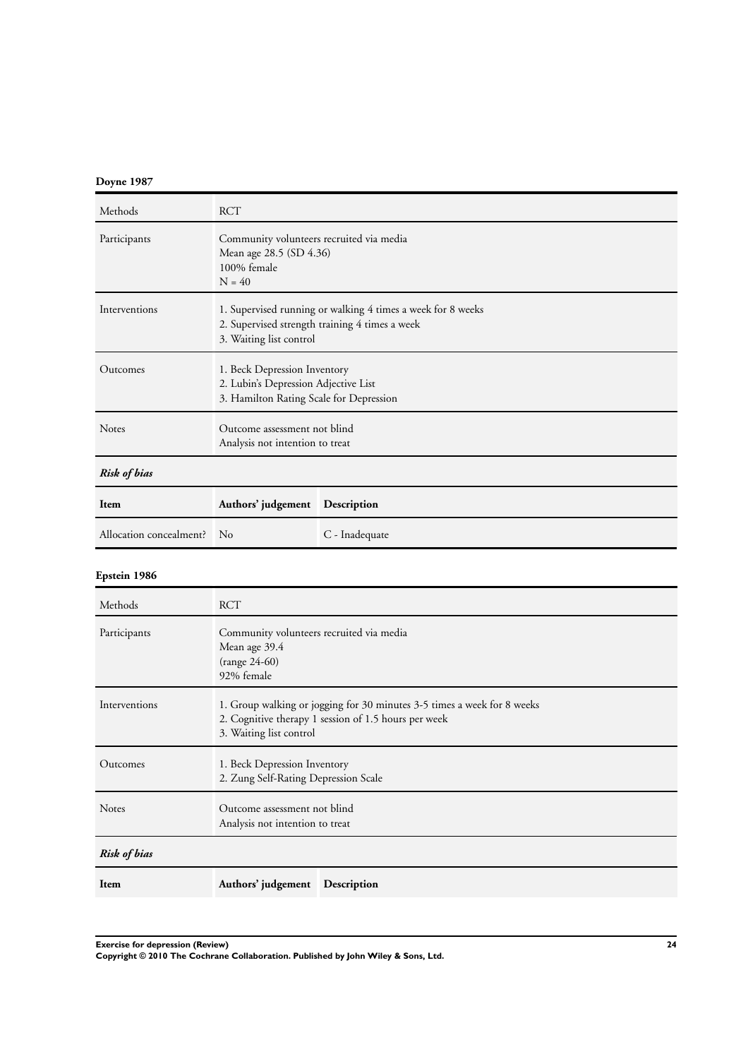**Doyne 1987**

| Methods | RCT |
|---|---|
| Participants | Community volunteers recruited via media<br>Mean age 28.5 (SD 4.36)<br>100% female<br>N = 40 |
| Interventions | 1. Supervised running or walking 4 times a week for 8 weeks<br>2. Supervised strength training 4 times a week<br>3. Waiting list control |
| Outcomes | 1. Beck Depression Inventory<br>2. Lubin's Depression Adjective List<br>3. Hamilton Rating Scale for Depression |
| Notes | Outcome assessment not blind<br>Analysis not intention to treat |

***Risk of bias***

| Item | Authors' judgement | Description |
|---|---|---|
| Allocation concealment? | No | C - Inadequate |

**Epstein 1986**

| Methods | RCT |
|---|---|
| Participants | Community volunteers recruited via media<br>Mean age 39.4<br>(range 24-60)<br>92% female |
| Interventions | 1. Group walking or jogging for 30 minutes 3-5 times a week for 8 weeks<br>2. Cognitive therapy 1 session of 1.5 hours per week<br>3. Waiting list control |
| Outcomes | 1. Beck Depression Inventory<br>2. Zung Self-Rating Depression Scale |
| Notes | Outcome assessment not blind<br>Analysis not intention to treat |

***Risk of bias***

| Item | Authors' judgement | Description |
|---|---|---|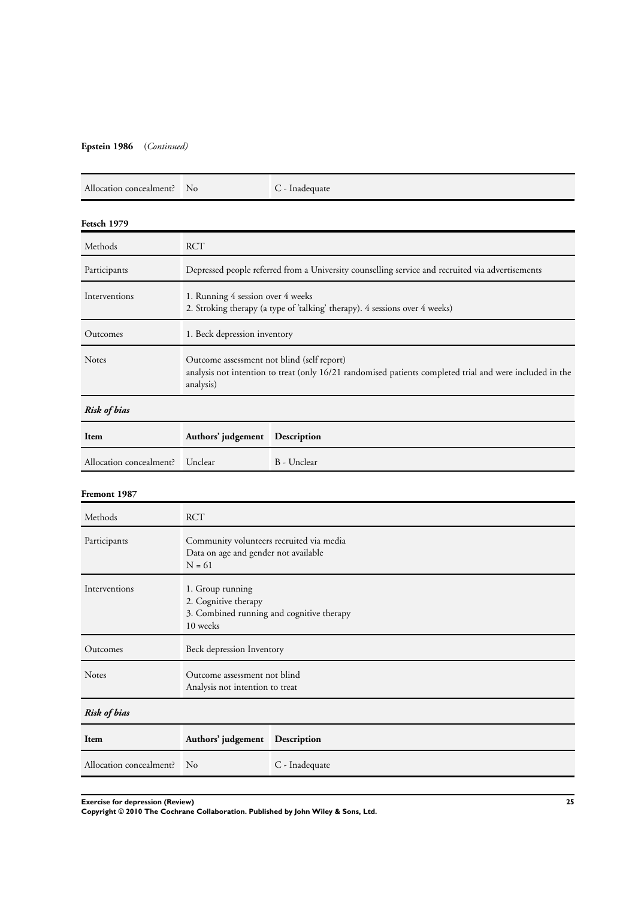**Epstein 1986** (*Continued*)

| Allocation concealment? | No | C - Inadequate |
|---|---|---|

**Fetsch 1979**

| Methods | RCT |
|---|---|
| Participants | Depressed people referred from a University counselling service and recruited via advertisements |
| Interventions | 1. Running 4 session over 4 weeks<br>2. Stroking therapy (a type of 'talking' therapy). 4 sessions over 4 weeks) |
| Outcomes | 1. Beck depression inventory |
| Notes | Outcome assessment not blind (self report)<br>analysis not intention to treat (only 16/21 randomised patients completed trial and were included in the analysis) |

*Risk of bias*

| Item | Authors' judgement | Description |
|---|---|---|
| Allocation concealment? | Unclear | B - Unclear |

**Fremont 1987**

| Methods | RCT |
|---|---|
| Participants | Community volunteers recruited via media<br>Data on age and gender not available<br>N = 61 |
| Interventions | 1. Group running<br>2. Cognitive therapy<br>3. Combined running and cognitive therapy<br>10 weeks |
| Outcomes | Beck depression Inventory |
| Notes | Outcome assessment not blind<br>Analysis not intention to treat |

*Risk of bias*

| Item | Authors' judgement | Description |
|---|---|---|
| Allocation concealment? | No | C - Inadequate |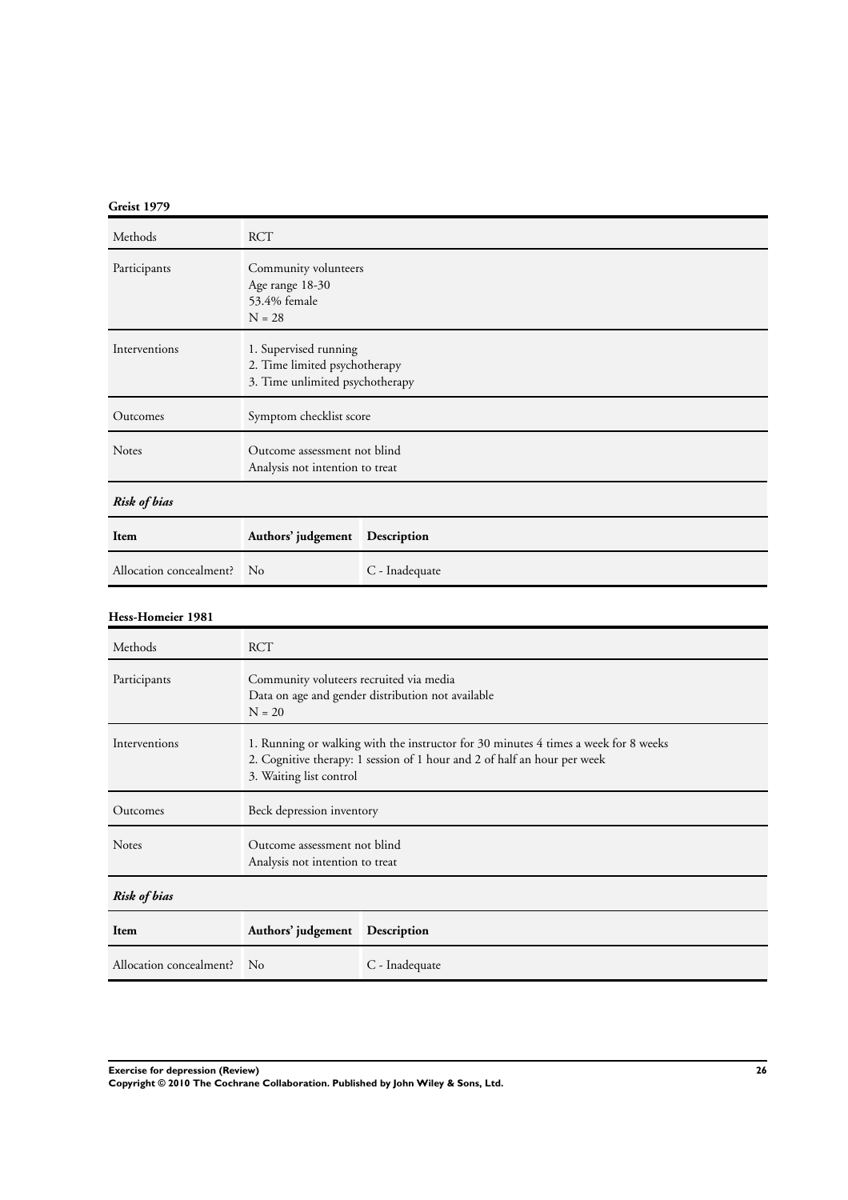**Greist 1979**

| Methods | RCT |
|---|---|
| Participants | Community volunteers<br>Age range 18-30<br>53.4% female<br>N = 28 |
| Interventions | 1. Supervised running<br>2. Time limited psychotherapy<br>3. Time unlimited psychotherapy |
| Outcomes | Symptom checklist score |
| Notes | Outcome assessment not blind<br>Analysis not intention to treat |

*Risk of bias*

| Item | Authors' judgement | Description |
|---|---|---|
| Allocation concealment? | No | C - Inadequate |

**Hess-Homeier 1981**

| Methods | RCT |
|---|---|
| Participants | Community voluteers recruited via media<br>Data on age and gender distribution not available<br>N = 20 |
| Interventions | 1. Running or walking with the instructor for 30 minutes 4 times a week for 8 weeks<br>2. Cognitive therapy: 1 session of 1 hour and 2 of half an hour per week<br>3. Waiting list control |
| Outcomes | Beck depression inventory |
| Notes | Outcome assessment not blind<br>Analysis not intention to treat |

*Risk of bias*

| Item | Authors' judgement | Description |
|---|---|---|
| Allocation concealment? | No | C - Inadequate |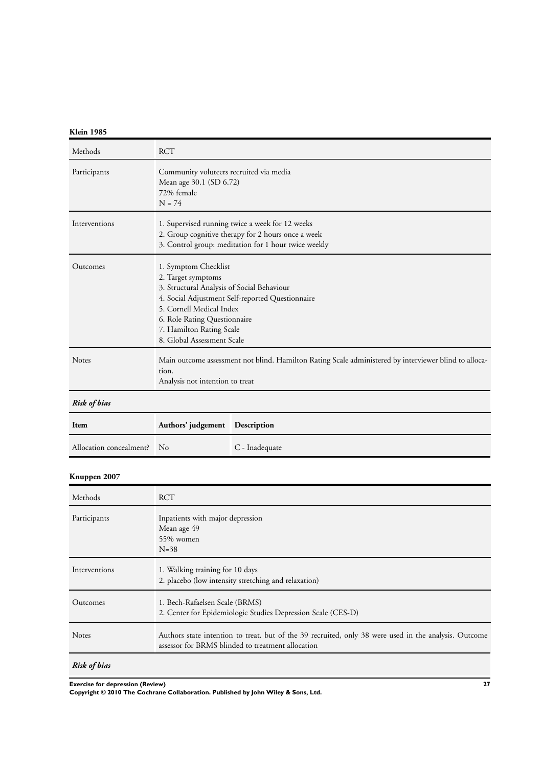**Klein 1985**

| Methods | RCT |
|---|---|
| Participants | Community voluteers recruited via media<br>Mean age 30.1 (SD 6.72)<br>72% female<br>N = 74 |
| Interventions | 1. Supervised running twice a week for 12 weeks<br>2. Group cognitive therapy for 2 hours once a week<br>3. Control group: meditation for 1 hour twice weekly |
| Outcomes | 1. Symptom Checklist<br>2. Target symptoms<br>3. Structural Analysis of Social Behaviour<br>4. Social Adjustment Self-reported Questionnaire<br>5. Cornell Medical Index<br>6. Role Rating Questionnaire<br>7. Hamilton Rating Scale<br>8. Global Assessment Scale |
| Notes | Main outcome assessment not blind. Hamilton Rating Scale administered by interviewer blind to allocation.<br>Analysis not intention to treat |

*Risk of bias*

| Item | Authors' judgement | Description |
|---|---|---|
| Allocation concealment? | No | C - Inadequate |

**Knuppen 2007**

| Methods | RCT |
|---|---|
| Participants | Inpatients with major depression<br>Mean age 49<br>55% women<br>N=38 |
| Interventions | 1. Walking training for 10 days<br>2. placebo (low intensity stretching and relaxation) |
| Outcomes | 1. Bech-Rafaelsen Scale (BRMS)<br>2. Center for Epidemiologic Studies Depression Scale (CES-D) |
| Notes | Authors state intention to treat. but of the 39 recruited, only 38 were used in the analysis. Outcome assessor for BRMS blinded to treatment allocation |

*Risk of bias*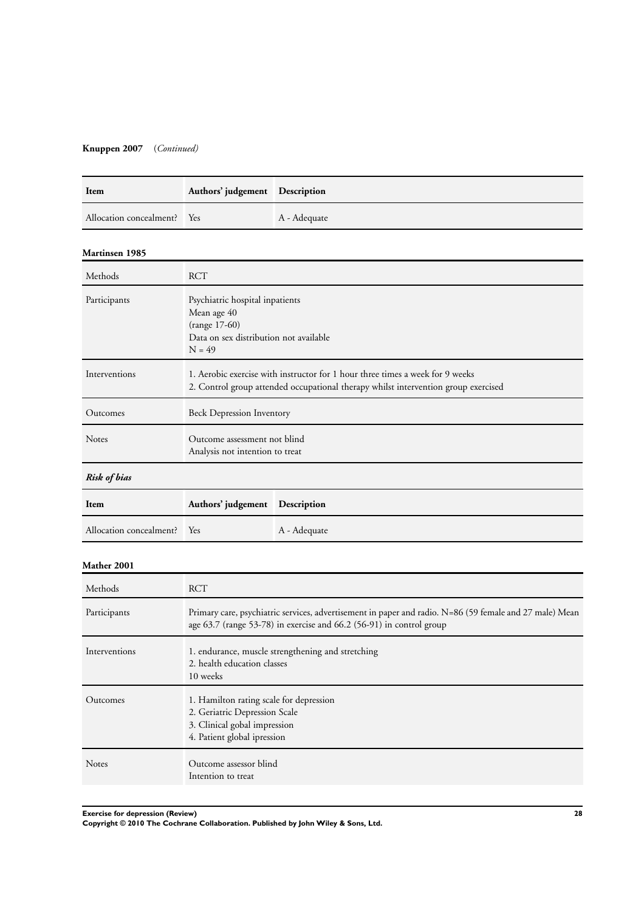**Knuppen 2007** (*Continued*)

| Item | Authors' judgement | Description |
|---|---|---|
| Allocation concealment? | Yes | A - Adequate |

**Martinsen 1985**

| | |
|---|---|
| Methods | RCT |
| Participants | Psychiatric hospital inpatients<br>Mean age 40<br>(range 17-60)<br>Data on sex distribution not available<br>N = 49 |
| Interventions | 1. Aerobic exercise with instructor for 1 hour three times a week for 9 weeks<br>2. Control group attended occupational therapy whilst intervention group exercised |
| Outcomes | Beck Depression Inventory |
| Notes | Outcome assessment not blind<br>Analysis not intention to treat |

***Risk of bias***

| Item | Authors' judgement | Description |
|---|---|---|
| Allocation concealment? | Yes | A - Adequate |

**Mather 2001**

| | |
|---|---|
| Methods | RCT |
| Participants | Primary care, psychiatric services, advertisement in paper and radio. N=86 (59 female and 27 male) Mean age 63.7 (range 53-78) in exercise and 66.2 (56-91) in control group |
| Interventions | 1. endurance, muscle strengthening and stretching<br>2. health education classes<br>10 weeks |
| Outcomes | 1. Hamilton rating scale for depression<br>2. Geriatric Depression Scale<br>3. Clinical gobal impression<br>4. Patient global ipression |
| Notes | Outcome assessor blind<br>Intention to treat |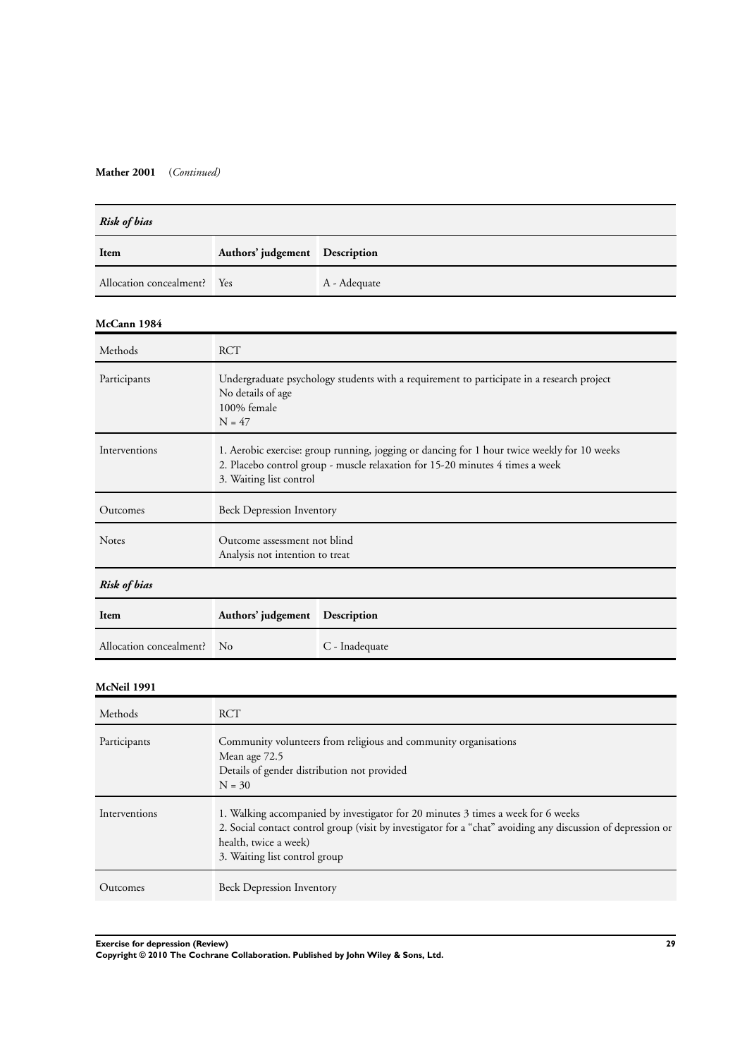**Mather 2001** (*Continued*)

***Risk of bias***

| Item | Authors' judgement | Description |
|---|---|---|
| Allocation concealment? | Yes | A - Adequate |

**McCann 1984**

| | |
|---|---|
| Methods | RCT |
| Participants | Undergraduate psychology students with a requirement to participate in a research project<br>No details of age<br>100% female<br>N = 47 |
| Interventions | 1. Aerobic exercise: group running, jogging or dancing for 1 hour twice weekly for 10 weeks<br>2. Placebo control group - muscle relaxation for 15-20 minutes 4 times a week<br>3. Waiting list control |
| Outcomes | Beck Depression Inventory |
| Notes | Outcome assessment not blind<br>Analysis not intention to treat |

***Risk of bias***

| Item | Authors' judgement | Description |
|---|---|---|
| Allocation concealment? | No | C - Inadequate |

**McNeil 1991**

| | |
|---|---|
| Methods | RCT |
| Participants | Community volunteers from religious and community organisations<br>Mean age 72.5<br>Details of gender distribution not provided<br>N = 30 |
| Interventions | 1. Walking accompanied by investigator for 20 minutes 3 times a week for 6 weeks<br>2. Social contact control group (visit by investigator for a "chat" avoiding any discussion of depression or health, twice a week)<br>3. Waiting list control group |
| Outcomes | Beck Depression Inventory |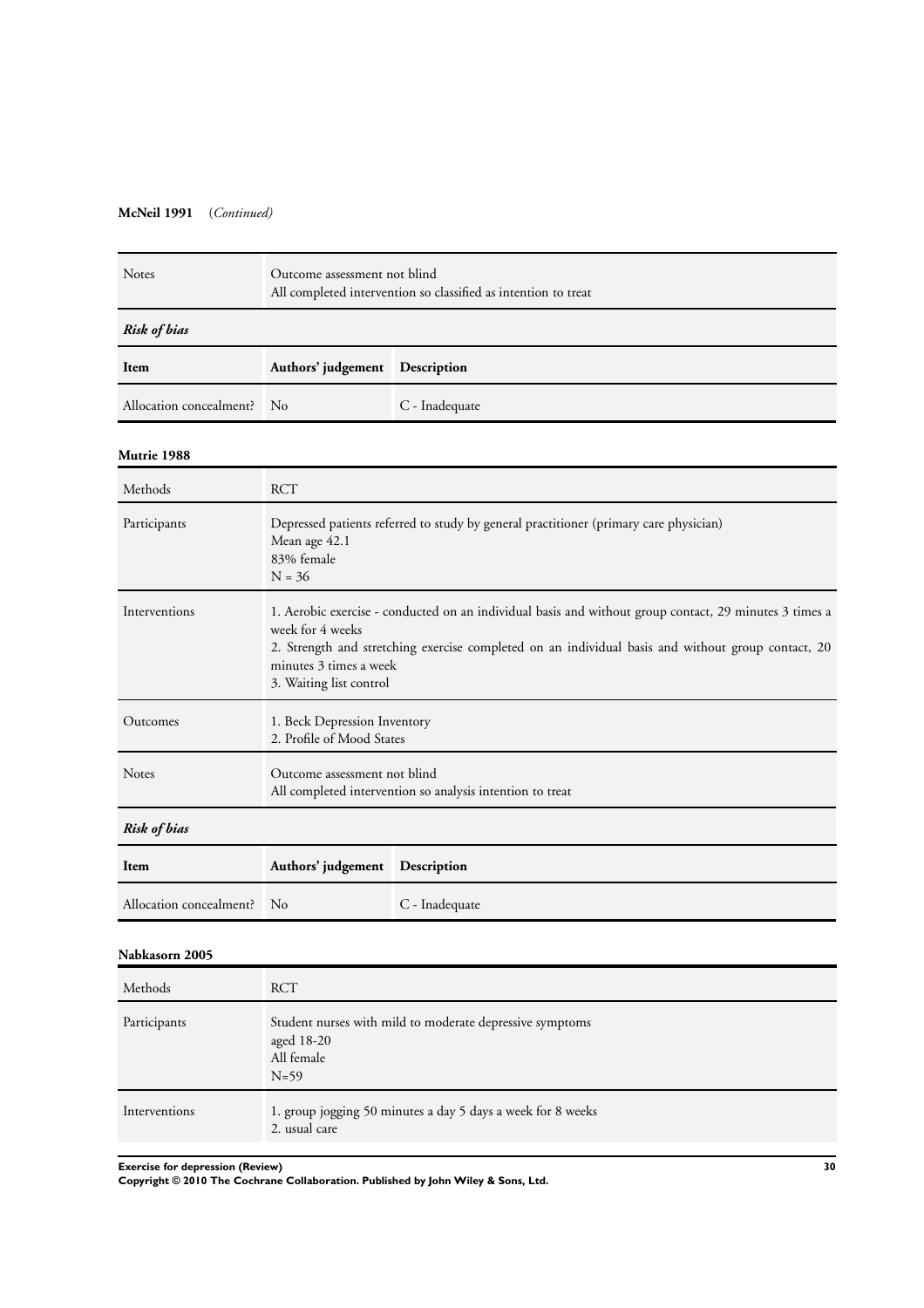**McNeil 1991** (*Continued*)

| | |
|---|---|
| Notes | Outcome assessment not blind<br>All completed intervention so classified as intention to treat |

*Risk of bias*

| Item | Authors' judgement | Description |
|---|---|---|
| Allocation concealment? | No | C - Inadequate |

**Mutrie 1988**

| | |
|---|---|
| Methods | RCT |
| Participants | Depressed patients referred to study by general practitioner (primary care physician)<br>Mean age 42.1<br>83% female<br>N = 36 |
| Interventions | 1. Aerobic exercise - conducted on an individual basis and without group contact, 29 minutes 3 times a week for 4 weeks<br>2. Strength and stretching exercise completed on an individual basis and without group contact, 20 minutes 3 times a week<br>3. Waiting list control |
| Outcomes | 1. Beck Depression Inventory<br>2. Profile of Mood States |
| Notes | Outcome assessment not blind<br>All completed intervention so analysis intention to treat |

*Risk of bias*

| Item | Authors' judgement | Description |
|---|---|---|
| Allocation concealment? | No | C - Inadequate |

**Nabkasorn 2005**

| | |
|---|---|
| Methods | RCT |
| Participants | Student nurses with mild to moderate depressive symptoms<br>aged 18-20<br>All female<br>N=59 |
| Interventions | 1. group jogging 50 minutes a day 5 days a week for 8 weeks<br>2. usual care |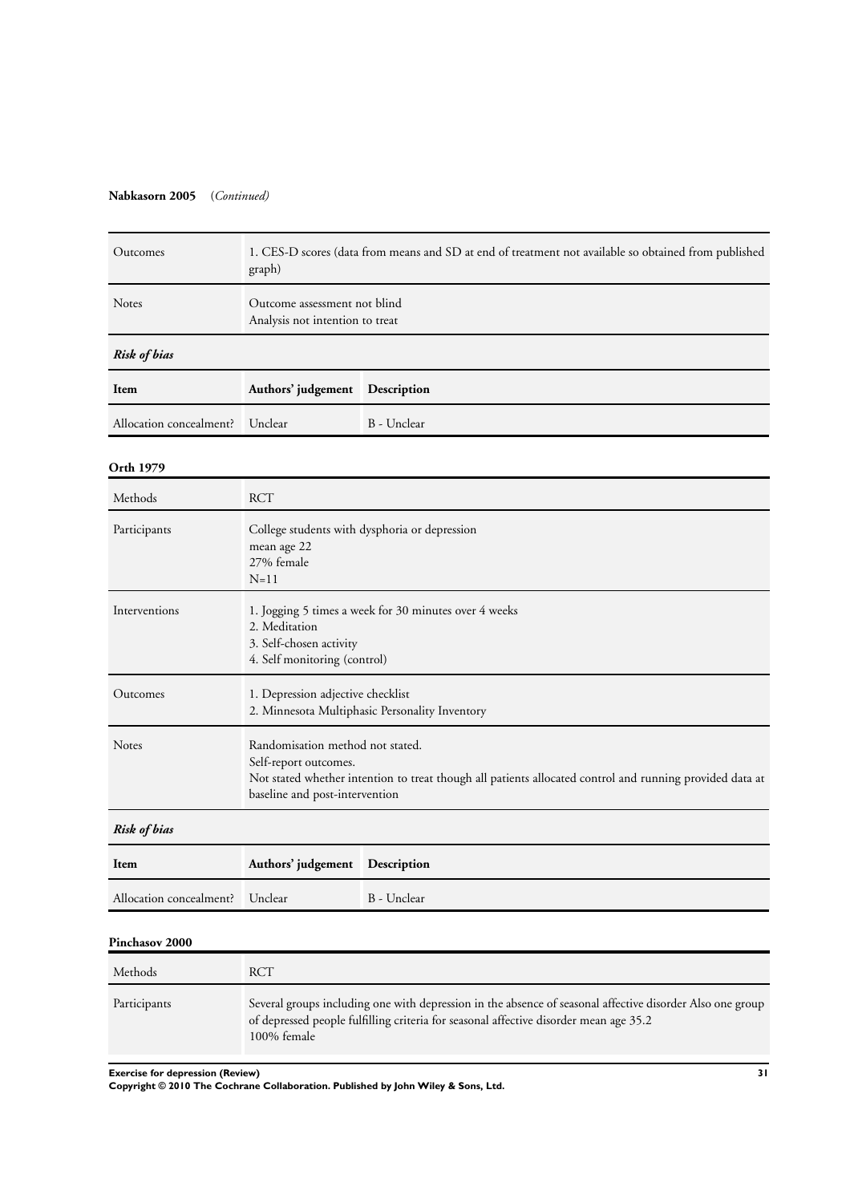**Nabkasorn 2005** (*Continued*)

| | |
|---|---|
| Outcomes | 1. CES-D scores (data from means and SD at end of treatment not available so obtained from published graph) |
| Notes | Outcome assessment not blind<br>Analysis not intention to treat |

***Risk of bias***

| Item | Authors' judgement | Description |
|---|---|---|
| Allocation concealment? | Unclear | B - Unclear |

**Orth 1979**

| | |
|---|---|
| Methods | RCT |
| Participants | College students with dysphoria or depression<br>mean age 22<br>27% female<br>N=11 |
| Interventions | 1. Jogging 5 times a week for 30 minutes over 4 weeks<br>2. Meditation<br>3. Self-chosen activity<br>4. Self monitoring (control) |
| Outcomes | 1. Depression adjective checklist<br>2. Minnesota Multiphasic Personality Inventory |
| Notes | Randomisation method not stated.<br>Self-report outcomes.<br>Not stated whether intention to treat though all patients allocated control and running provided data at baseline and post-intervention |

***Risk of bias***

| Item | Authors' judgement | Description |
|---|---|---|
| Allocation concealment? | Unclear | B - Unclear |

**Pinchasov 2000**

| | |
|---|---|
| Methods | RCT |
| Participants | Several groups including one with depression in the absence of seasonal affective disorder Also one group of depressed people fulfilling criteria for seasonal affective disorder mean age 35.2<br>100% female |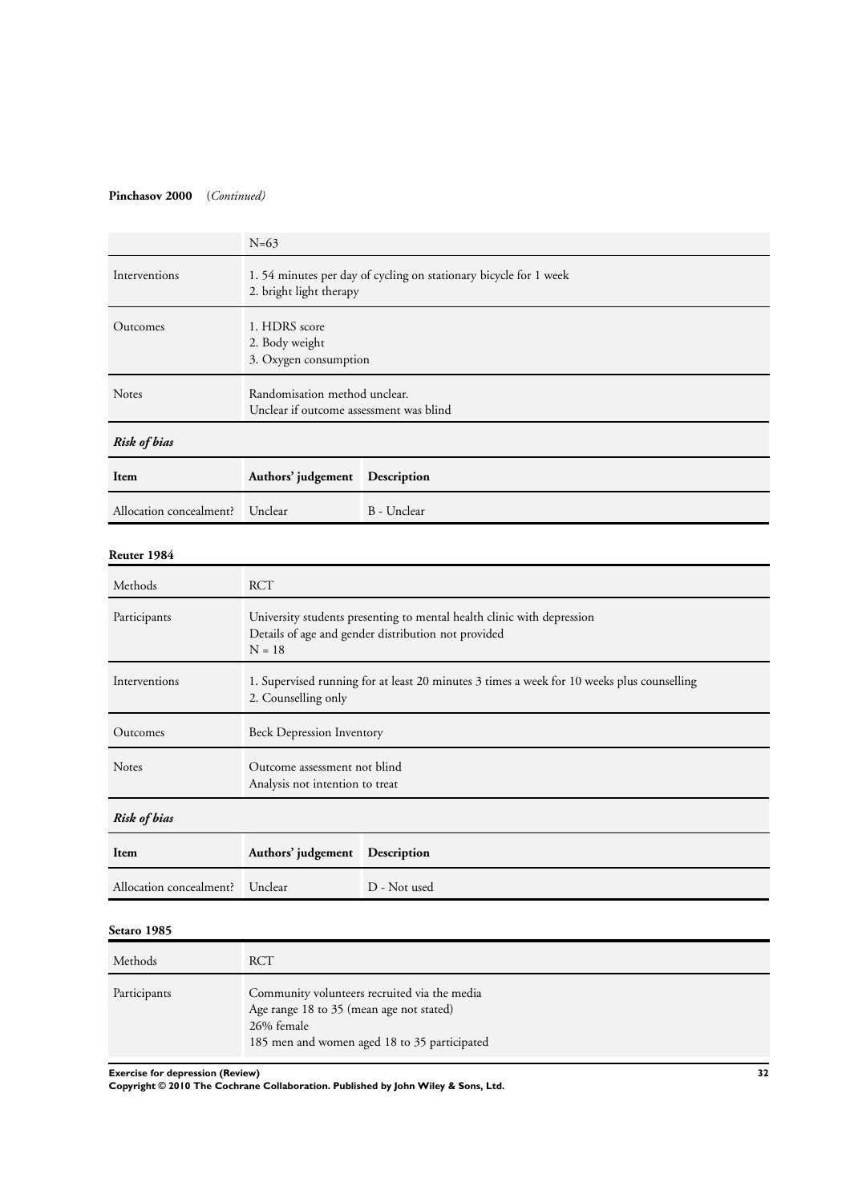**Pinchasov 2000** (*Continued*)

| | |
|---|---|
| | N=63 |
| Interventions | 1. 54 minutes per day of cycling on stationary bicycle for 1 week<br>2. bright light therapy |
| Outcomes | 1. HDRS score<br>2. Body weight<br>3. Oxygen consumption |
| Notes | Randomisation method unclear.<br>Unclear if outcome assessment was blind |

***Risk of bias***

| Item | Authors' judgement | Description |
|---|---|---|
| Allocation concealment? | Unclear | B - Unclear |

**Reuter 1984**

| | |
|---|---|
| Methods | RCT |
| Participants | University students presenting to mental health clinic with depression<br>Details of age and gender distribution not provided<br>N = 18 |
| Interventions | 1. Supervised running for at least 20 minutes 3 times a week for 10 weeks plus counselling<br>2. Counselling only |
| Outcomes | Beck Depression Inventory |
| Notes | Outcome assessment not blind<br>Analysis not intention to treat |

***Risk of bias***

| Item | Authors' judgement | Description |
|---|---|---|
| Allocation concealment? | Unclear | D - Not used |

**Setaro 1985**

| | |
|---|---|
| Methods | RCT |
| Participants | Community volunteers recruited via the media<br>Age range 18 to 35 (mean age not stated)<br>26% female<br>185 men and women aged 18 to 35 participated |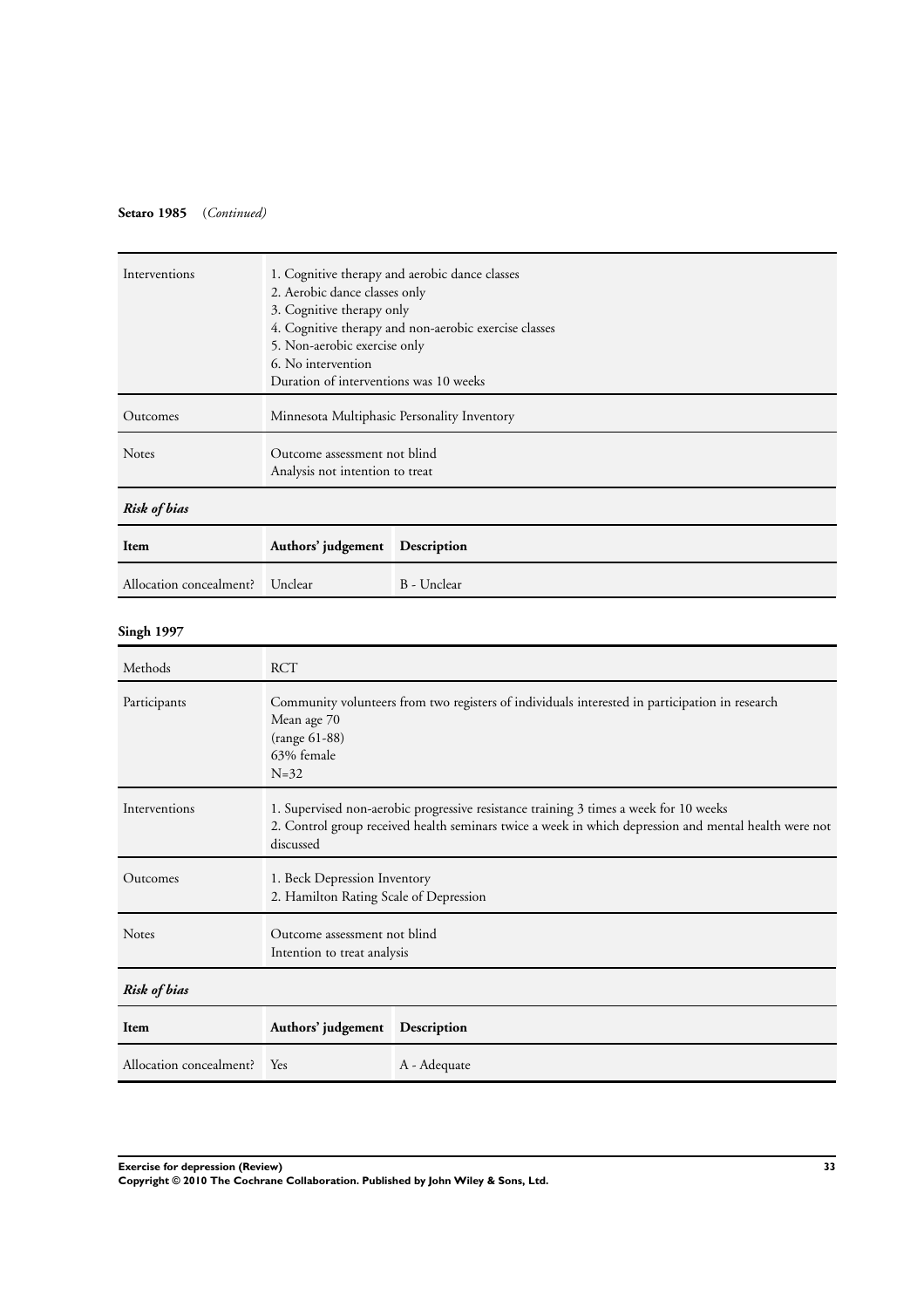**Setaro 1985** (*Continued)*

| | |
|---|---|
| Interventions | 1. Cognitive therapy and aerobic dance classes<br>2. Aerobic dance classes only<br>3. Cognitive therapy only<br>4. Cognitive therapy and non-aerobic exercise classes<br>5. Non-aerobic exercise only<br>6. No intervention<br>Duration of interventions was 10 weeks |
| Outcomes | Minnesota Multiphasic Personality Inventory |
| Notes | Outcome assessment not blind<br>Analysis not intention to treat |

***Risk of bias***

| Item | Authors' judgement | Description |
|---|---|---|
| Allocation concealment? | Unclear | B - Unclear |

**Singh 1997**

| | |
|---|---|
| Methods | RCT |
| Participants | Community volunteers from two registers of individuals interested in participation in research<br>Mean age 70<br>(range 61-88)<br>63% female<br>N=32 |
| Interventions | 1. Supervised non-aerobic progressive resistance training 3 times a week for 10 weeks<br>2. Control group received health seminars twice a week in which depression and mental health were not discussed |
| Outcomes | 1. Beck Depression Inventory<br>2. Hamilton Rating Scale of Depression |
| Notes | Outcome assessment not blind<br>Intention to treat analysis |

***Risk of bias***

| Item | Authors' judgement | Description |
|---|---|---|
| Allocation concealment? | Yes | A - Adequate |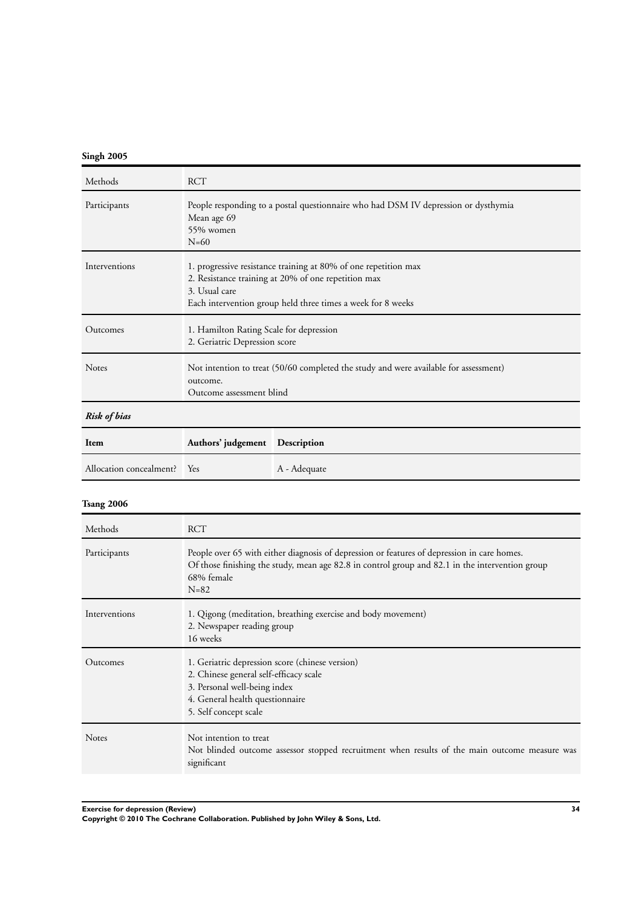**Singh 2005**

| Methods | RCT |
|---|---|
| Participants | People responding to a postal questionnaire who had DSM IV depression or dysthymia<br>Mean age 69<br>55% women<br>N=60 |
| Interventions | 1. progressive resistance training at 80% of one repetition max<br>2. Resistance training at 20% of one repetition max<br>3. Usual care<br>Each intervention group held three times a week for 8 weeks |
| Outcomes | 1. Hamilton Rating Scale for depression<br>2. Geriatric Depression score |
| Notes | Not intention to treat (50/60 completed the study and were available for assessment)<br>outcome.<br>Outcome assessment blind |

***Risk of bias***

| Item | Authors' judgement | Description |
|---|---|---|
| Allocation concealment? | Yes | A - Adequate |

**Tsang 2006**

| Methods | RCT |
|---|---|
| Participants | People over 65 with either diagnosis of depression or features of depression in care homes.<br>Of those finishing the study, mean age 82.8 in control group and 82.1 in the intervention group<br>68% female<br>N=82 |
| Interventions | 1. Qigong (meditation, breathing exercise and body movement)<br>2. Newspaper reading group<br>16 weeks |
| Outcomes | 1. Geriatric depression score (chinese version)<br>2. Chinese general self-efficacy scale<br>3. Personal well-being index<br>4. General health questionnaire<br>5. Self concept scale |
| Notes | Not intention to treat<br>Not blinded outcome assessor stopped recruitment when results of the main outcome measure was significant |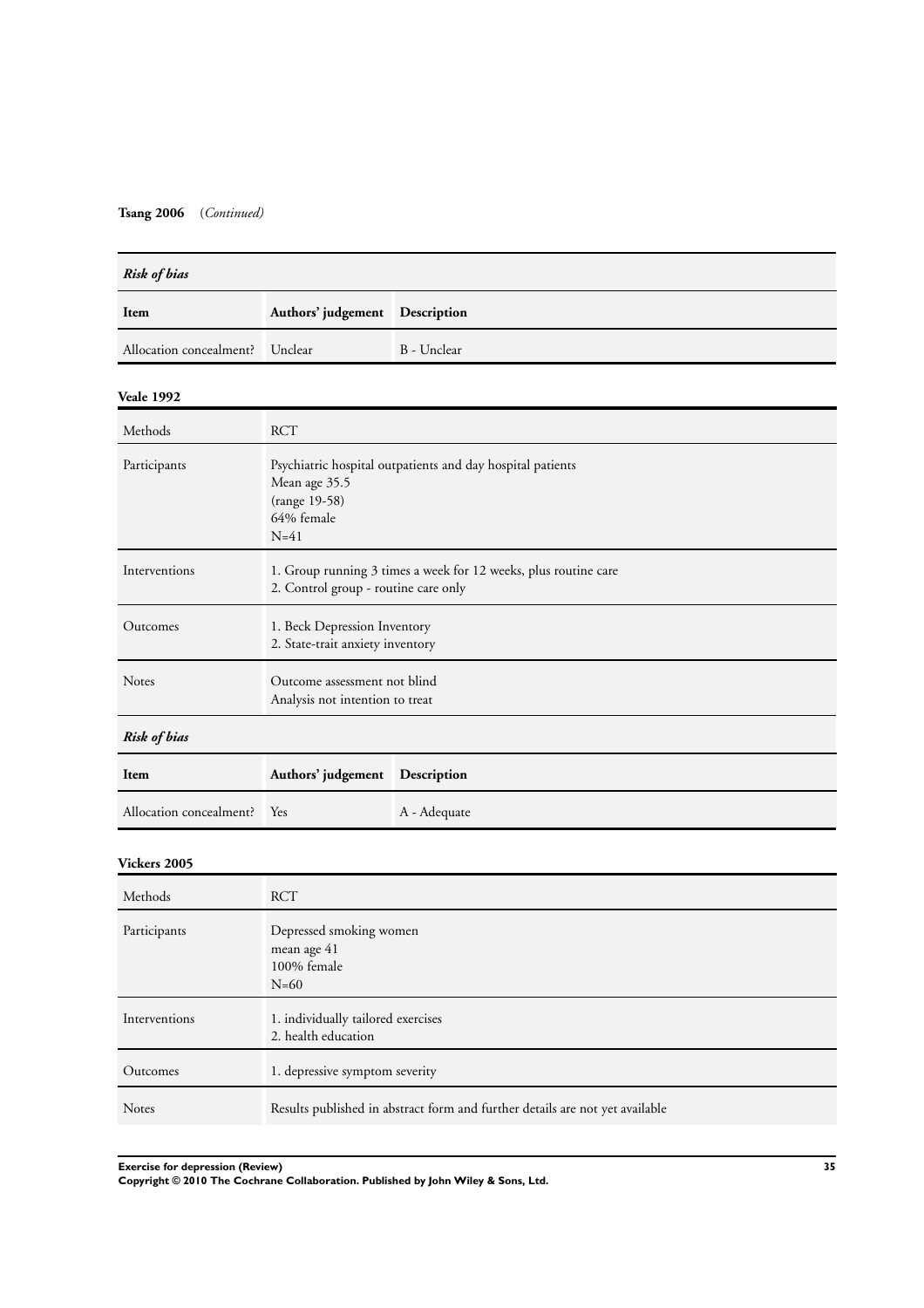**Tsang 2006** (*Continued)*

| ***Risk of bias*** | | |
|---|---|---|
| **Item** | **Authors' judgement** | **Description** |
| Allocation concealment? | Unclear | B - Unclear |

**Veale 1992**

| | |
|---|---|
| Methods | RCT |
| Participants | Psychiatric hospital outpatients and day hospital patients<br>Mean age 35.5<br>(range 19-58)<br>64% female<br>N=41 |
| Interventions | 1. Group running 3 times a week for 12 weeks, plus routine care<br>2. Control group - routine care only |
| Outcomes | 1. Beck Depression Inventory<br>2. State-trait anxiety inventory |
| Notes | Outcome assessment not blind<br>Analysis not intention to treat |

| ***Risk of bias*** | | |
|---|---|---|
| **Item** | **Authors' judgement** | **Description** |
| Allocation concealment? | Yes | A - Adequate |

**Vickers 2005**

| | |
|---|---|
| Methods | RCT |
| Participants | Depressed smoking women<br>mean age 41<br>100% female<br>N=60 |
| Interventions | 1. individually tailored exercises<br>2. health education |
| Outcomes | 1. depressive symptom severity |
| Notes | Results published in abstract form and further details are not yet available |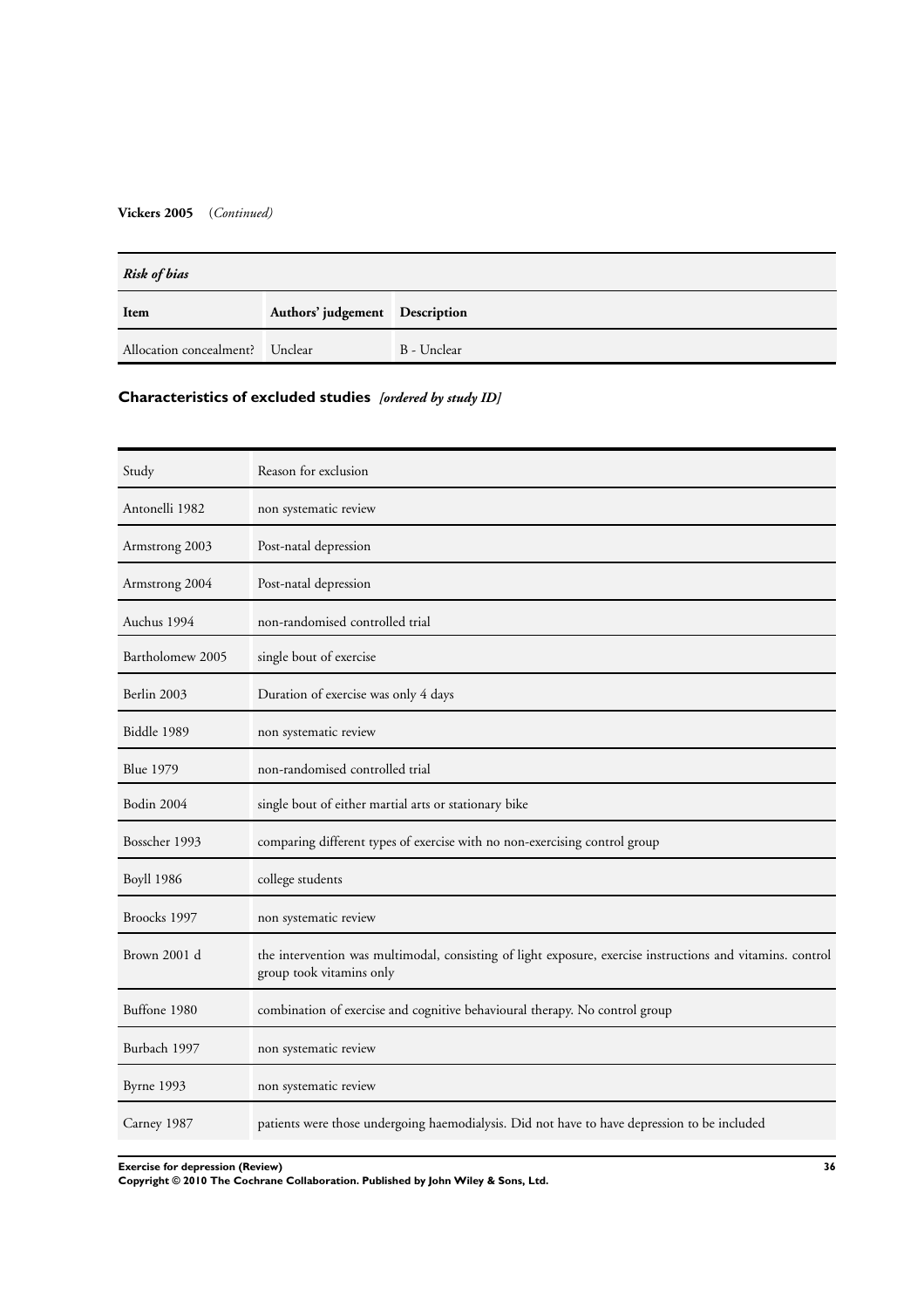**Vickers 2005** (*Continued*)

| ***Risk of bias*** | | |
|---|---|---|
| **Item** | **Authors' judgement** | **Description** |
| Allocation concealment? | Unclear | B - Unclear |

## Characteristics of excluded studies *[ordered by study ID]*

| Study | Reason for exclusion |
|---|---|
| Antonelli 1982 | non systematic review |
| Armstrong 2003 | Post-natal depression |
| Armstrong 2004 | Post-natal depression |
| Auchus 1994 | non-randomised controlled trial |
| Bartholomew 2005 | single bout of exercise |
| Berlin 2003 | Duration of exercise was only 4 days |
| Biddle 1989 | non systematic review |
| Blue 1979 | non-randomised controlled trial |
| Bodin 2004 | single bout of either martial arts or stationary bike |
| Bosscher 1993 | comparing different types of exercise with no non-exercising control group |
| Boyll 1986 | college students |
| Broocks 1997 | non systematic review |
| Brown 2001 d | the intervention was multimodal, consisting of light exposure, exercise instructions and vitamins. control group took vitamins only |
| Buffone 1980 | combination of exercise and cognitive behavioural therapy. No control group |
| Burbach 1997 | non systematic review |
| Byrne 1993 | non systematic review |
| Carney 1987 | patients were those undergoing haemodialysis. Did not have to have depression to be included |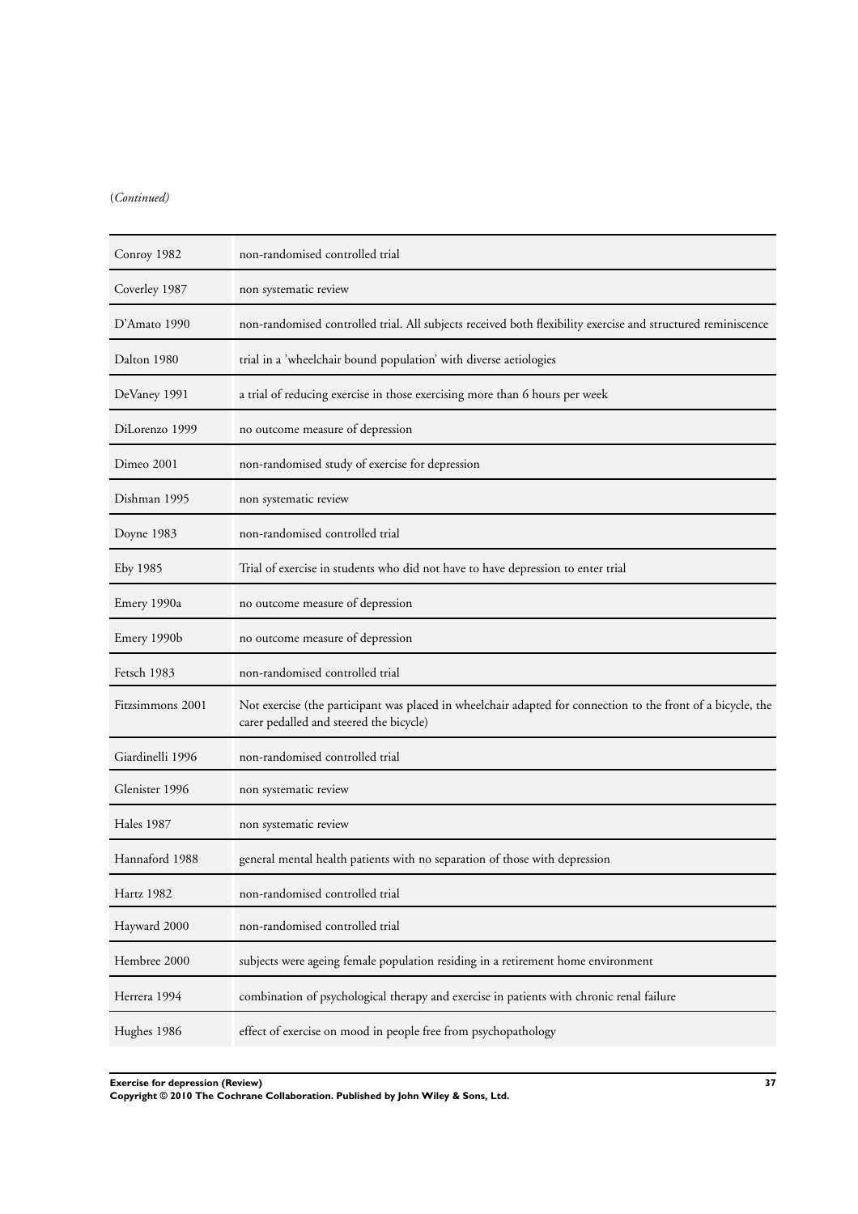(*Continued*)

| | |
|---|---|
| Conroy 1982 | non-randomised controlled trial |
| Coverley 1987 | non systematic review |
| D'Amato 1990 | non-randomised controlled trial. All subjects received both flexibility exercise and structured reminiscence |
| Dalton 1980 | trial in a 'wheelchair bound population' with diverse aetiologies |
| DeVaney 1991 | a trial of reducing exercise in those exercising more than 6 hours per week |
| DiLorenzo 1999 | no outcome measure of depression |
| Dimeo 2001 | non-randomised study of exercise for depression |
| Dishman 1995 | non systematic review |
| Doyne 1983 | non-randomised controlled trial |
| Eby 1985 | Trial of exercise in students who did not have to have depression to enter trial |
| Emery 1990a | no outcome measure of depression |
| Emery 1990b | no outcome measure of depression |
| Fetsch 1983 | non-randomised controlled trial |
| Fitzsimmons 2001 | Not exercise (the participant was placed in wheelchair adapted for connection to the front of a bicycle, the carer pedalled and steered the bicycle) |
| Giardinelli 1996 | non-randomised controlled trial |
| Glenister 1996 | non systematic review |
| Hales 1987 | non systematic review |
| Hannaford 1988 | general mental health patients with no separation of those with depression |
| Hartz 1982 | non-randomised controlled trial |
| Hayward 2000 | non-randomised controlled trial |
| Hembree 2000 | subjects were ageing female population residing in a retirement home environment |
| Herrera 1994 | combination of psychological therapy and exercise in patients with chronic renal failure |
| Hughes 1986 | effect of exercise on mood in people free from psychopathology |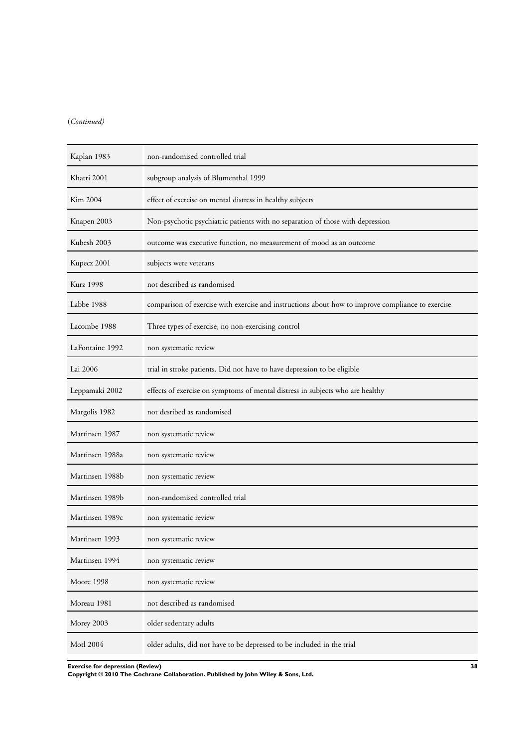(*Continued*)

| | |
|---|---|
| Kaplan 1983 | non-randomised controlled trial |
| Khatri 2001 | subgroup analysis of Blumenthal 1999 |
| Kim 2004 | effect of exercise on mental distress in healthy subjects |
| Knapen 2003 | Non-psychotic psychiatric patients with no separation of those with depression |
| Kubesh 2003 | outcome was executive function, no measurement of mood as an outcome |
| Kupecz 2001 | subjects were veterans |
| Kurz 1998 | not described as randomised |
| Labbe 1988 | comparison of exercise with exercise and instructions about how to improve compliance to exercise |
| Lacombe 1988 | Three types of exercise, no non-exercising control |
| LaFontaine 1992 | non systematic review |
| Lai 2006 | trial in stroke patients. Did not have to have depression to be eligible |
| Leppamaki 2002 | effects of exercise on symptoms of mental distress in subjects who are healthy |
| Margolis 1982 | not desribed as randomised |
| Martinsen 1987 | non systematic review |
| Martinsen 1988a | non systematic review |
| Martinsen 1988b | non systematic review |
| Martinsen 1989b | non-randomised controlled trial |
| Martinsen 1989c | non systematic review |
| Martinsen 1993 | non systematic review |
| Martinsen 1994 | non systematic review |
| Moore 1998 | non systematic review |
| Moreau 1981 | not described as randomised |
| Morey 2003 | older sedentary adults |
| Motl 2004 | older adults, did not have to be depressed to be included in the trial |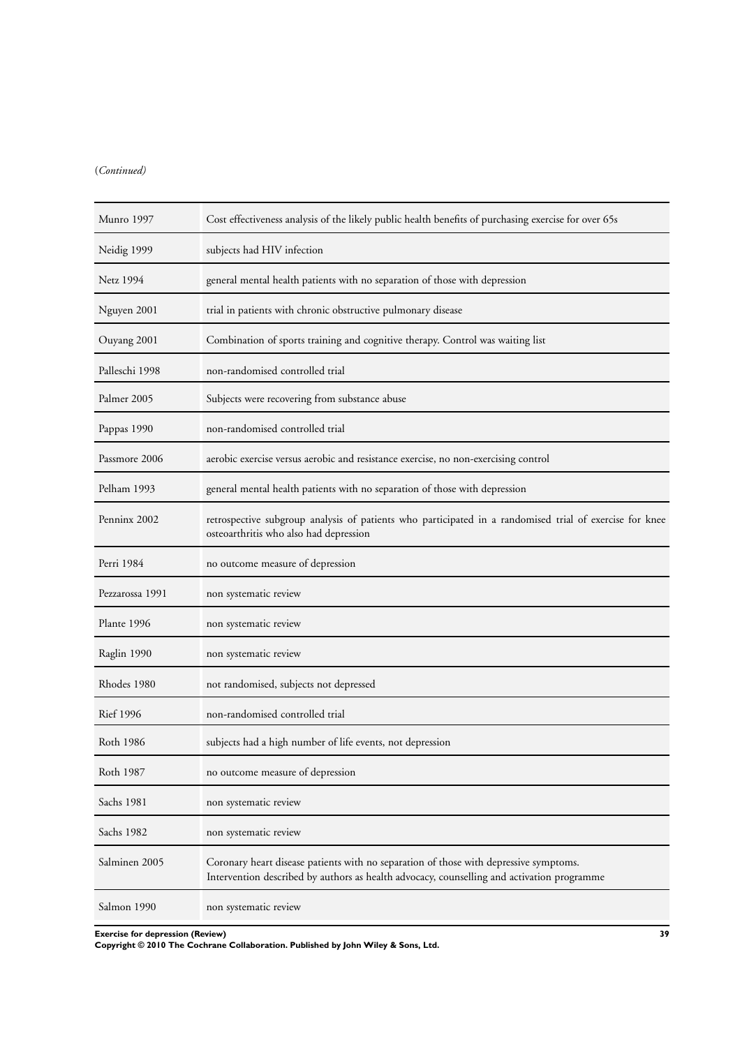(*Continued*)

| | |
|---|---|
| Munro 1997 | Cost effectiveness analysis of the likely public health benefits of purchasing exercise for over 65s |
| Neidig 1999 | subjects had HIV infection |
| Netz 1994 | general mental health patients with no separation of those with depression |
| Nguyen 2001 | trial in patients with chronic obstructive pulmonary disease |
| Ouyang 2001 | Combination of sports training and cognitive therapy. Control was waiting list |
| Palleschi 1998 | non-randomised controlled trial |
| Palmer 2005 | Subjects were recovering from substance abuse |
| Pappas 1990 | non-randomised controlled trial |
| Passmore 2006 | aerobic exercise versus aerobic and resistance exercise, no non-exercising control |
| Pelham 1993 | general mental health patients with no separation of those with depression |
| Penninx 2002 | retrospective subgroup analysis of patients who participated in a randomised trial of exercise for knee osteoarthritis who also had depression |
| Perri 1984 | no outcome measure of depression |
| Pezzarossa 1991 | non systematic review |
| Plante 1996 | non systematic review |
| Raglin 1990 | non systematic review |
| Rhodes 1980 | not randomised, subjects not depressed |
| Rief 1996 | non-randomised controlled trial |
| Roth 1986 | subjects had a high number of life events, not depression |
| Roth 1987 | no outcome measure of depression |
| Sachs 1981 | non systematic review |
| Sachs 1982 | non systematic review |
| Salminen 2005 | Coronary heart disease patients with no separation of those with depressive symptoms. Intervention described by authors as health advocacy, counselling and activation programme |
| Salmon 1990 | non systematic review |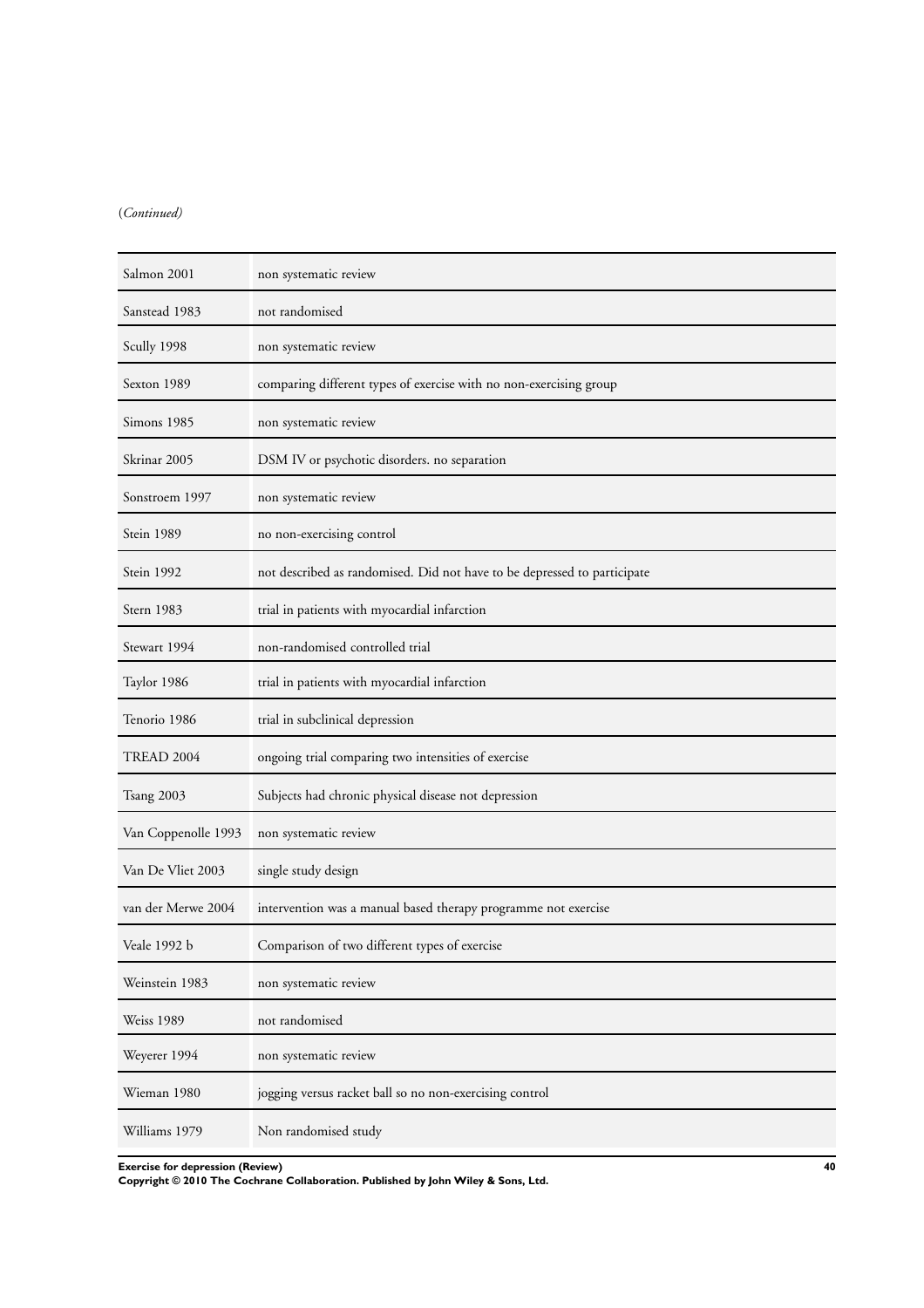(*Continued*)

| | |
|---|---|
| Salmon 2001 | non systematic review |
| Sanstead 1983 | not randomised |
| Scully 1998 | non systematic review |
| Sexton 1989 | comparing different types of exercise with no non-exercising group |
| Simons 1985 | non systematic review |
| Skrinar 2005 | DSM IV or psychotic disorders. no separation |
| Sonstroem 1997 | non systematic review |
| Stein 1989 | no non-exercising control |
| Stein 1992 | not described as randomised. Did not have to be depressed to participate |
| Stern 1983 | trial in patients with myocardial infarction |
| Stewart 1994 | non-randomised controlled trial |
| Taylor 1986 | trial in patients with myocardial infarction |
| Tenorio 1986 | trial in subclinical depression |
| TREAD 2004 | ongoing trial comparing two intensities of exercise |
| Tsang 2003 | Subjects had chronic physical disease not depression |
| Van Coppenolle 1993 | non systematic review |
| Van De Vliet 2003 | single study design |
| van der Merwe 2004 | intervention was a manual based therapy programme not exercise |
| Veale 1992 b | Comparison of two different types of exercise |
| Weinstein 1983 | non systematic review |
| Weiss 1989 | not randomised |
| Weyerer 1994 | non systematic review |
| Wieman 1980 | jogging versus racket ball so no non-exercising control |
| Williams 1979 | Non randomised study |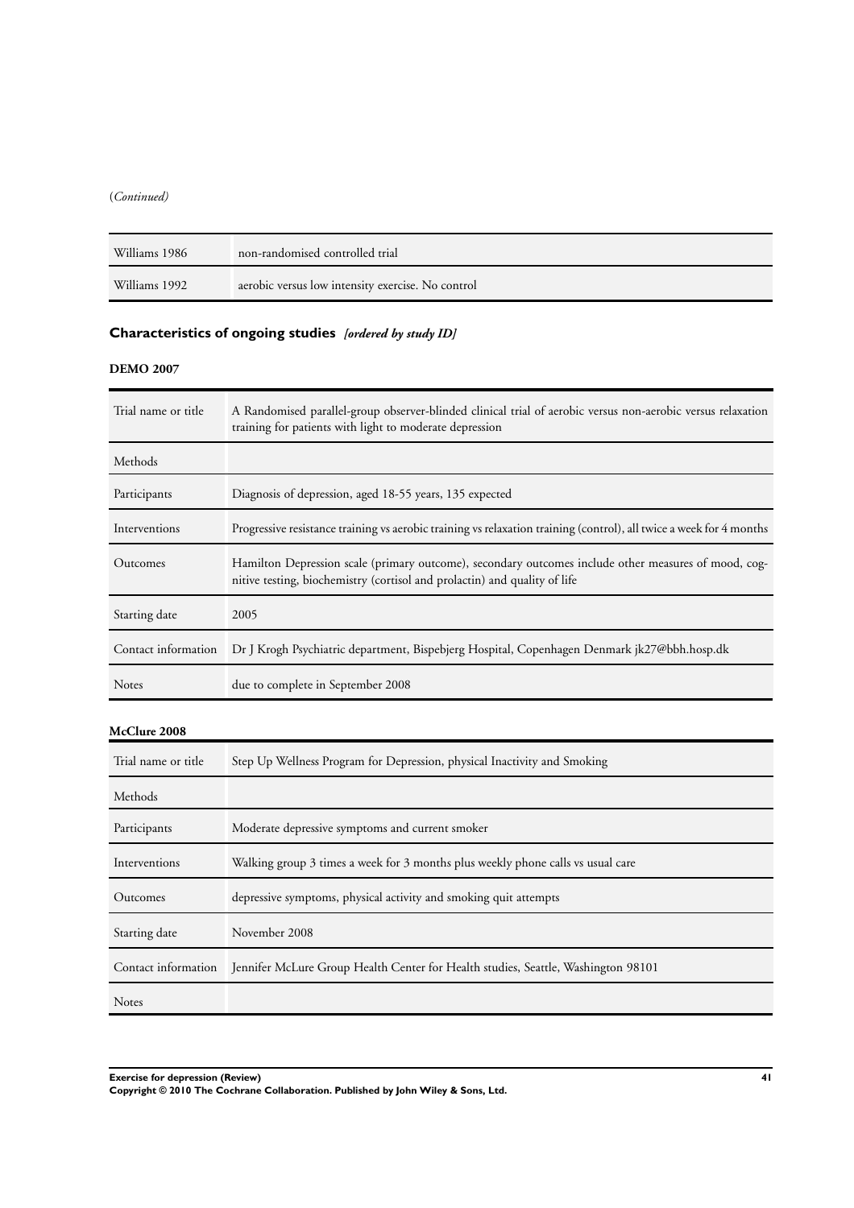(*Continued*)

| | |
|---|---|
| Williams 1986 | non-randomised controlled trial |
| Williams 1992 | aerobic versus low intensity exercise. No control |

## Characteristics of ongoing studies *[ordered by study ID]*

### DEMO 2007

| | |
|---|---|
| Trial name or title | A Randomised parallel-group observer-blinded clinical trial of aerobic versus non-aerobic versus relaxation training for patients with light to moderate depression |
| Methods | |
| Participants | Diagnosis of depression, aged 18-55 years, 135 expected |
| Interventions | Progressive resistance training vs aerobic training vs relaxation training (control), all twice a week for 4 months |
| Outcomes | Hamilton Depression scale (primary outcome), secondary outcomes include other measures of mood, cognitive testing, biochemistry (cortisol and prolactin) and quality of life |
| Starting date | 2005 |
| Contact information | Dr J Krogh Psychiatric department, Bispebjerg Hospital, Copenhagen Denmark jk27@bbh.hosp.dk |
| Notes | due to complete in September 2008 |

### McClure 2008

| | |
|---|---|
| Trial name or title | Step Up Wellness Program for Depression, physical Inactivity and Smoking |
| Methods | |
| Participants | Moderate depressive symptoms and current smoker |
| Interventions | Walking group 3 times a week for 3 months plus weekly phone calls vs usual care |
| Outcomes | depressive symptoms, physical activity and smoking quit attempts |
| Starting date | November 2008 |
| Contact information | Jennifer McLure Group Health Center for Health studies, Seattle, Washington 98101 |
| Notes | |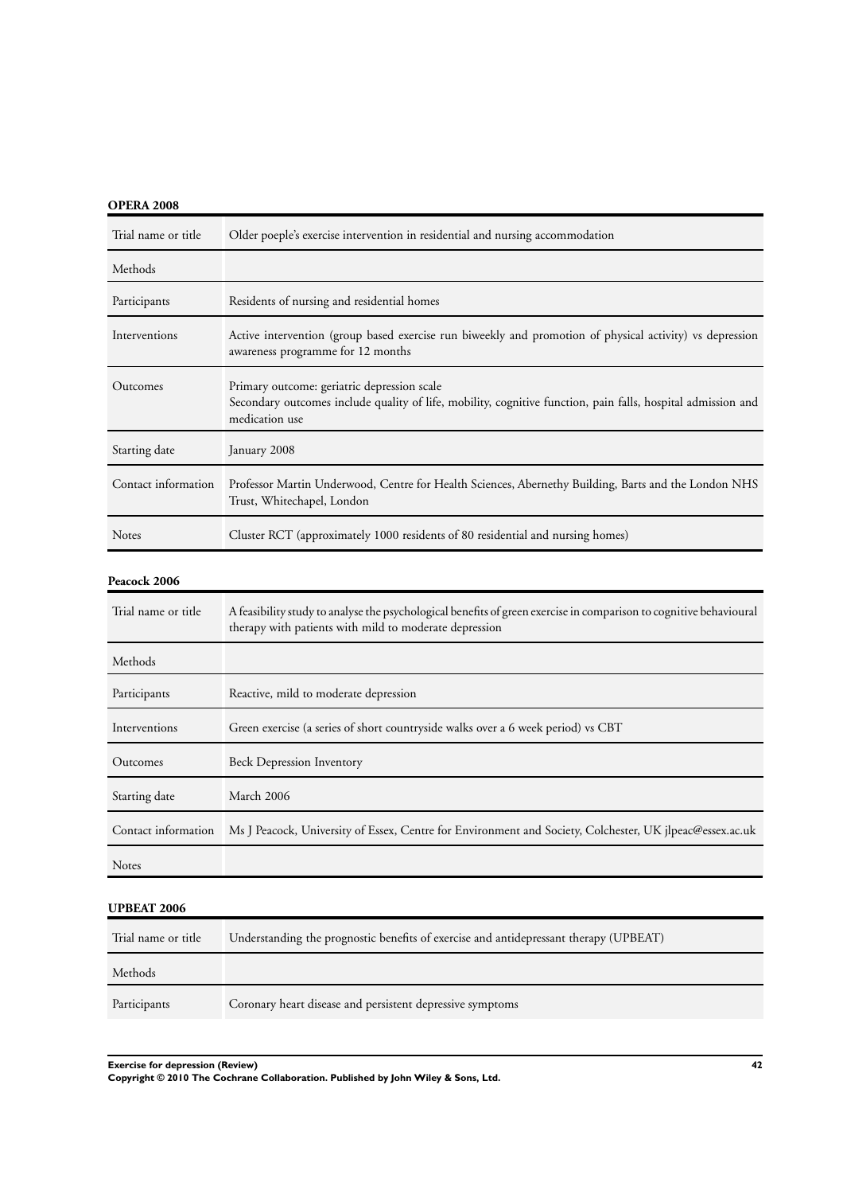**OPERA 2008**

| Trial name or title | Older poeple's exercise intervention in residential and nursing accommodation |
|---|---|
| Methods | |
| Participants | Residents of nursing and residential homes |
| Interventions | Active intervention (group based exercise run biweekly and promotion of physical activity) vs depression awareness programme for 12 months |
| Outcomes | Primary outcome: geriatric depression scale<br>Secondary outcomes include quality of life, mobility, cognitive function, pain falls, hospital admission and medication use |
| Starting date | January 2008 |
| Contact information | Professor Martin Underwood, Centre for Health Sciences, Abernethy Building, Barts and the London NHS Trust, Whitechapel, London |
| Notes | Cluster RCT (approximately 1000 residents of 80 residential and nursing homes) |

**Peacock 2006**

| Trial name or title | A feasibility study to analyse the psychological benefits of green exercise in comparison to cognitive behavioural therapy with patients with mild to moderate depression |
|---|---|
| Methods | |
| Participants | Reactive, mild to moderate depression |
| Interventions | Green exercise (a series of short countryside walks over a 6 week period) vs CBT |
| Outcomes | Beck Depression Inventory |
| Starting date | March 2006 |
| Contact information | Ms J Peacock, University of Essex, Centre for Environment and Society, Colchester, UK jlpeac@essex.ac.uk |
| Notes | |

**UPBEAT 2006**

| Trial name or title | Understanding the prognostic benefits of exercise and antidepressant therapy (UPBEAT) |
|---|---|
| Methods | |
| Participants | Coronary heart disease and persistent depressive symptoms |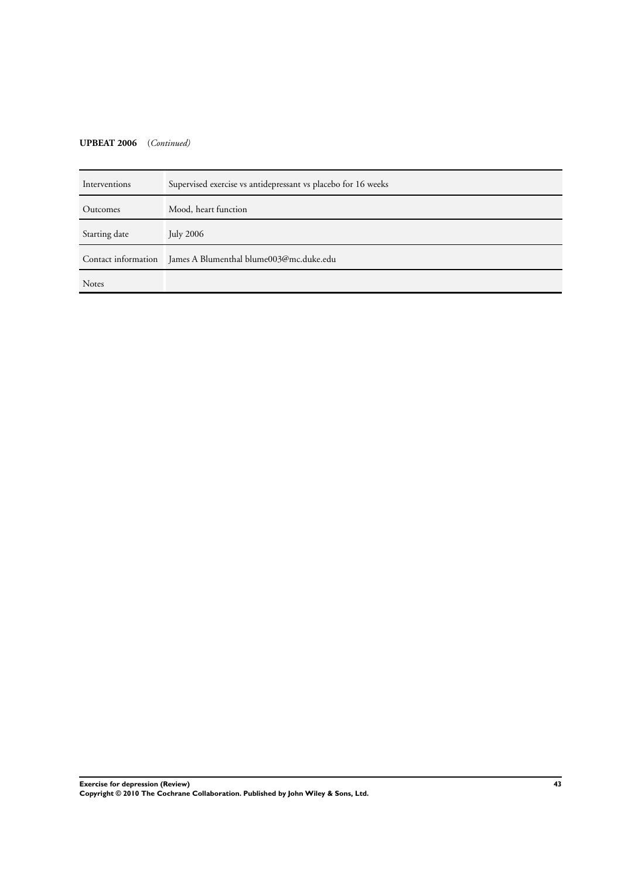**UPBEAT 2006** *(Continued)*

| | |
|---|---|
| Interventions | Supervised exercise vs antidepressant vs placebo for 16 weeks |
| Outcomes | Mood, heart function |
| Starting date | July 2006 |
| Contact information | James A Blumenthal blume003@mc.duke.edu |
| Notes | |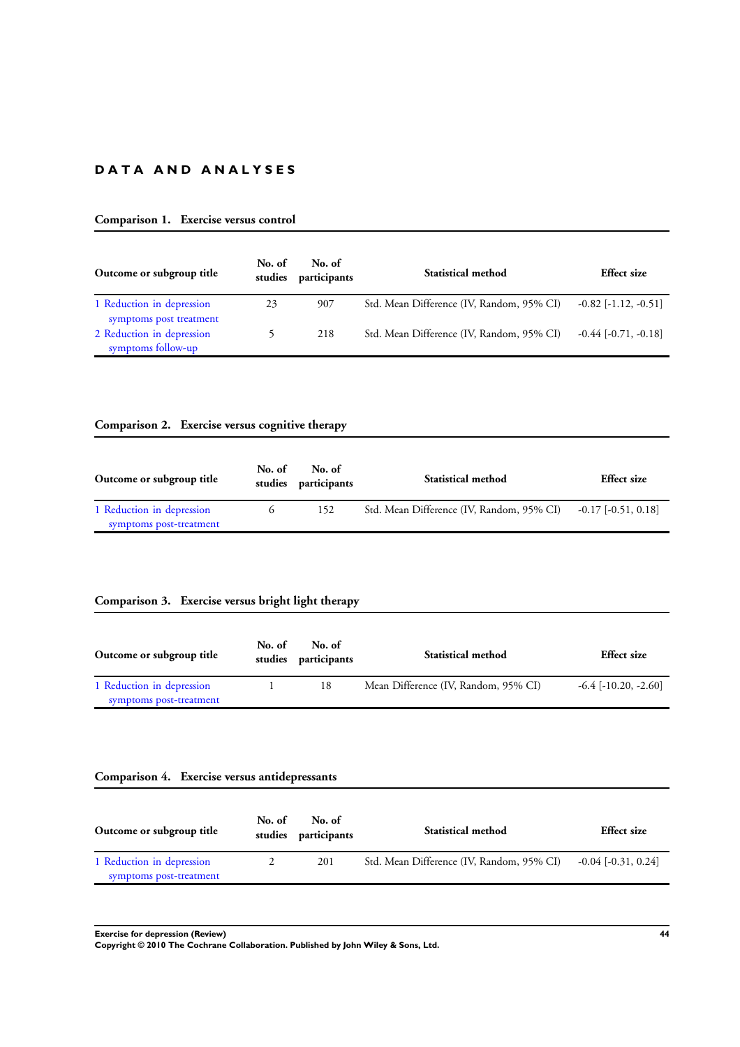## DATA AND ANALYSES

### Comparison 1. Exercise versus control

| Outcome or subgroup title | No. of studies | No. of participants | Statistical method | Effect size |
|---|---|---|---|---|
| 1 Reduction in depression symptoms post treatment | 23 | 907 | Std. Mean Difference (IV, Random, 95% CI) | -0.82 [-1.12, -0.51] |
| 2 Reduction in depression symptoms follow-up | 5 | 218 | Std. Mean Difference (IV, Random, 95% CI) | -0.44 [-0.71, -0.18] |

### Comparison 2. Exercise versus cognitive therapy

| Outcome or subgroup title | No. of studies | No. of participants | Statistical method | Effect size |
|---|---|---|---|---|
| 1 Reduction in depression symptoms post-treatment | 6 | 152 | Std. Mean Difference (IV, Random, 95% CI) | -0.17 [-0.51, 0.18] |

### Comparison 3. Exercise versus bright light therapy

| Outcome or subgroup title | No. of studies | No. of participants | Statistical method | Effect size |
|---|---|---|---|---|
| 1 Reduction in depression symptoms post-treatment | 1 | 18 | Mean Difference (IV, Random, 95% CI) | -6.4 [-10.20, -2.60] |

### Comparison 4. Exercise versus antidepressants

| Outcome or subgroup title | No. of studies | No. of participants | Statistical method | Effect size |
|---|---|---|---|---|
| 1 Reduction in depression symptoms post-treatment | 2 | 201 | Std. Mean Difference (IV, Random, 95% CI) | -0.04 [-0.31, 0.24] |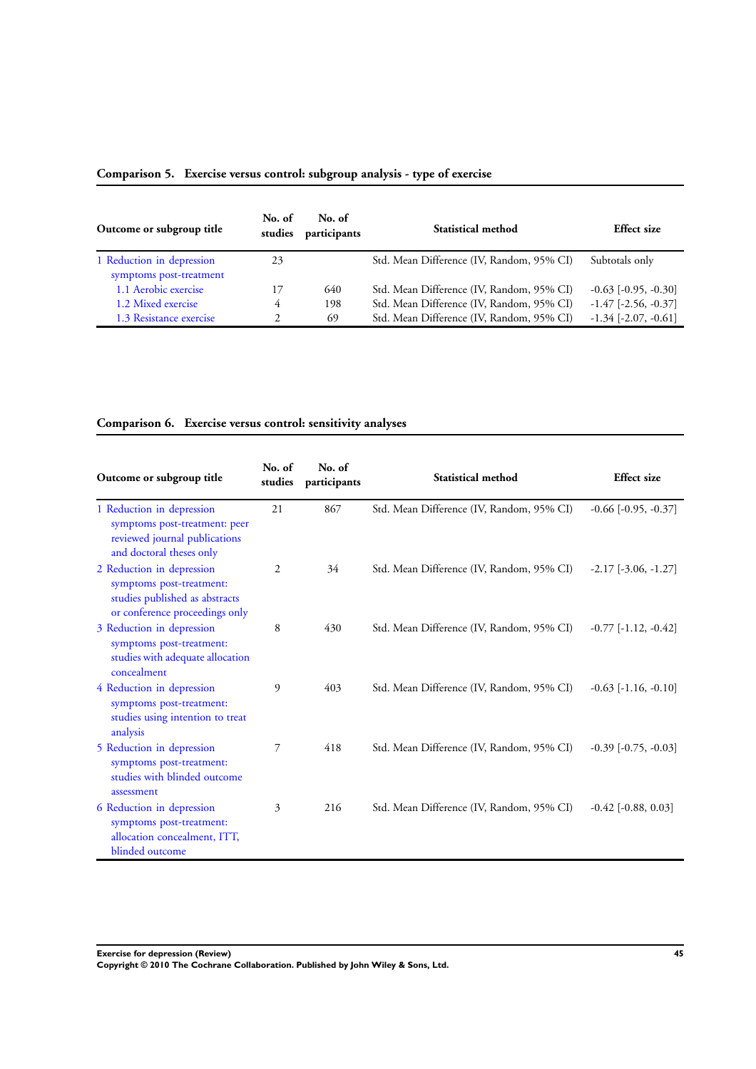### Comparison 5. Exercise versus control: subgroup analysis - type of exercise

| Outcome or subgroup title | No. of studies | No. of participants | Statistical method | Effect size |
|---|---|---|---|---|
| 1 Reduction in depression symptoms post-treatment | 23 | | Std. Mean Difference (IV, Random, 95% CI) | Subtotals only |
| 1.1 Aerobic exercise | 17 | 640 | Std. Mean Difference (IV, Random, 95% CI) | -0.63 [-0.95, -0.30] |
| 1.2 Mixed exercise | 4 | 198 | Std. Mean Difference (IV, Random, 95% CI) | -1.47 [-2.56, -0.37] |
| 1.3 Resistance exercise | 2 | 69 | Std. Mean Difference (IV, Random, 95% CI) | -1.34 [-2.07, -0.61] |

### Comparison 6. Exercise versus control: sensitivity analyses

| Outcome or subgroup title | No. of studies | No. of participants | Statistical method | Effect size |
|---|---|---|---|---|
| 1 Reduction in depression symptoms post-treatment: peer reviewed journal publications and doctoral theses only | 21 | 867 | Std. Mean Difference (IV, Random, 95% CI) | -0.66 [-0.95, -0.37] |
| 2 Reduction in depression symptoms post-treatment: studies published as abstracts or conference proceedings only | 2 | 34 | Std. Mean Difference (IV, Random, 95% CI) | -2.17 [-3.06, -1.27] |
| 3 Reduction in depression symptoms post-treatment: studies with adequate allocation concealment | 8 | 430 | Std. Mean Difference (IV, Random, 95% CI) | -0.77 [-1.12, -0.42] |
| 4 Reduction in depression symptoms post-treatment: studies using intention to treat analysis | 9 | 403 | Std. Mean Difference (IV, Random, 95% CI) | -0.63 [-1.16, -0.10] |
| 5 Reduction in depression symptoms post-treatment: studies with blinded outcome assessment | 7 | 418 | Std. Mean Difference (IV, Random, 95% CI) | -0.39 [-0.75, -0.03] |
| 6 Reduction in depression symptoms post-treatment: allocation concealment, ITT, blinded outcome | 3 | 216 | Std. Mean Difference (IV, Random, 95% CI) | -0.42 [-0.88, 0.03] |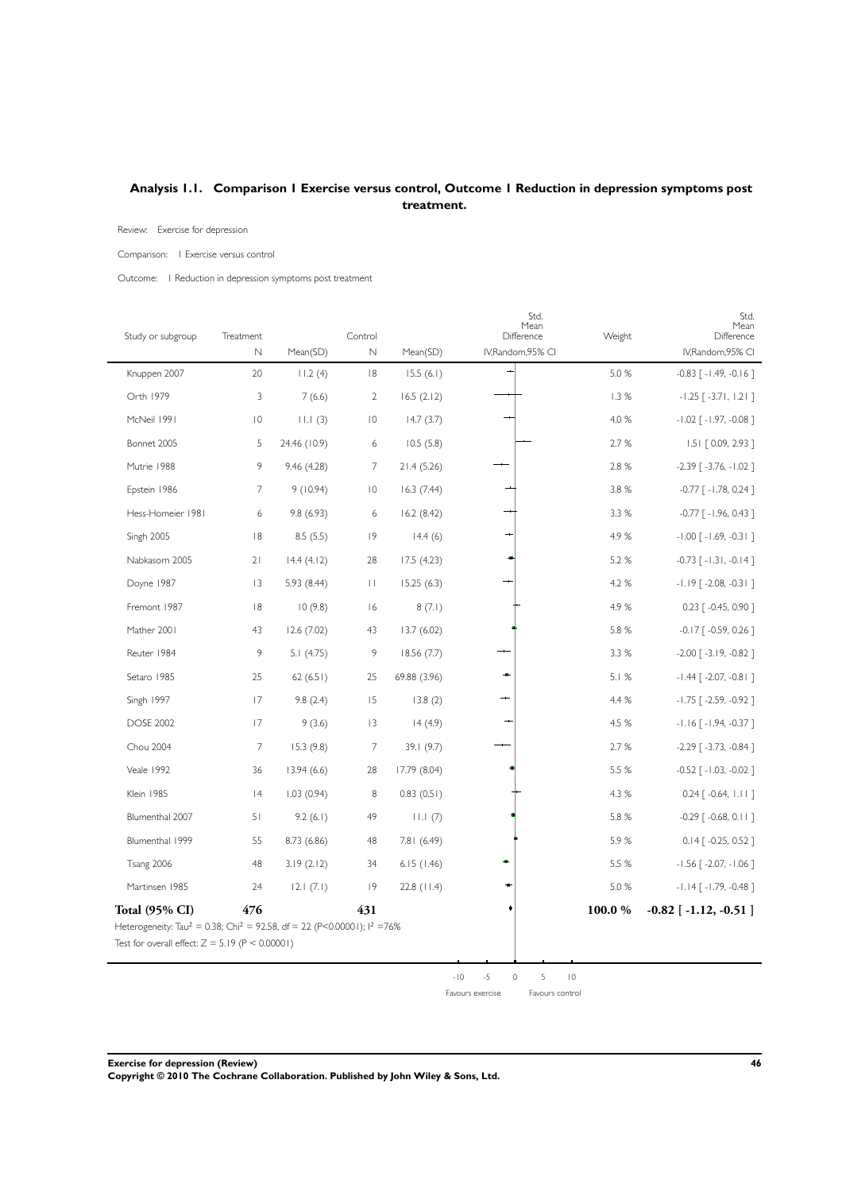## Analysis 1.1. Comparison 1 Exercise versus control, Outcome 1 Reduction in depression symptoms post treatment.

Review: Exercise for depression

Comparison: 1 Exercise versus control

Outcome: 1 Reduction in depression symptoms post treatment

| Study or subgroup | Treatment N | Treatment Mean(SD) | Control N | Control Mean(SD) | Std. Mean Difference IV,Random,95% CI | Weight | Std. Mean Difference IV,Random,95% CI |
|---|---|---|---|---|---|---|---|
| Knuppen 2007 | 20 | 11.2 (4) | 18 | 15.5 (6.1) | | 5.0 % | -0.83 [ -1.49, -0.16 ] |
| Orth 1979 | 3 | 7 (6.6) | 2 | 16.5 (2.12) | | 1.3 % | -1.25 [ -3.71, 1.21 ] |
| McNeil 1991 | 10 | 11.1 (3) | 10 | 14.7 (3.7) | | 4.0 % | -1.02 [ -1.97, -0.08 ] |
| Bonnet 2005 | 5 | 24.46 (10.9) | 6 | 10.5 (5.8) | | 2.7 % | 1.51 [ 0.09, 2.93 ] |
| Mutrie 1988 | 9 | 9.46 (4.28) | 7 | 21.4 (5.26) | | 2.8 % | -2.39 [ -3.76, -1.02 ] |
| Epstein 1986 | 7 | 9 (10.94) | 10 | 16.3 (7.44) | | 3.8 % | -0.77 [ -1.78, 0.24 ] |
| Hess-Homeier 1981 | 6 | 9.8 (6.93) | 6 | 16.2 (8.42) | | 3.3 % | -0.77 [ -1.96, 0.43 ] |
| Singh 2005 | 18 | 8.5 (5.5) | 19 | 14.4 (6) | | 4.9 % | -1.00 [ -1.69, -0.31 ] |
| Nabkasorn 2005 | 21 | 14.4 (4.12) | 28 | 17.5 (4.23) | | 5.2 % | -0.73 [ -1.31, -0.14 ] |
| Doyne 1987 | 13 | 5.93 (8.44) | 11 | 15.25 (6.3) | | 4.2 % | -1.19 [ -2.08, -0.31 ] |
| Fremont 1987 | 18 | 10 (9.8) | 16 | 8 (7.1) | | 4.9 % | 0.23 [ -0.45, 0.90 ] |
| Mather 2001 | 43 | 12.6 (7.02) | 43 | 13.7 (6.02) | | 5.8 % | -0.17 [ -0.59, 0.26 ] |
| Reuter 1984 | 9 | 5.1 (4.75) | 9 | 18.56 (7.7) | | 3.3 % | -2.00 [ -3.19, -0.82 ] |
| Setaro 1985 | 25 | 62 (6.51) | 25 | 69.88 (3.96) | | 5.1 % | -1.44 [ -2.07, -0.81 ] |
| Singh 1997 | 17 | 9.8 (2.4) | 15 | 13.8 (2) | | 4.4 % | -1.75 [ -2.59, -0.92 ] |
| DOSE 2002 | 17 | 9 (3.6) | 13 | 14 (4.9) | | 4.5 % | -1.16 [ -1.94, -0.37 ] |
| Chou 2004 | 7 | 15.3 (9.8) | 7 | 39.1 (9.7) | | 2.7 % | -2.29 [ -3.73, -0.84 ] |
| Veale 1992 | 36 | 13.94 (6.6) | 28 | 17.79 (8.04) | | 5.5 % | -0.52 [ -1.03, -0.02 ] |
| Klein 1985 | 14 | 1.03 (0.94) | 8 | 0.83 (0.51) | | 4.3 % | 0.24 [ -0.64, 1.11 ] |
| Blumenthal 2007 | 51 | 9.2 (6.1) | 49 | 11.1 (7) | | 5.8 % | -0.29 [ -0.68, 0.11 ] |
| Blumenthal 1999 | 55 | 8.73 (6.86) | 48 | 7.81 (6.49) | | 5.9 % | 0.14 [ -0.25, 0.52 ] |
| Tsang 2006 | 48 | 3.19 (2.12) | 34 | 6.15 (1.46) | | 5.5 % | -1.56 [ -2.07, -1.06 ] |
| Martinsen 1985 | 24 | 12.1 (7.1) | 19 | 22.8 (11.4) | | 5.0 % | -1.14 [ -1.79, -0.48 ] |
| **Total (95% CI)** | **476** | | **431** | | | **100.0 %** | **-0.82 [ -1.12, -0.51 ]** |

Heterogeneity: $Tau^2 = 0.38$; $Chi^2 = 92.58$, $df = 22$ ($P<0.00001$); $I^2 = 76\%$

Test for overall effect: $Z = 5.19$ ($P < 0.00001$)

-10 -5 0 5 10

Favours exercise Favours control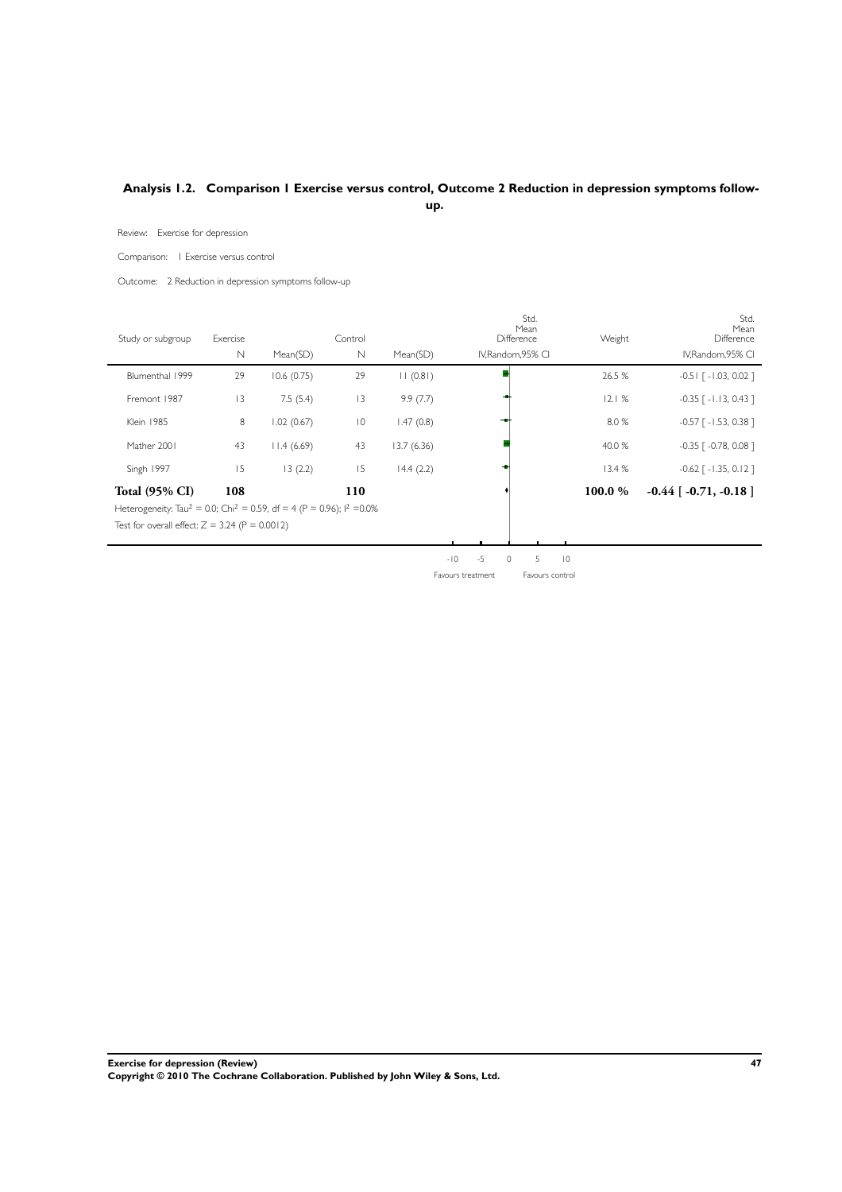## Analysis 1.2. Comparison 1 Exercise versus control, Outcome 2 Reduction in depression symptoms follow-up.

Review: Exercise for depression

Comparison: 1 Exercise versus control

Outcome: 2 Reduction in depression symptoms follow-up

| Study or subgroup | Exercise N | Mean(SD) | Control N | Mean(SD) | Std. Mean Difference IV,Random,95% CI | Weight | Std. Mean Difference IV,Random,95% CI |
|---|---|---|---|---|---|---|---|
| Blumenthal 1999 | 29 | 10.6 (0.75) | 29 | 11 (0.81) | | 26.5 % | -0.51 [ -1.03, 0.02 ] |
| Fremont 1987 | 13 | 7.5 (5.4) | 13 | 9.9 (7.7) | | 12.1 % | -0.35 [ -1.13, 0.43 ] |
| Klein 1985 | 8 | 1.02 (0.67) | 10 | 1.47 (0.8) | | 8.0 % | -0.57 [ -1.53, 0.38 ] |
| Mather 2001 | 43 | 11.4 (6.69) | 43 | 13.7 (6.36) | | 40.0 % | -0.35 [ -0.78, 0.08 ] |
| Singh 1997 | 15 | 13 (2.2) | 15 | 14.4 (2.2) | | 13.4 % | -0.62 [ -1.35, 0.12 ] |
| **Total (95% CI)** | **108** | | **110** | | | **100.0 %** | **-0.44 [ -0.71, -0.18 ]** |

Heterogeneity: $Tau^2 = 0.0$; $Chi^2 = 0.59$, df = 4 ($P = 0.96$); $I^2 = 0.0\%$

Test for overall effect: $Z = 3.24$ ($P = 0.0012$)

-10 -5 0 5 10

Favours treatment Favours control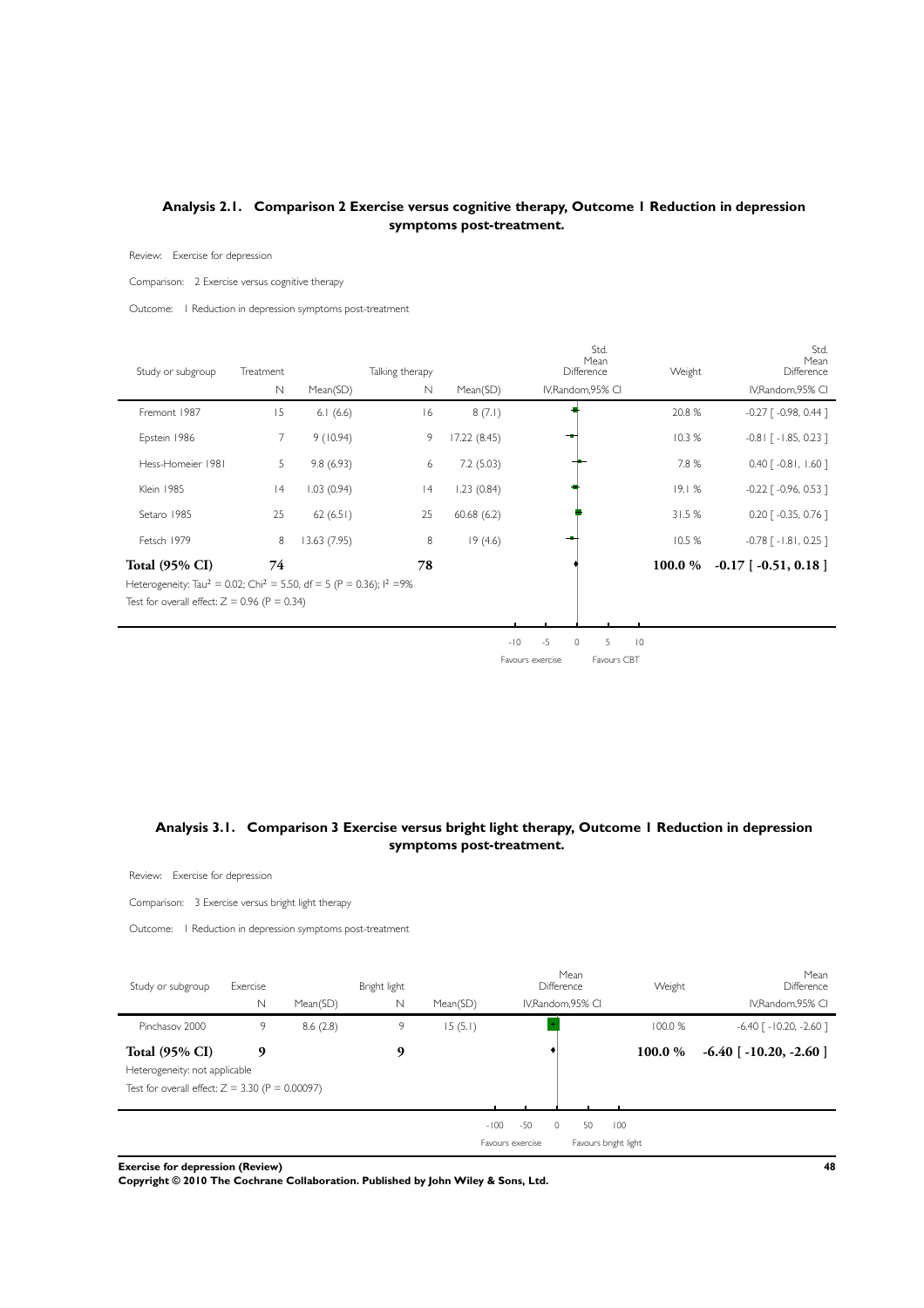## Analysis 2.1. Comparison 2 Exercise versus cognitive therapy, Outcome 1 Reduction in depression symptoms post-treatment.

Review: Exercise for depression

Comparison: 2 Exercise versus cognitive therapy

Outcome: 1 Reduction in depression symptoms post-treatment

| Study or subgroup | Treatment N | Mean(SD) | Talking therapy N | Mean(SD) | Std. Mean Difference IV,Random,95% CI | Weight | Std. Mean Difference IV,Random,95% CI |
|---|---|---|---|---|---|---|---|
| Fremont 1987 | 15 | 6.1 (6.6) | 16 | 8 (7.1) | | 20.8 % | -0.27 [ -0.98, 0.44 ] |
| Epstein 1986 | 7 | 9 (10.94) | 9 | 17.22 (8.45) | | 10.3 % | -0.81 [ -1.85, 0.23 ] |
| Hess-Homeier 1981 | 5 | 9.8 (6.93) | 6 | 7.2 (5.03) | | 7.8 % | 0.40 [ -0.81, 1.60 ] |
| Klein 1985 | 14 | 1.03 (0.94) | 14 | 1.23 (0.84) | | 19.1 % | -0.22 [ -0.96, 0.53 ] |
| Setaro 1985 | 25 | 62 (6.51) | 25 | 60.68 (6.2) | | 31.5 % | 0.20 [ -0.35, 0.76 ] |
| Fetsch 1979 | 8 | 13.63 (7.95) | 8 | 19 (4.6) | | 10.5 % | -0.78 [ -1.81, 0.25 ] |
| **Total (95% CI)** | **74** | | **78** | | | **100.0 %** | **-0.17 [ -0.51, 0.18 ]** |

Heterogeneity: $Tau^2 = 0.02$; $Chi^2 = 5.50$, df = 5 (P = 0.36); $I^2 = 9\%$

Test for overall effect: Z = 0.96 (P = 0.34)

-10 -5 0 5 10

Favours exercise Favours CBT

## Analysis 3.1. Comparison 3 Exercise versus bright light therapy, Outcome 1 Reduction in depression symptoms post-treatment.

Review: Exercise for depression

Comparison: 3 Exercise versus bright light therapy

Outcome: 1 Reduction in depression symptoms post-treatment

| Study or subgroup | Exercise N | Mean(SD) | Bright light N | Mean(SD) | Mean Difference IV,Random,95% CI | Weight | Mean Difference IV,Random,95% CI |
|---|---|---|---|---|---|---|---|
| Pinchasov 2000 | 9 | 8.6 (2.8) | 9 | 15 (5.1) | | 100.0 % | -6.40 [ -10.20, -2.60 ] |
| **Total (95% CI)** | **9** | | **9** | | | **100.0 %** | **-6.40 [ -10.20, -2.60 ]** |

Heterogeneity: not applicable

Test for overall effect: Z = 3.30 (P = 0.00097)

-100 -50 0 50 100

Favours exercise Favours bright light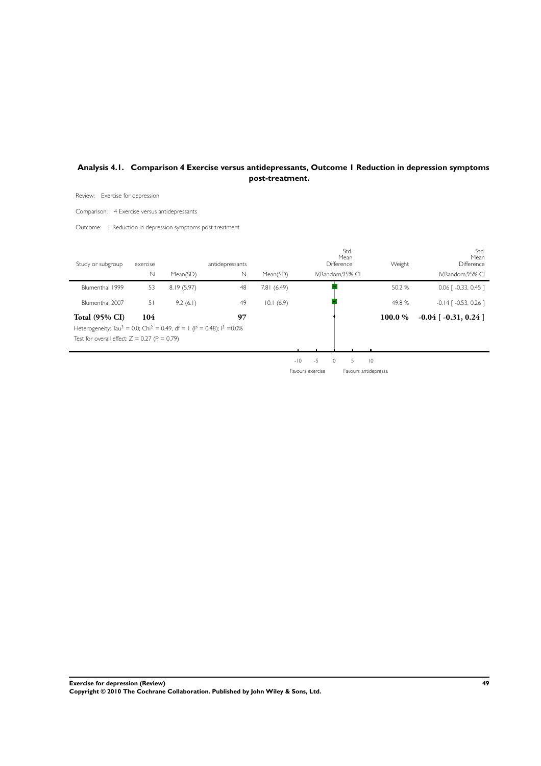## Analysis 4.1. Comparison 4 Exercise versus antidepressants, Outcome 1 Reduction in depression symptoms post-treatment.

Review: Exercise for depression

Comparison: 4 Exercise versus antidepressants

Outcome: 1 Reduction in depression symptoms post-treatment

| Study or subgroup | exercise N | Mean(SD) | antidepressants N | Mean(SD) | Std. Mean Difference IV,Random,95% CI | Weight | Std. Mean Difference IV,Random,95% CI |
|---|---|---|---|---|---|---|---|
| Blumenthal 1999 | 53 | 8.19 (5.97) | 48 | 7.81 (6.49) | | 50.2 % | 0.06 [ -0.33, 0.45 ] |
| Blumenthal 2007 | 51 | 9.2 (6.1) | 49 | 10.1 (6.9) | | 49.8 % | -0.14 [ -0.53, 0.26 ] |
| **Total (95% CI)** | **104** | | **97** | | | **100.0 %** | **-0.04 [ -0.31, 0.24 ]** |

Heterogeneity: $Tau^2 = 0.0$; $Chi^2 = 0.49$, $df = 1$ ($P = 0.48$); $I^2 = 0.0\%$

Test for overall effect: $Z = 0.27$ ($P = 0.79$)

-10 -5 0 5 10

Favours exercise Favours antidepressa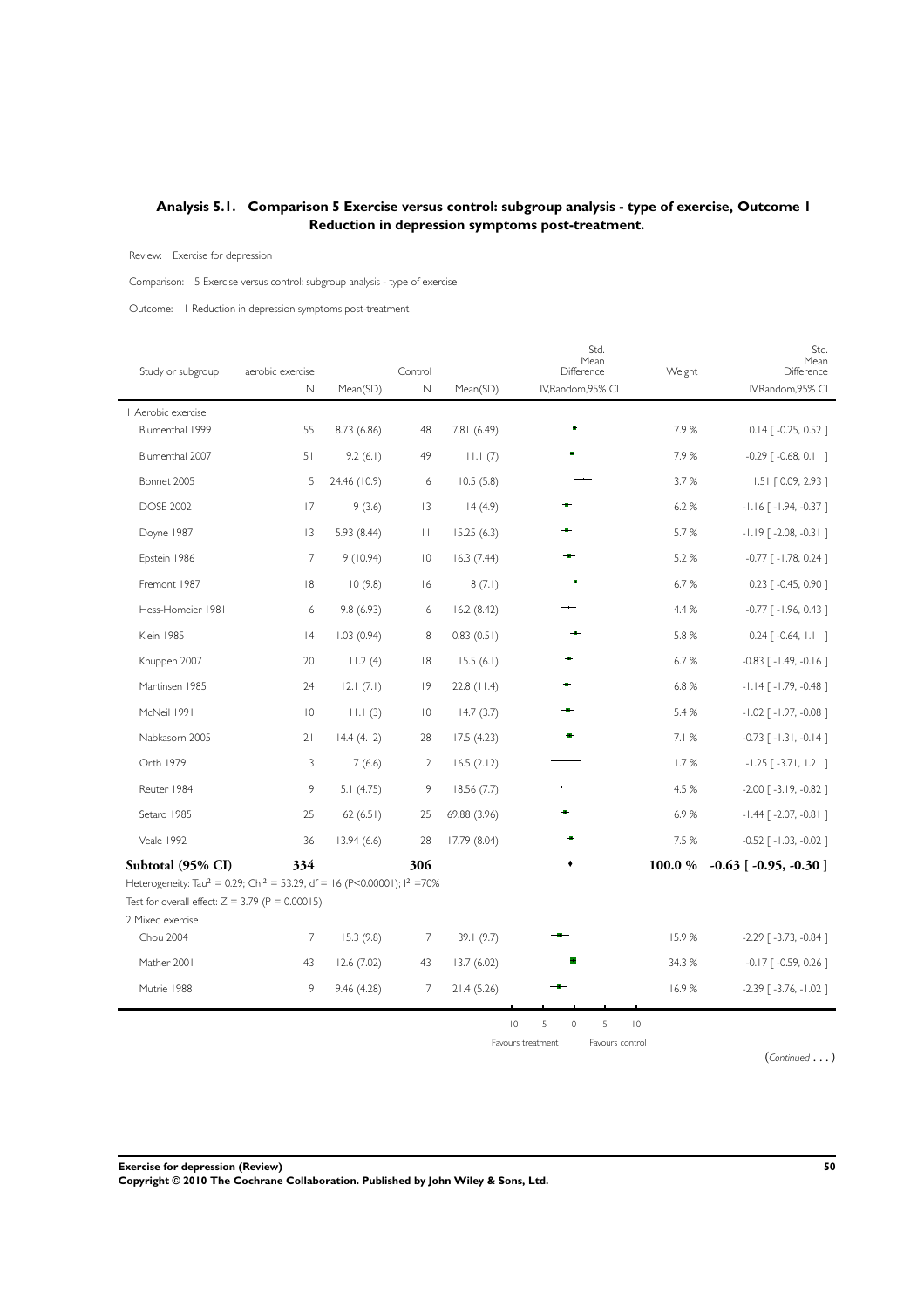## Analysis 5.1. Comparison 5 Exercise versus control: subgroup analysis - type of exercise, Outcome 1 Reduction in depression symptoms post-treatment.

Review: Exercise for depression

Comparison: 5 Exercise versus control: subgroup analysis - type of exercise

Outcome: 1 Reduction in depression symptoms post-treatment

| Study or subgroup | aerobic exercise N | Mean(SD) | Control N | Mean(SD) | Std. Mean Difference IV,Random,95% CI | Weight | Std. Mean Difference IV,Random,95% CI |
|---|---|---|---|---|---|---|---|
| 1 Aerobic exercise | | | | | | | |
| Blumenthal 1999 | 55 | 8.73 (6.86) | 48 | 7.81 (6.49) | | 7.9 % | 0.14 [ -0.25, 0.52 ] |
| Blumenthal 2007 | 51 | 9.2 (6.1) | 49 | 11.1 (7) | | 7.9 % | -0.29 [ -0.68, 0.11 ] |
| Bonnet 2005 | 5 | 24.46 (10.9) | 6 | 10.5 (5.8) | | 3.7 % | 1.51 [ 0.09, 2.93 ] |
| DOSE 2002 | 17 | 9 (3.6) | 13 | 14 (4.9) | | 6.2 % | -1.16 [ -1.94, -0.37 ] |
| Doyne 1987 | 13 | 5.93 (8.44) | 11 | 15.25 (6.3) | | 5.7 % | -1.19 [ -2.08, -0.31 ] |
| Epstein 1986 | 7 | 9 (10.94) | 10 | 16.3 (7.44) | | 5.2 % | -0.77 [ -1.78, 0.24 ] |
| Fremont 1987 | 18 | 10 (9.8) | 16 | 8 (7.1) | | 6.7 % | 0.23 [ -0.45, 0.90 ] |
| Hess-Homeier 1981 | 6 | 9.8 (6.93) | 6 | 16.2 (8.42) | | 4.4 % | -0.77 [ -1.96, 0.43 ] |
| Klein 1985 | 14 | 1.03 (0.94) | 8 | 0.83 (0.51) | | 5.8 % | 0.24 [ -0.64, 1.11 ] |
| Knuppen 2007 | 20 | 11.2 (4) | 18 | 15.5 (6.1) | | 6.7 % | -0.83 [ -1.49, -0.16 ] |
| Martinsen 1985 | 24 | 12.1 (7.1) | 19 | 22.8 (11.4) | | 6.8 % | -1.14 [ -1.79, -0.48 ] |
| McNeil 1991 | 10 | 11.1 (3) | 10 | 14.7 (3.7) | | 5.4 % | -1.02 [ -1.97, -0.08 ] |
| Nabkasorn 2005 | 21 | 14.4 (4.12) | 28 | 17.5 (4.23) | | 7.1 % | -0.73 [ -1.31, -0.14 ] |
| Orth 1979 | 3 | 7 (6.6) | 2 | 16.5 (2.12) | | 1.7 % | -1.25 [ -3.71, 1.21 ] |
| Reuter 1984 | 9 | 5.1 (4.75) | 9 | 18.56 (7.7) | | 4.5 % | -2.00 [ -3.19, -0.82 ] |
| Setaro 1985 | 25 | 62 (6.51) | 25 | 69.88 (3.96) | | 6.9 % | -1.44 [ -2.07, -0.81 ] |
| Veale 1992 | 36 | 13.94 (6.6) | 28 | 17.79 (8.04) | | 7.5 % | -0.52 [ -1.03, -0.02 ] |
| **Subtotal (95% CI)** | **334** | | **306** | | | **100.0 %** | **-0.63 [ -0.95, -0.30 ]** |

Heterogeneity: $Tau^2 = 0.29$; $Chi^2 = 53.29$, df = 16 (P<0.00001); $I^2 = 70\%$

Test for overall effect: Z = 3.79 (P = 0.00015)

| Study or subgroup | aerobic exercise N | Mean(SD) | Control N | Mean(SD) | Std. Mean Difference IV,Random,95% CI | Weight | Std. Mean Difference IV,Random,95% CI |
|---|---|---|---|---|---|---|---|
| 2 Mixed exercise | | | | | | | |
| Chou 2004 | 7 | 15.3 (9.8) | 7 | 39.1 (9.7) | | 15.9 % | -2.29 [ -3.73, -0.84 ] |
| Mather 2001 | 43 | 12.6 (7.02) | 43 | 13.7 (6.02) | | 34.3 % | -0.17 [ -0.59, 0.26 ] |
| Mutrie 1988 | 9 | 9.46 (4.28) | 7 | 21.4 (5.26) | | 16.9 % | -2.39 [ -3.76, -1.02 ] |

-10 -5 0 5 10

Favours treatment Favours control

(*Continued* . . . )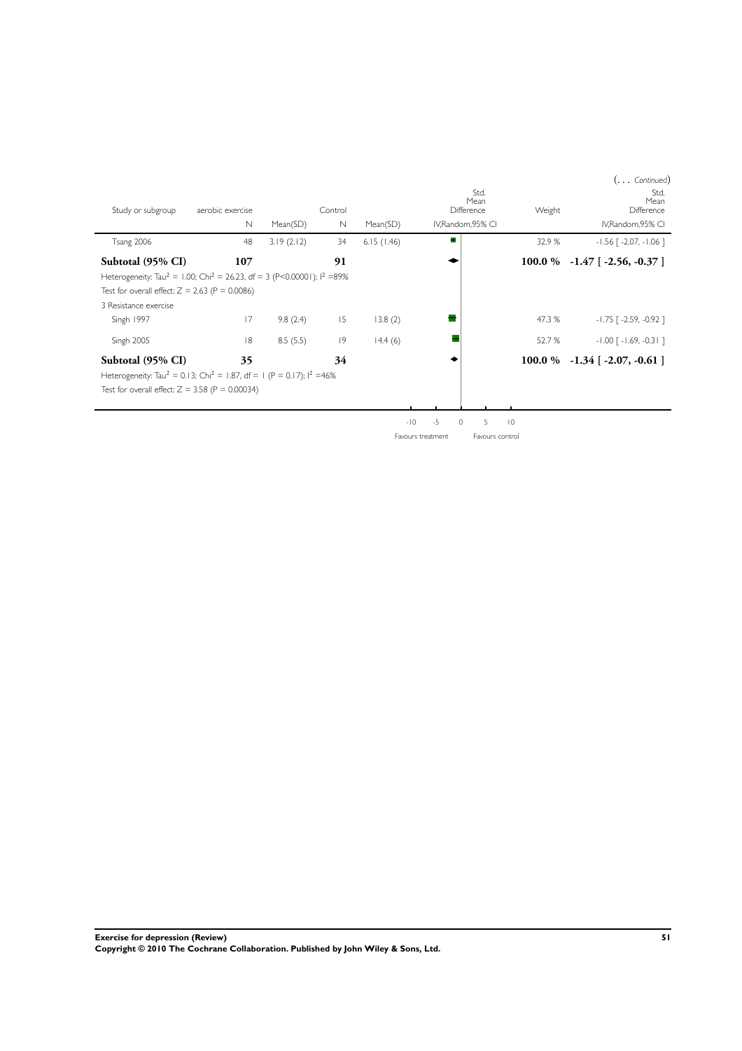(... *Continued*)

| Study or subgroup | aerobic exercise | | Control | | Std. Mean Difference | Weight | Std. Mean Difference |
|---|---|---|---|---|---|---|---|
| | N | Mean(SD) | N | Mean(SD) | IV,Random,95% CI | | IV,Random,95% CI |
| Tsang 2006 | 48 | 3.19 (2.12) | 34 | 6.15 (1.46) | | 32.9 % | -1.56 [ -2.07, -1.06 ] |
| **Subtotal (95% CI)** | **107** | | **91** | | | **100.0 %** | **-1.47 [ -2.56, -0.37 ]** |
| Heterogeneity: $Tau^2 = 1.00$; $Chi^2 = 26.23$, $df = 3$ ($P<0.00001$); $I^2 = 89\%$ | | | | | | | |
| Test for overall effect: $Z = 2.63$ ($P = 0.0086$) | | | | | | | |
| 3 Resistance exercise | | | | | | | |
| Singh 1997 | 17 | 9.8 (2.4) | 15 | 13.8 (2) | | 47.3 % | -1.75 [ -2.59, -0.92 ] |
| Singh 2005 | 18 | 8.5 (5.5) | 19 | 14.4 (6) | | 52.7 % | -1.00 [ -1.69, -0.31 ] |
| **Subtotal (95% CI)** | **35** | | **34** | | | **100.0 %** | **-1.34 [ -2.07, -0.61 ]** |
| Heterogeneity: $Tau^2 = 0.13$; $Chi^2 = 1.87$, $df = 1$ ($P = 0.17$); $I^2 = 46\%$ | | | | | | | |
| Test for overall effect: $Z = 3.58$ ($P = 0.00034$) | | | | | | | |

-10 -5 0 5 10

Favours treatment Favours control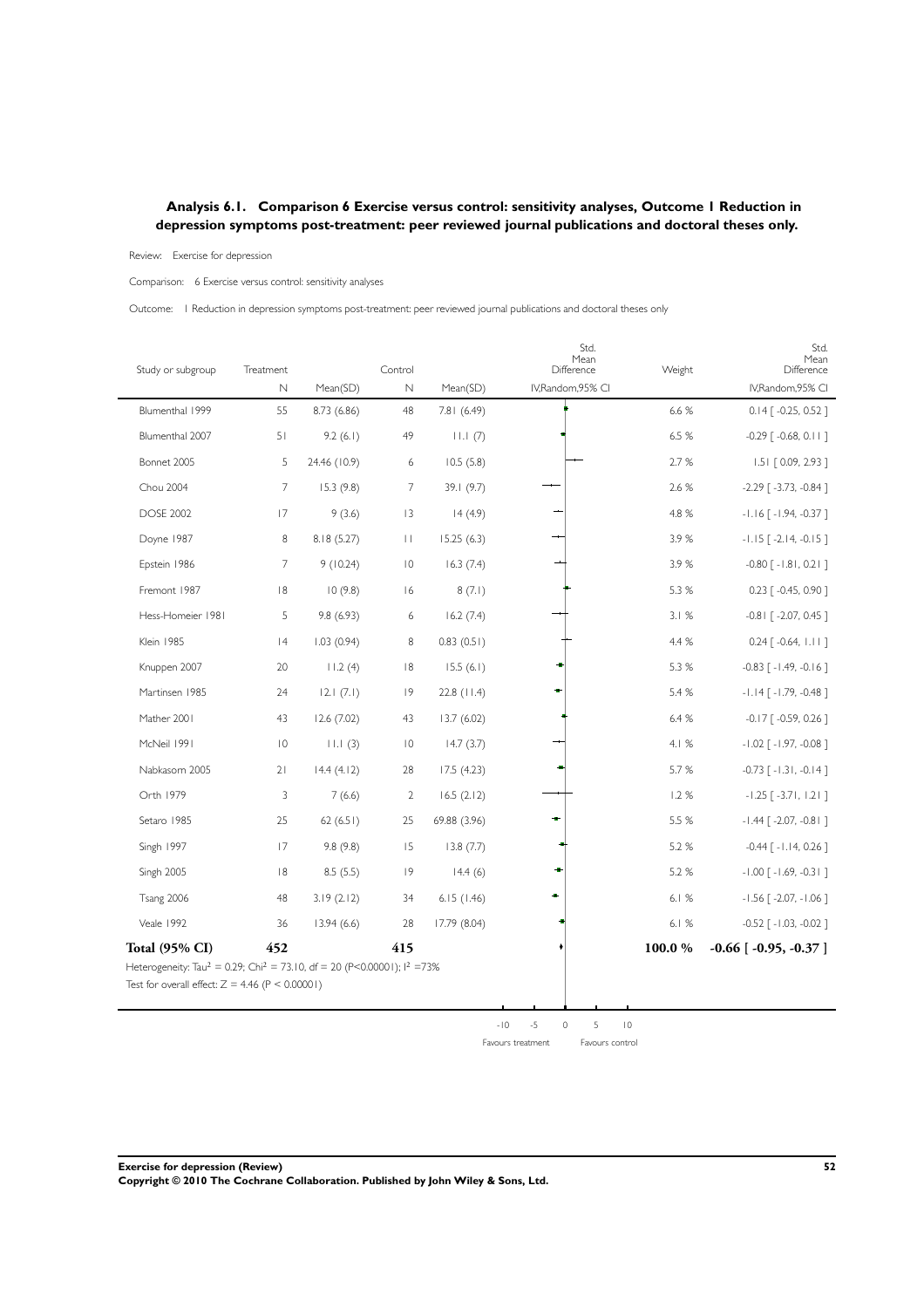## Analysis 6.1. Comparison 6 Exercise versus control: sensitivity analyses, Outcome 1 Reduction in depression symptoms post-treatment: peer reviewed journal publications and doctoral theses only.

Review: Exercise for depression

Comparison: 6 Exercise versus control: sensitivity analyses

Outcome: 1 Reduction in depression symptoms post-treatment: peer reviewed journal publications and doctoral theses only

| Study or subgroup | Treatment N | Treatment Mean(SD) | Control N | Control Mean(SD) | Std. Mean Difference IV,Random,95% CI | Weight | Std. Mean Difference IV,Random,95% CI |
|---|---|---|---|---|---|---|---|
| Blumenthal 1999 | 55 | 8.73 (6.86) | 48 | 7.81 (6.49) | | 6.6 % | 0.14 [ -0.25, 0.52 ] |
| Blumenthal 2007 | 51 | 9.2 (6.1) | 49 | 11.1 (7) | | 6.5 % | -0.29 [ -0.68, 0.11 ] |
| Bonnet 2005 | 5 | 24.46 (10.9) | 6 | 10.5 (5.8) | | 2.7 % | 1.51 [ 0.09, 2.93 ] |
| Chou 2004 | 7 | 15.3 (9.8) | 7 | 39.1 (9.7) | | 2.6 % | -2.29 [ -3.73, -0.84 ] |
| DOSE 2002 | 17 | 9 (3.6) | 13 | 14 (4.9) | | 4.8 % | -1.16 [ -1.94, -0.37 ] |
| Doyne 1987 | 8 | 8.18 (5.27) | 11 | 15.25 (6.3) | | 3.9 % | -1.15 [ -2.14, -0.15 ] |
| Epstein 1986 | 7 | 9 (10.24) | 10 | 16.3 (7.4) | | 3.9 % | -0.80 [ -1.81, 0.21 ] |
| Fremont 1987 | 18 | 10 (9.8) | 16 | 8 (7.1) | | 5.3 % | 0.23 [ -0.45, 0.90 ] |
| Hess-Homeier 1981 | 5 | 9.8 (6.93) | 6 | 16.2 (7.4) | | 3.1 % | -0.81 [ -2.07, 0.45 ] |
| Klein 1985 | 14 | 1.03 (0.94) | 8 | 0.83 (0.51) | | 4.4 % | 0.24 [ -0.64, 1.11 ] |
| Knuppen 2007 | 20 | 11.2 (4) | 18 | 15.5 (6.1) | | 5.3 % | -0.83 [ -1.49, -0.16 ] |
| Martinsen 1985 | 24 | 12.1 (7.1) | 19 | 22.8 (11.4) | | 5.4 % | -1.14 [ -1.79, -0.48 ] |
| Mather 2001 | 43 | 12.6 (7.02) | 43 | 13.7 (6.02) | | 6.4 % | -0.17 [ -0.59, 0.26 ] |
| McNeil 1991 | 10 | 11.1 (3) | 10 | 14.7 (3.7) | | 4.1 % | -1.02 [ -1.97, -0.08 ] |
| Nabkasorn 2005 | 21 | 14.4 (4.12) | 28 | 17.5 (4.23) | | 5.7 % | -0.73 [ -1.31, -0.14 ] |
| Orth 1979 | 3 | 7 (6.6) | 2 | 16.5 (2.12) | | 1.2 % | -1.25 [ -3.71, 1.21 ] |
| Setaro 1985 | 25 | 62 (6.51) | 25 | 69.88 (3.96) | | 5.5 % | -1.44 [ -2.07, -0.81 ] |
| Singh 1997 | 17 | 9.8 (9.8) | 15 | 13.8 (7.7) | | 5.2 % | -0.44 [ -1.14, 0.26 ] |
| Singh 2005 | 18 | 8.5 (5.5) | 19 | 14.4 (6) | | 5.2 % | -1.00 [ -1.69, -0.31 ] |
| Tsang 2006 | 48 | 3.19 (2.12) | 34 | 6.15 (1.46) | | 6.1 % | -1.56 [ -2.07, -1.06 ] |
| Veale 1992 | 36 | 13.94 (6.6) | 28 | 17.79 (8.04) | | 6.1 % | -0.52 [ -1.03, -0.02 ] |
| **Total (95% CI)** | **452** | | **415** | | | **100.0 %** | **-0.66 [ -0.95, -0.37 ]** |

Heterogeneity: $Tau^2 = 0.29$; $Chi^2 = 73.10$, df = 20 ($P<0.00001$); $I^2 = 73\%$

Test for overall effect: $Z = 4.46$ ($P < 0.00001$)

-10 -5 0 5 10

Favours treatment Favours control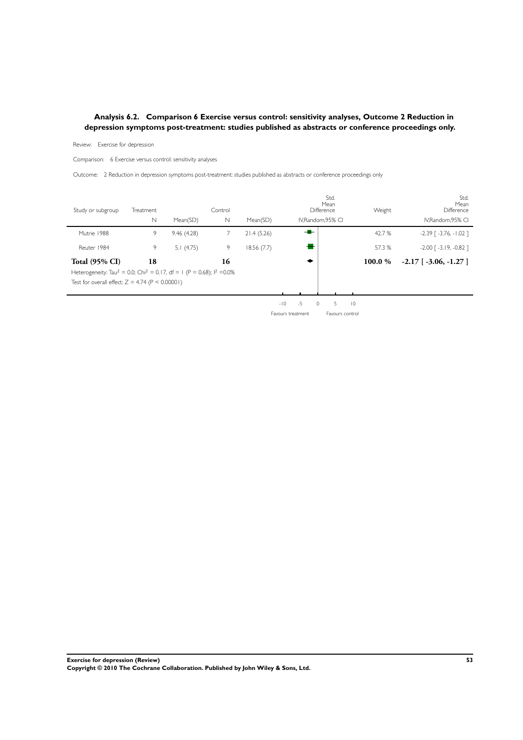### Analysis 6.2. Comparison 6 Exercise versus control: sensitivity analyses, Outcome 2 Reduction in depression symptoms post-treatment: studies published as abstracts or conference proceedings only.

Review: Exercise for depression

Comparison: 6 Exercise versus control: sensitivity analyses

Outcome: 2 Reduction in depression symptoms post-treatment: studies published as abstracts or conference proceedings only

| Study or subgroup | Treatment N | Mean(SD) | Control N | Mean(SD) | Std. Mean Difference IV,Random,95% CI | Weight | Std. Mean Difference IV,Random,95% CI |
|---|---|---|---|---|---|---|---|
| Mutrie 1988 | 9 | 9.46 (4.28) | 7 | 21.4 (5.26) | | 42.7 % | -2.39 [ -3.76, -1.02 ] |
| Reuter 1984 | 9 | 5.1 (4.75) | 9 | 18.56 (7.7) | | 57.3 % | -2.00 [ -3.19, -0.82 ] |
| **Total (95% CI)** | **18** | | **16** | | | **100.0 %** | **-2.17 [ -3.06, -1.27 ]** |

Heterogeneity: $Tau^2 = 0.0$; $Chi^2 = 0.17$, $df = 1$ ($P = 0.68$); $I^2 = 0.0\%$

Test for overall effect: $Z = 4.74$ ($P < 0.00001$)

-10 -5 0 5 10

Favours treatment Favours control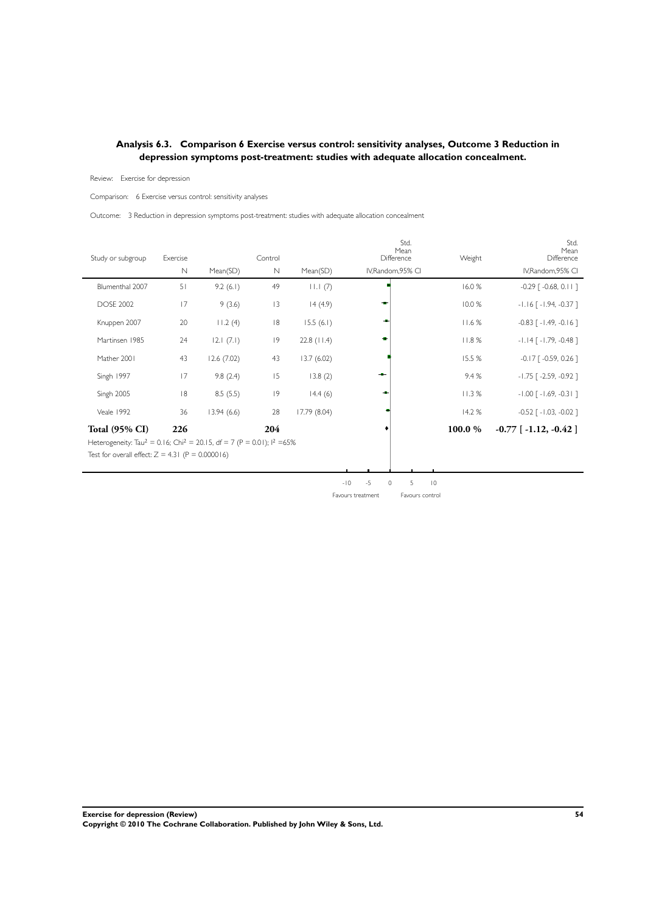## Analysis 6.3. Comparison 6 Exercise versus control: sensitivity analyses, Outcome 3 Reduction in depression symptoms post-treatment: studies with adequate allocation concealment.

Review: Exercise for depression

Comparison: 6 Exercise versus control: sensitivity analyses

Outcome: 3 Reduction in depression symptoms post-treatment: studies with adequate allocation concealment

| Study or subgroup | Exercise N | Exercise Mean(SD) | Control N | Control Mean(SD) | Std. Mean Difference IV,Random,95% CI | Weight | Std. Mean Difference IV,Random,95% CI |
|---|---|---|---|---|---|---|---|
| Blumenthal 2007 | 51 | 9.2 (6.1) | 49 | 11.1 (7) | | 16.0 % | -0.29 [ -0.68, 0.11 ] |
| DOSE 2002 | 17 | 9 (3.6) | 13 | 14 (4.9) | | 10.0 % | -1.16 [ -1.94, -0.37 ] |
| Knuppen 2007 | 20 | 11.2 (4) | 18 | 15.5 (6.1) | | 11.6 % | -0.83 [ -1.49, -0.16 ] |
| Martinsen 1985 | 24 | 12.1 (7.1) | 19 | 22.8 (11.4) | | 11.8 % | -1.14 [ -1.79, -0.48 ] |
| Mather 2001 | 43 | 12.6 (7.02) | 43 | 13.7 (6.02) | | 15.5 % | -0.17 [ -0.59, 0.26 ] |
| Singh 1997 | 17 | 9.8 (2.4) | 15 | 13.8 (2) | | 9.4 % | -1.75 [ -2.59, -0.92 ] |
| Singh 2005 | 18 | 8.5 (5.5) | 19 | 14.4 (6) | | 11.3 % | -1.00 [ -1.69, -0.31 ] |
| Veale 1992 | 36 | 13.94 (6.6) | 28 | 17.79 (8.04) | | 14.2 % | -0.52 [ -1.03, -0.02 ] |
| **Total (95% CI)** | **226** | | **204** | | | **100.0 %** | **-0.77 [ -1.12, -0.42 ]** |

Heterogeneity: $Tau^2 = 0.16$; $Chi^2 = 20.15$, df = 7 (P = 0.01); $I^2 = 65\%$

Test for overall effect: Z = 4.31 (P = 0.000016)

-10 -5 0 5 10

Favours treatment Favours control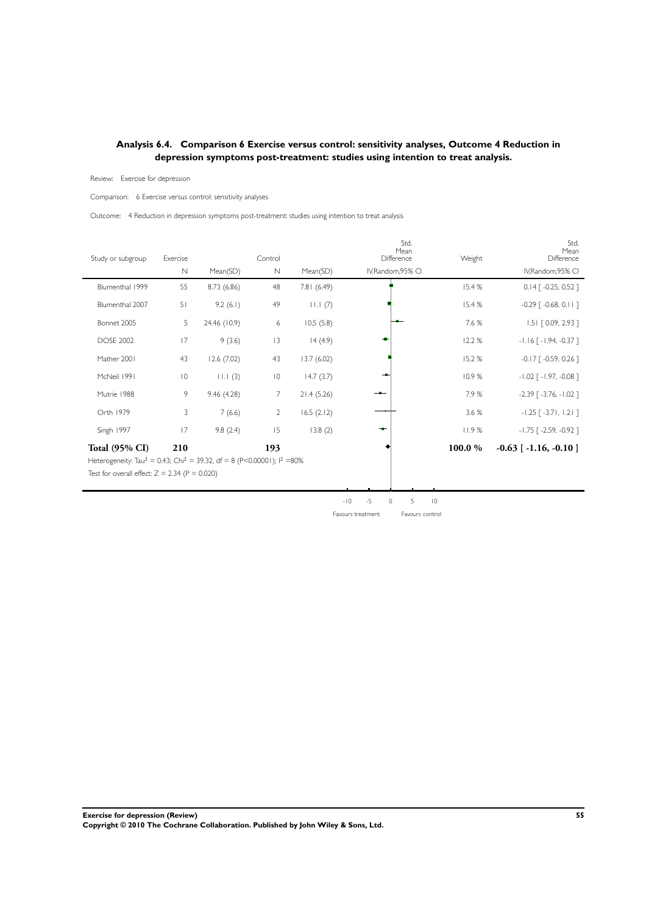## Analysis 6.4. Comparison 6 Exercise versus control: sensitivity analyses, Outcome 4 Reduction in depression symptoms post-treatment: studies using intention to treat analysis.

Review: Exercise for depression

Comparison: 6 Exercise versus control: sensitivity analyses

Outcome: 4 Reduction in depression symptoms post-treatment: studies using intention to treat analysis

| Study or subgroup | Exercise N | Exercise Mean(SD) | Control N | Control Mean(SD) | Std. Mean Difference IV,Random,95% CI | Weight | Std. Mean Difference IV,Random,95% CI |
|---|---|---|---|---|---|---|---|
| Blumenthal 1999 | 55 | 8.73 (6.86) | 48 | 7.81 (6.49) | | 15.4 % | 0.14 [ -0.25, 0.52 ] |
| Blumenthal 2007 | 51 | 9.2 (6.1) | 49 | 11.1 (7) | | 15.4 % | -0.29 [ -0.68, 0.11 ] |
| Bonnet 2005 | 5 | 24.46 (10.9) | 6 | 10.5 (5.8) | | 7.6 % | 1.51 [ 0.09, 2.93 ] |
| DOSE 2002 | 17 | 9 (3.6) | 13 | 14 (4.9) | | 12.2 % | -1.16 [ -1.94, -0.37 ] |
| Mather 2001 | 43 | 12.6 (7.02) | 43 | 13.7 (6.02) | | 15.2 % | -0.17 [ -0.59, 0.26 ] |
| McNeil 1991 | 10 | 11.1 (3) | 10 | 14.7 (3.7) | | 10.9 % | -1.02 [ -1.97, -0.08 ] |
| Mutrie 1988 | 9 | 9.46 (4.28) | 7 | 21.4 (5.26) | | 7.9 % | -2.39 [ -3.76, -1.02 ] |
| Orth 1979 | 3 | 7 (6.6) | 2 | 16.5 (2.12) | | 3.6 % | -1.25 [ -3.71, 1.21 ] |
| Singh 1997 | 17 | 9.8 (2.4) | 15 | 13.8 (2) | | 11.9 % | -1.75 [ -2.59, -0.92 ] |
| **Total (95% CI)** | **210** | | **193** | | | **100.0 %** | **-0.63 [ -1.16, -0.10 ]** |

Heterogeneity: $Tau^2 = 0.43$; $Chi^2 = 39.32$, $df = 8$ ($P<0.00001$); $I^2 = 80\%$

Test for overall effect: $Z = 2.34$ ($P = 0.020$)

-10 -5 0 5 10

Favours treatment Favours control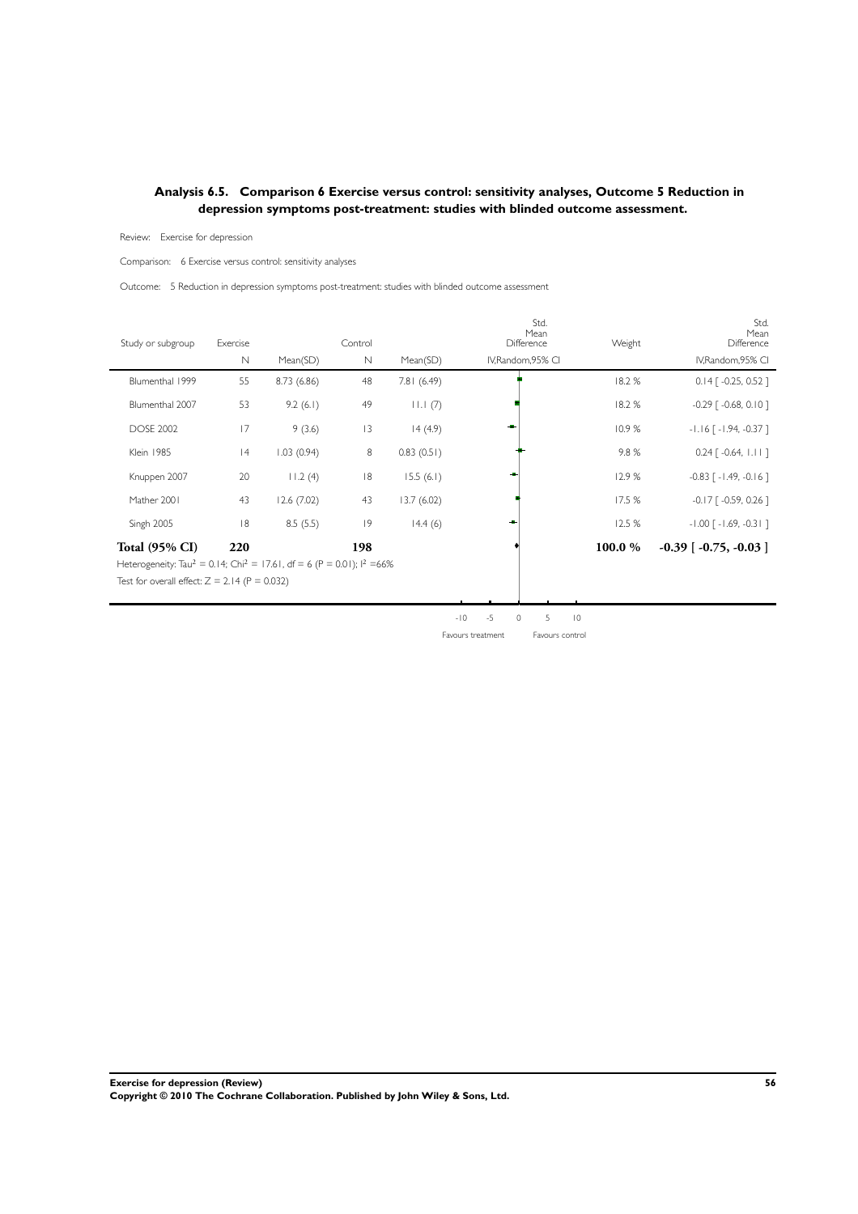## Analysis 6.5. Comparison 6 Exercise versus control: sensitivity analyses, Outcome 5 Reduction in depression symptoms post-treatment: studies with blinded outcome assessment.

Review: Exercise for depression

Comparison: 6 Exercise versus control: sensitivity analyses

Outcome: 5 Reduction in depression symptoms post-treatment: studies with blinded outcome assessment

| Study or subgroup | Exercise N | Exercise Mean(SD) | Control N | Control Mean(SD) | Std. Mean Difference IV,Random,95% CI | Weight | Std. Mean Difference IV,Random,95% CI |
|---|---|---|---|---|---|---|---|
| Blumenthal 1999 | 55 | 8.73 (6.86) | 48 | 7.81 (6.49) | | 18.2 % | 0.14 [ -0.25, 0.52 ] |
| Blumenthal 2007 | 53 | 9.2 (6.1) | 49 | 11.1 (7) | | 18.2 % | -0.29 [ -0.68, 0.10 ] |
| DOSE 2002 | 17 | 9 (3.6) | 13 | 14 (4.9) | | 10.9 % | -1.16 [ -1.94, -0.37 ] |
| Klein 1985 | 14 | 1.03 (0.94) | 8 | 0.83 (0.51) | | 9.8 % | 0.24 [ -0.64, 1.11 ] |
| Knuppen 2007 | 20 | 11.2 (4) | 18 | 15.5 (6.1) | | 12.9 % | -0.83 [ -1.49, -0.16 ] |
| Mather 2001 | 43 | 12.6 (7.02) | 43 | 13.7 (6.02) | | 17.5 % | -0.17 [ -0.59, 0.26 ] |
| Singh 2005 | 18 | 8.5 (5.5) | 19 | 14.4 (6) | | 12.5 % | -1.00 [ -1.69, -0.31 ] |
| **Total (95% CI)** | **220** | | **198** | | | **100.0 %** | **-0.39 [ -0.75, -0.03 ]** |

Heterogeneity: $Tau^2 = 0.14$; $Chi^2 = 17.61$, df = 6 (P = 0.01); $I^2 = 66\%$

Test for overall effect: Z = 2.14 (P = 0.032)

-10 -5 0 5 10

Favours treatment Favours control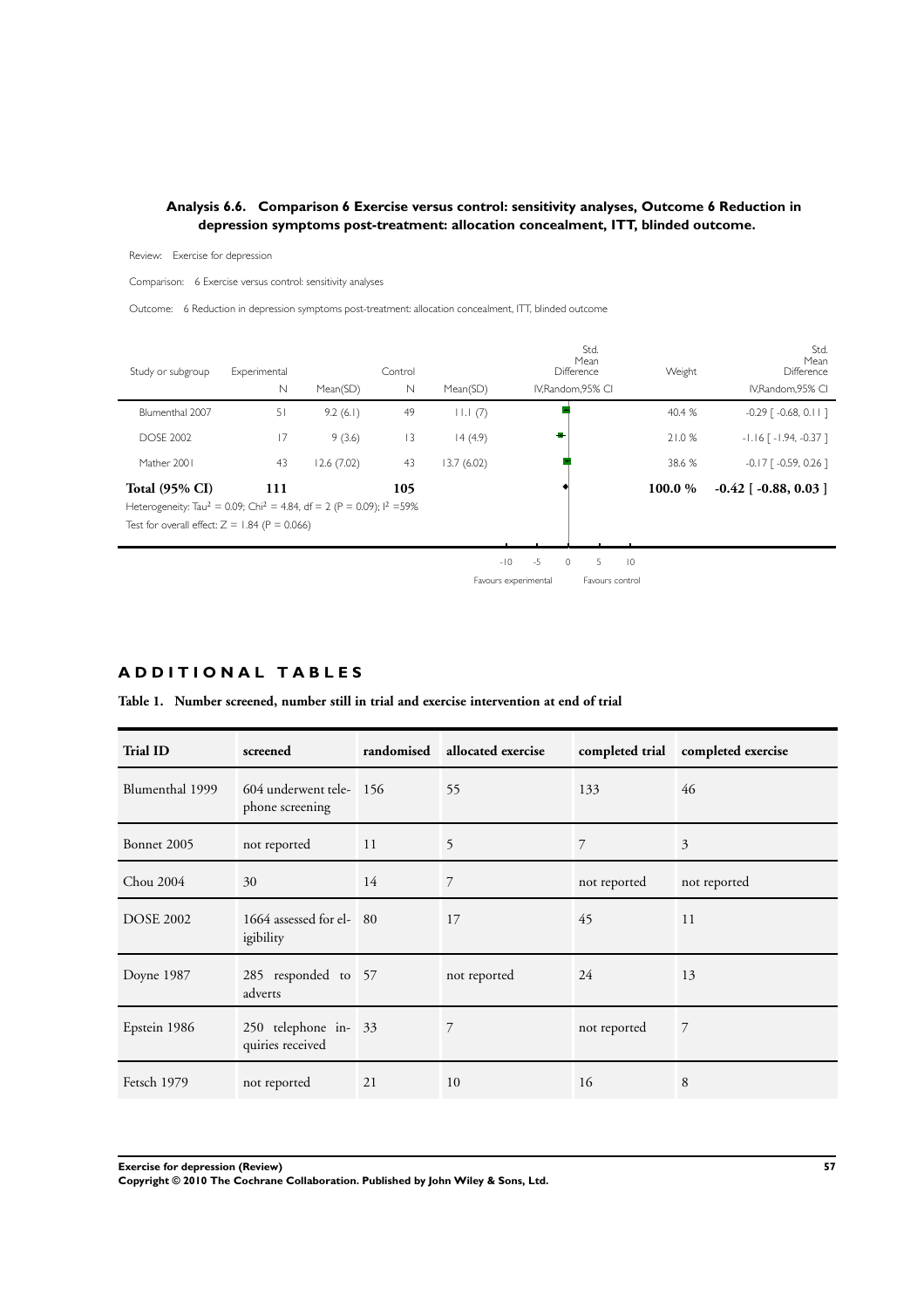### Analysis 6.6. Comparison 6 Exercise versus control: sensitivity analyses, Outcome 6 Reduction in depression symptoms post-treatment: allocation concealment, ITT, blinded outcome.

Review: Exercise for depression

Comparison: 6 Exercise versus control: sensitivity analyses

Outcome: 6 Reduction in depression symptoms post-treatment: allocation concealment, ITT, blinded outcome

| Study or subgroup | Experimental N | Mean(SD) | Control N | Mean(SD) | Std. Mean Difference IV,Random,95% CI | Weight | Std. Mean Difference IV,Random,95% CI |
|---|---|---|---|---|---|---|---|
| Blumenthal 2007 | 51 | 9.2 (6.1) | 49 | 11.1 (7) | | 40.4 % | -0.29 [ -0.68, 0.11 ] |
| DOSE 2002 | 17 | 9 (3.6) | 13 | 14 (4.9) | | 21.0 % | -1.16 [ -1.94, -0.37 ] |
| Mather 2001 | 43 | 12.6 (7.02) | 43 | 13.7 (6.02) | | 38.6 % | -0.17 [ -0.59, 0.26 ] |
| **Total (95% CI)** | **111** | | **105** | | | **100.0 %** | **-0.42 [ -0.88, 0.03 ]** |

Heterogeneity: $Tau^2 = 0.09$; $Chi^2 = 4.84$, $df = 2$ ($P = 0.09$); $I^2 = 59\%$

Test for overall effect: $Z = 1.84$ ($P = 0.066$)

-10 -5 0 5 10

Favours experimental Favours control

## ADDITIONAL TABLES

**Table 1. Number screened, number still in trial and exercise intervention at end of trial**

| Trial ID | screened | randomised | allocated exercise | completed trial | completed exercise |
|---|---|---|---|---|---|
| Blumenthal 1999 | 604 underwent telephone screening | 156 | 55 | 133 | 46 |
| Bonnet 2005 | not reported | 11 | 5 | 7 | 3 |
| Chou 2004 | 30 | 14 | 7 | not reported | not reported |
| DOSE 2002 | 1664 assessed for eligibility | 80 | 17 | 45 | 11 |
| Doyne 1987 | 285 responded to adverts | 57 | not reported | 24 | 13 |
| Epstein 1986 | 250 telephone inquiries received | 33 | 7 | not reported | 7 |
| Fetsch 1979 | not reported | 21 | 10 | 16 | 8 |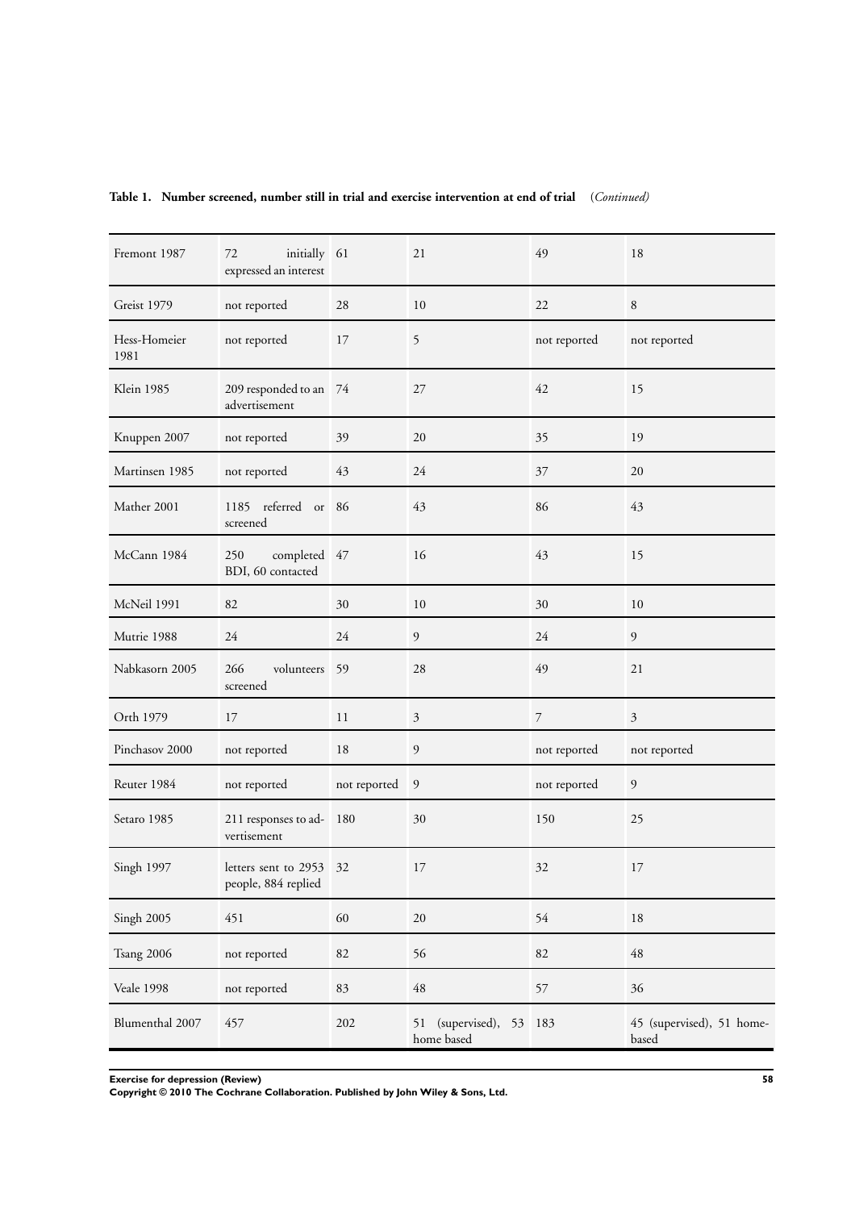**Table 1. Number screened, number still in trial and exercise intervention at end of trial** *(Continued)*

| | | | | | |
|---|---|---|---|---|---|
| Fremont 1987 | 72 initially expressed an interest | 61 | 21 | 49 | 18 |
| Greist 1979 | not reported | 28 | 10 | 22 | 8 |
| Hess-Homeier 1981 | not reported | 17 | 5 | not reported | not reported |
| Klein 1985 | 209 responded to an advertisement | 74 | 27 | 42 | 15 |
| Knuppen 2007 | not reported | 39 | 20 | 35 | 19 |
| Martinsen 1985 | not reported | 43 | 24 | 37 | 20 |
| Mather 2001 | 1185 referred or screened | 86 | 43 | 86 | 43 |
| McCann 1984 | 250 completed BDI, 60 contacted | 47 | 16 | 43 | 15 |
| McNeil 1991 | 82 | 30 | 10 | 30 | 10 |
| Mutrie 1988 | 24 | 24 | 9 | 24 | 9 |
| Nabkasorn 2005 | 266 volunteers screened | 59 | 28 | 49 | 21 |
| Orth 1979 | 17 | 11 | 3 | 7 | 3 |
| Pinchasov 2000 | not reported | 18 | 9 | not reported | not reported |
| Reuter 1984 | not reported | not reported | 9 | not reported | 9 |
| Setaro 1985 | 211 responses to advertisement | 180 | 30 | 150 | 25 |
| Singh 1997 | letters sent to 2953 people, 884 replied | 32 | 17 | 32 | 17 |
| Singh 2005 | 451 | 60 | 20 | 54 | 18 |
| Tsang 2006 | not reported | 82 | 56 | 82 | 48 |
| Veale 1998 | not reported | 83 | 48 | 57 | 36 |
| Blumenthal 2007 | 457 | 202 | 51 (supervised), 53 home based | 183 | 45 (supervised), 51 home-based |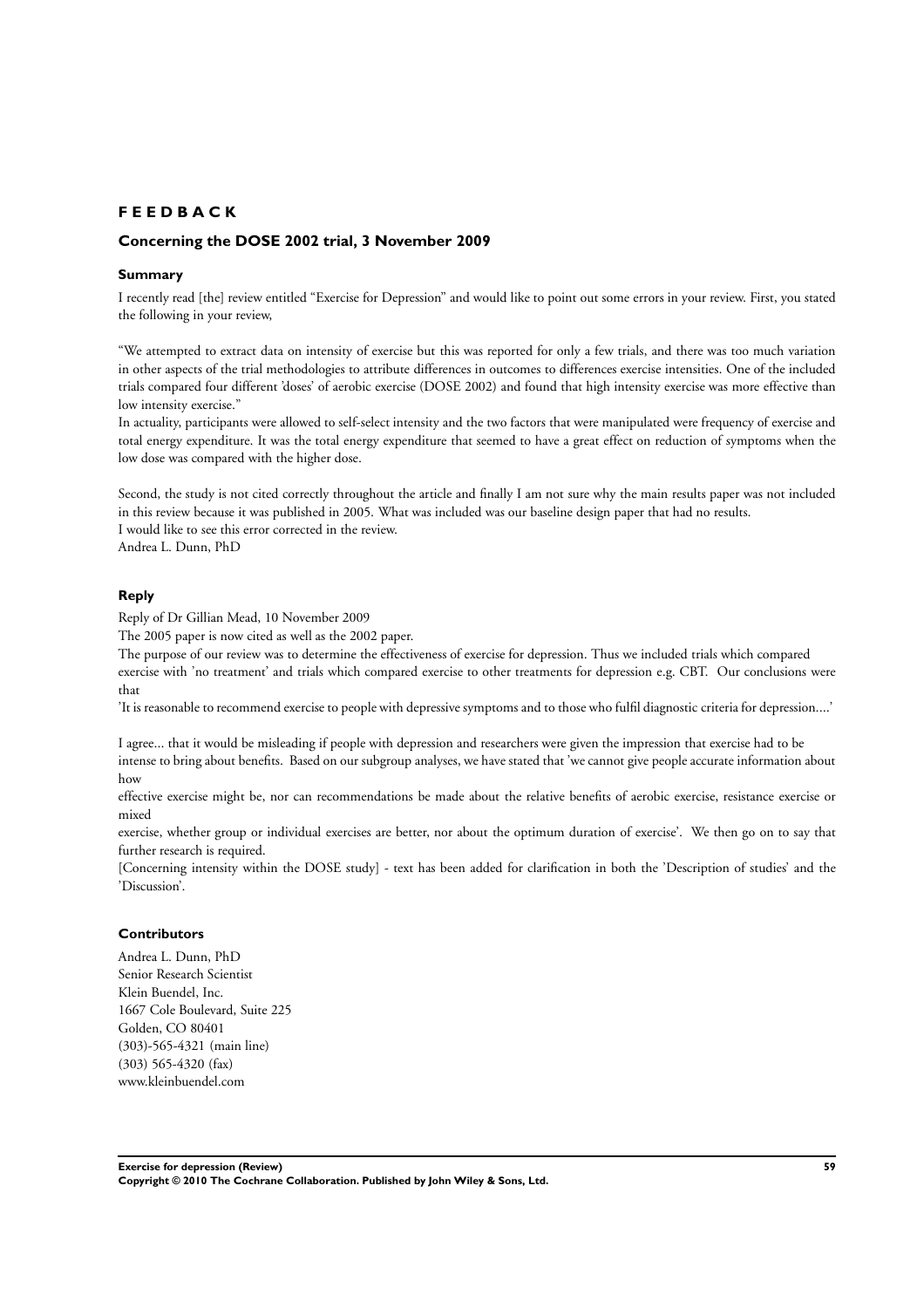# FEEDBACK

## Concerning the DOSE 2002 trial, 3 November 2009

### Summary

I recently read [the] review entitled "Exercise for Depression" and would like to point out some errors in your review. First, you stated the following in your review,

"We attempted to extract data on intensity of exercise but this was reported for only a few trials, and there was too much variation in other aspects of the trial methodologies to attribute differences in outcomes to differences exercise intensities. One of the included trials compared four different 'doses' of aerobic exercise (DOSE 2002) and found that high intensity exercise was more effective than low intensity exercise."

In actuality, participants were allowed to self-select intensity and the two factors that were manipulated were frequency of exercise and total energy expenditure. It was the total energy expenditure that seemed to have a great effect on reduction of symptoms when the low dose was compared with the higher dose.

Second, the study is not cited correctly throughout the article and finally I am not sure why the main results paper was not included in this review because it was published in 2005. What was included was our baseline design paper that had no results.

I would like to see this error corrected in the review.

Andrea L. Dunn, PhD

### Reply

Reply of Dr Gillian Mead, 10 November 2009

The 2005 paper is now cited as well as the 2002 paper.

The purpose of our review was to determine the effectiveness of exercise for depression. Thus we included trials which compared exercise with 'no treatment' and trials which compared exercise to other treatments for depression e.g. CBT. Our conclusions were that

'It is reasonable to recommend exercise to people with depressive symptoms and to those who fulfil diagnostic criteria for depression....'

I agree... that it would be misleading if people with depression and researchers were given the impression that exercise had to be intense to bring about benefits. Based on our subgroup analyses, we have stated that 'we cannot give people accurate information about how effective exercise might be, nor can recommendations be made about the relative benefits of aerobic exercise, resistance exercise or mixed exercise, whether group or individual exercises are better, nor about the optimum duration of exercise'. We then go on to say that further research is required.

[Concerning intensity within the DOSE study] - text has been added for clarification in both the 'Description of studies' and the 'Discussion'.

### Contributors

Andrea L. Dunn, PhD
Senior Research Scientist
Klein Buendel, Inc.
1667 Cole Boulevard, Suite 225
Golden, CO 80401
(303)-565-4321 (main line)
(303) 565-4320 (fax)
www.kleinbuendel.com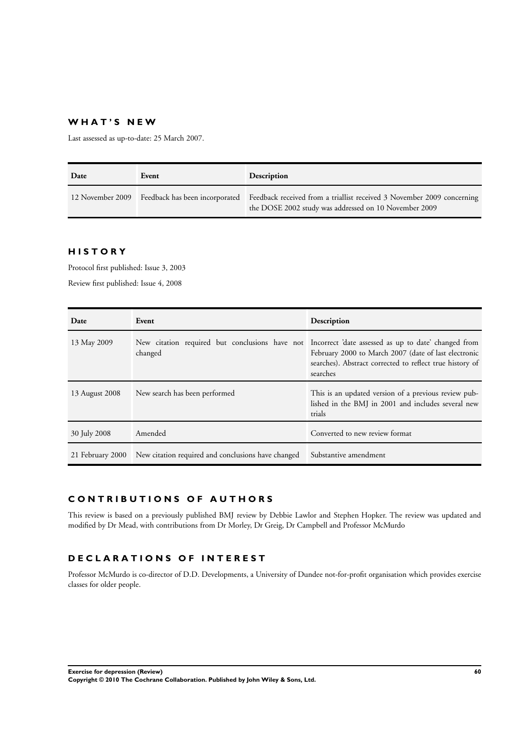## WHAT'S NEW

Last assessed as up-to-date: 25 March 2007.

| Date | Event | Description |
|---|---|---|
| 12 November 2009 | Feedback has been incorporated | Feedback received from a triallist received 3 November 2009 concerning the DOSE 2002 study was addressed on 10 November 2009 |

## HISTORY

Protocol first published: Issue 3, 2003

Review first published: Issue 4, 2008

| Date | Event | Description |
|---|---|---|
| 13 May 2009 | New citation required but conclusions have not changed | Incorrect 'date assessed as up to date' changed from February 2000 to March 2007 (date of last electronic searches). Abstract corrected to reflect true history of searches |
| 13 August 2008 | New search has been performed | This is an updated version of a previous review published in the BMJ in 2001 and includes several new trials |
| 30 July 2008 | Amended | Converted to new review format |
| 21 February 2000 | New citation required and conclusions have changed | Substantive amendment |

## CONTRIBUTIONS OF AUTHORS

This review is based on a previously published BMJ review by Debbie Lawlor and Stephen Hopker. The review was updated and modified by Dr Mead, with contributions from Dr Morley, Dr Greig, Dr Campbell and Professor McMurdo

## DECLARATIONS OF INTEREST

Professor McMurdo is co-director of D.D. Developments, a University of Dundee not-for-profit organisation which provides exercise classes for older people.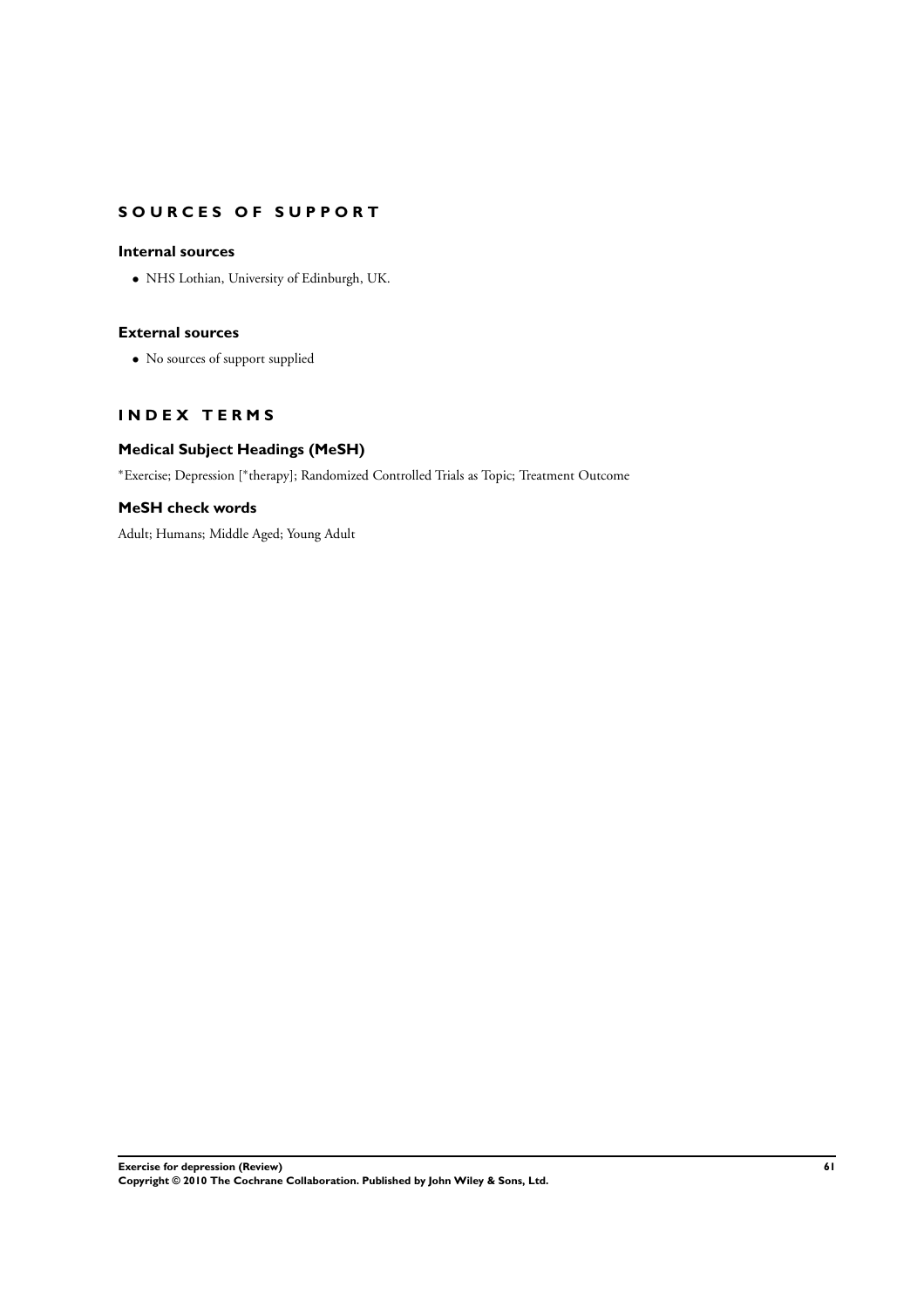# SOURCES OF SUPPORT

## Internal sources

- NHS Lothian, University of Edinburgh, UK.

## External sources

- No sources of support supplied

# INDEX TERMS

## Medical Subject Headings (MeSH)

*Exercise; Depression [*therapy]; Randomized Controlled Trials as Topic; Treatment Outcome

## MeSH check words

Adult; Humans; Middle Aged; Young Adult